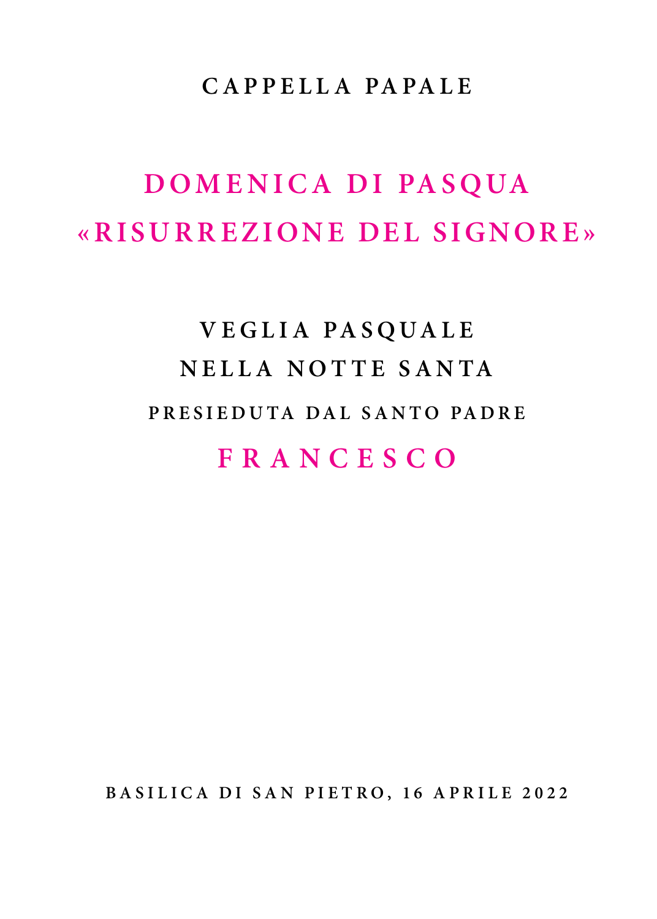**CAPPELLA PAPALE**

# DOMENICA DI PASQUA «RISURREZIONE DEL SIGNORE»

## VEGLIA PASQUALE NELLA NOTTE SANTA

**PRESIEDUTA DAL SANTO PADRE**

## FRANCESCO

**BASILICA DI SAN PIETRO, 16 APRILE 2022**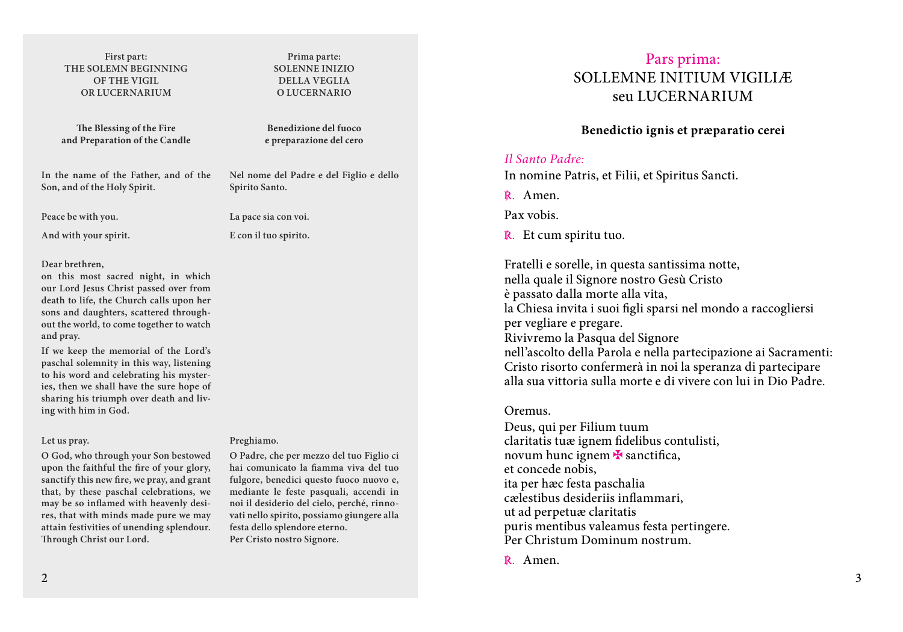First part:
THE SOLEMN BEGINNING
OF THE VIGIL
OR LUCERNARIUM

**The Blessing of the Fire and Preparation of the Candle**

**In the name of the Father, and of the Son, and of the Holy Spirit.**

**Peace be with you.**

**And with your spirit.**

**Dear brethren,**
**on this most sacred night, in which our Lord Jesus Christ passed over from death to life, the Church calls upon her sons and daughters, scattered throughout the world, to come together to watch and pray.**

**If we keep the memorial of the Lord's paschal solemnity in this way, listening to his word and celebrating his mysteries, then we shall have the sure hope of sharing his triumph over death and living with him in God.**

**Let us pray.**

**O God, who through your Son bestowed upon the faithful the fire of your glory, sanctify this new fire, we pray, and grant that, by these paschal celebrations, we may be so inflamed with heavenly desires, that with minds made pure we may attain festivities of unending splendour. Through Christ our Lord.**

Prima parte:
SOLENNE INIZIO
DELLA VEGLIA
O LUCERNARIO

**Benedizione del fuoco e preparazione del cero**

**Nel nome del Padre e del Figlio e dello Spirito Santo.**

**La pace sia con voi.**

**E con il tuo spirito.**

**Preghiamo.**

**O Padre, che per mezzo del tuo Figlio ci hai comunicato la fiamma viva del tuo fulgore, benedici questo fuoco nuovo e, mediante le feste pasquali, accendi in noi il desiderio del cielo, perché, rinnovati nello spirito, possiamo giungere alla festa dello splendore eterno.**
**Per Cristo nostro Signore.**

## Pars prima:
## SOLLEMNE INITIUM VIGILIÆ seu LUCERNARIUM

### Benedictio ignis et præparatio cerei

*Il Santo Padre:*
In nomine Patris, et Filii, et Spiritus Sancti.

℟. Amen.

Pax vobis.

℟. Et cum spiritu tuo.

Fratelli e sorelle, in questa santissima notte,
nella quale il Signore nostro Gesù Cristo
è passato dalla morte alla vita,
la Chiesa invita i suoi figli sparsi nel mondo a raccogliersi
per vegliare e pregare.
Rivivremo la Pasqua del Signore
nell'ascolto della Parola e nella partecipazione ai Sacramenti:
Cristo risorto confermerà in noi la speranza di partecipare
alla sua vittoria sulla morte e di vivere con lui in Dio Padre.

Oremus.
Deus, qui per Filium tuum
claritatis tuæ ignem fidelibus contulisti,
novum hunc ignem ✠ sanctifica,
et concede nobis,
ita per hæc festa paschalia
cælestibus desideriis inflammari,
ut ad perpetuæ claritatis
puris mentibus valeamus festa pertingere.
Per Christum Dominum nostrum.

℟. Amen.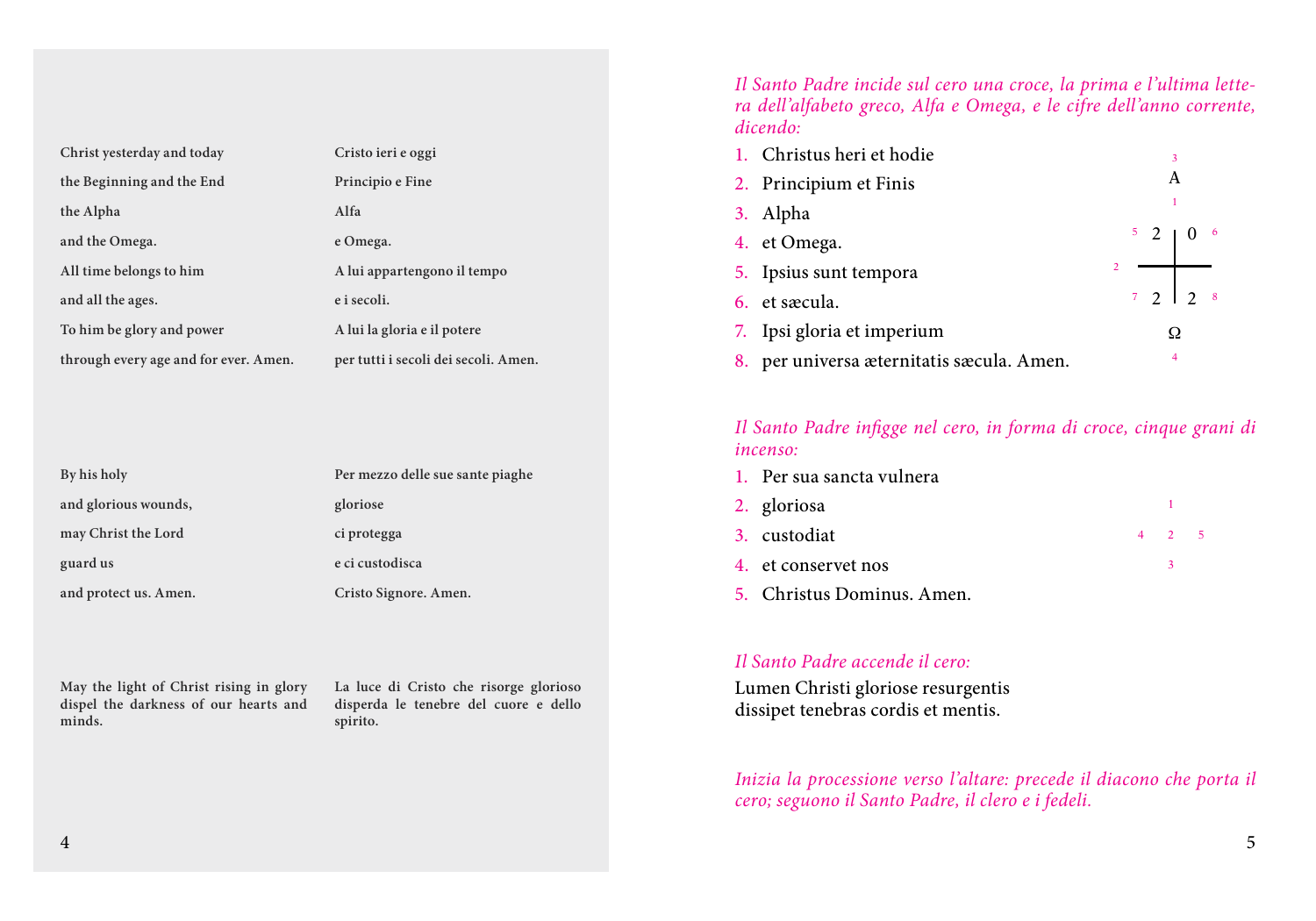Christ yesterday and today
the Beginning and the End
the Alpha
and the Omega.
All time belongs to him
and all the ages.
To him be glory and power
through every age and for ever. Amen.

Cristo ieri e oggi
Principio e Fine
Alfa
e Omega.
A lui appartengono il tempo
e i secoli.
A lui la gloria e il potere
per tutti i secoli dei secoli. Amen.

By his holy
and glorious wounds,
may Christ the Lord
guard us
and protect us. Amen.

Per mezzo delle sue sante piaghe
gloriose
ci protegga
e ci custodisca
Cristo Signore. Amen.

May the light of Christ rising in glory dispel the darkness of our hearts and minds.

La luce di Cristo che risorge glorioso disperda le tenebre del cuore e dello spirito.

*Il Santo Padre incide sul cero una croce, la prima e l'ultima lettera dell'alfabeto greco, Alfa e Omega, e le cifre dell'anno corrente, dicendo:*

1. Christus heri et hodie
2. Principium et Finis
3. Alpha
4. et Omega.
5. Ipsius sunt tempora
6. et sæcula.
7. Ipsi gloria et imperium
8. per universa æternitatis sæcula. Amen.

*Il Santo Padre infigge nel cero, in forma di croce, cinque grani di incenso:*

1. Per sua sancta vulnera
2. gloriosa
3. custodiat
4. et conservet nos
5. Christus Dominus. Amen.

*Il Santo Padre accende il cero:*

Lumen Christi gloriose resurgentis
dissipet tenebras cordis et mentis.

*Inizia la processione verso l'altare: precede il diacono che porta il cero; seguono il Santo Padre, il clero e i fedeli.*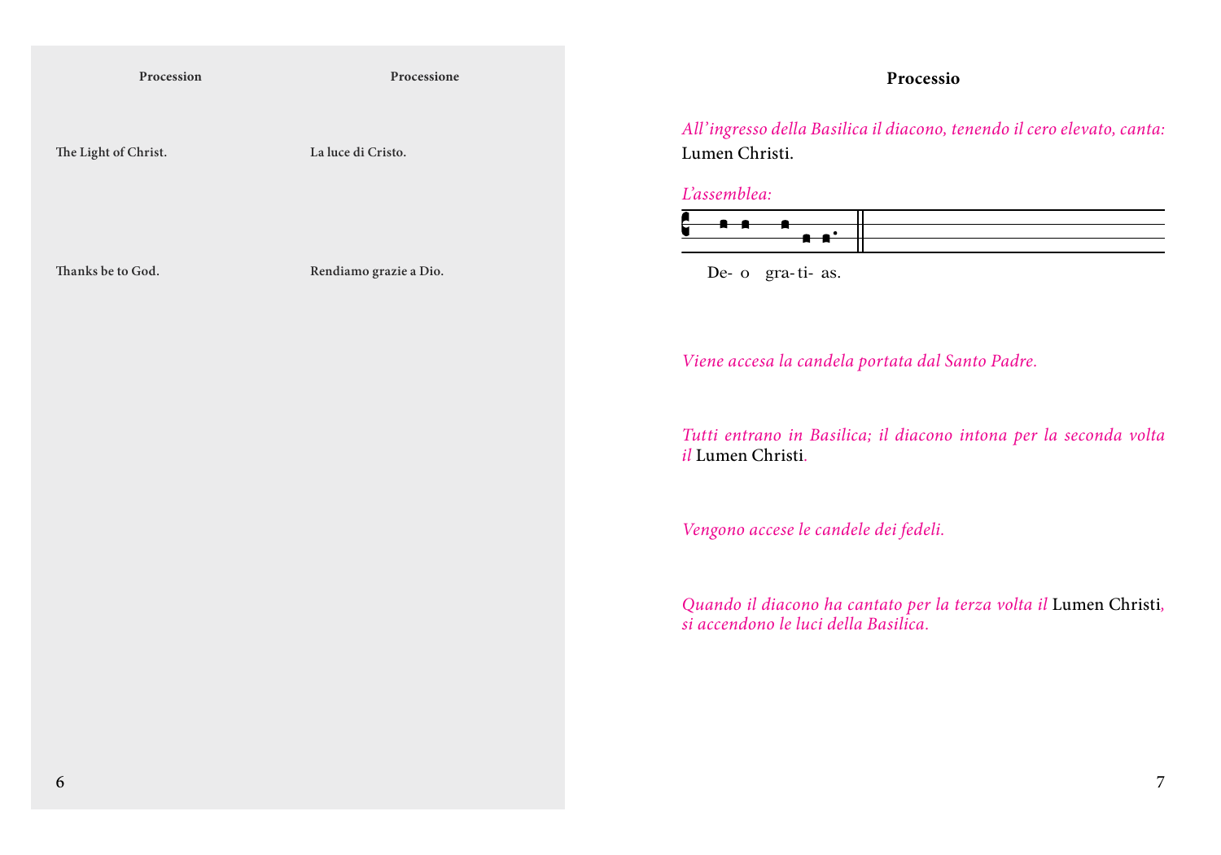**Procession**

**Processione**

**The Light of Christ.**

**La luce di Cristo.**

**Thanks be to God.**

**Rendiamo grazie a Dio.**

## Processio

*All'ingresso della Basilica il diacono, tenendo il cero elevato, canta:*
Lumen Christi.

*L'assemblea:*

De- o gra- ti- as.

*Viene accesa la candela portata dal Santo Padre.*

*Tutti entrano in Basilica; il diacono intona per la seconda volta il* Lumen Christi.

*Vengono accese le candele dei fedeli.*

*Quando il diacono ha cantato per la terza volta il* Lumen Christi, *si accendono le luci della Basilica.*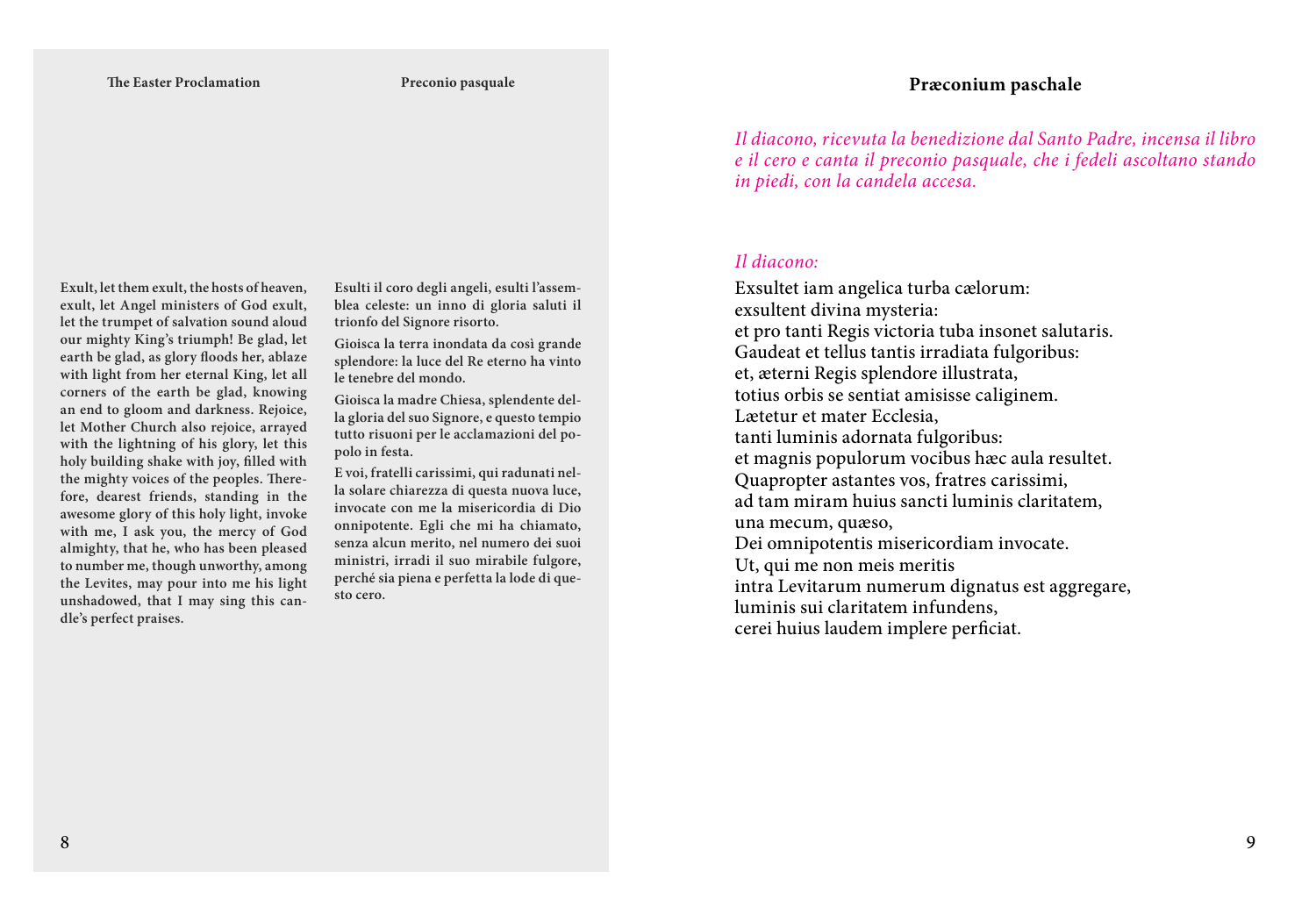**The Easter Proclamation**

Exult, let them exult, the hosts of heaven, exult, let Angel ministers of God exult, let the trumpet of salvation sound aloud our mighty King's triumph! Be glad, let earth be glad, as glory floods her, ablaze with light from her eternal King, let all corners of the earth be glad, knowing an end to gloom and darkness. Rejoice, let Mother Church also rejoice, arrayed with the lightning of his glory, let this holy building shake with joy, filled with the mighty voices of the peoples. Therefore, dearest friends, standing in the awesome glory of this holy light, invoke with me, I ask you, the mercy of God almighty, that he, who has been pleased to number me, though unworthy, among the Levites, may pour into me his light unshadowed, that I may sing this candle's perfect praises.

**Preconio pasquale**

Esulti il coro degli angeli, esulti l'assemblea celeste: un inno di gloria saluti il trionfo del Signore risorto.

Gioisca la terra inondata da così grande splendore: la luce del Re eterno ha vinto le tenebre del mondo.

Gioisca la madre Chiesa, splendente della gloria del suo Signore, e questo tempio tutto risuoni per le acclamazioni del popolo in festa.

E voi, fratelli carissimi, qui radunati nella solare chiarezza di questa nuova luce, invocate con me la misericordia di Dio onnipotente. Egli che mi ha chiamato, senza alcun merito, nel numero dei suoi ministri, irradi il suo mirabile fulgore, perché sia piena e perfetta la lode di questo cero.

## Præconium paschale

*Il diacono, ricevuta la benedizione dal Santo Padre, incensa il libro e il cero e canta il preconio pasquale, che i fedeli ascoltano stando in piedi, con la candela accesa.*

*Il diacono:*

Exsultet iam angelica turba cælorum:
exsultent divina mysteria:
et pro tanti Regis victoria tuba insonet salutaris.
Gaudeat et tellus tantis irradiata fulgoribus:
et, æterni Regis splendore illustrata,
totius orbis se sentiat amisisse caliginem.
Lætetur et mater Ecclesia,
tanti luminis adornata fulgoribus:
et magnis populorum vocibus hæc aula resultet.
Quapropter astantes vos, fratres carissimi,
ad tam miram huius sancti luminis claritatem,
una mecum, quæso,
Dei omnipotentis misericordiam invocate.
Ut, qui me non meis meritis
intra Levitarum numerum dignatus est aggregare,
luminis sui claritatem infundens,
cerei huius laudem implere perficiat.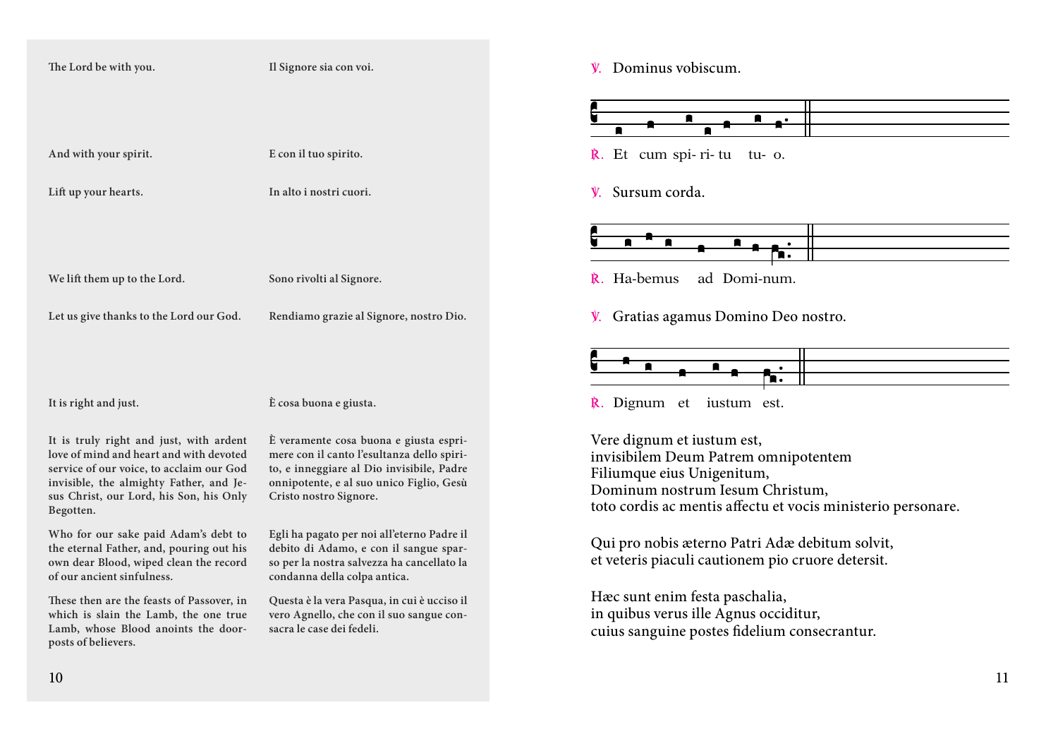The Lord be with you. | Il Signore sia con voi.

And with your spirit. | E con il tuo spirito.

Lift up your hearts. | In alto i nostri cuori.

We lift them up to the Lord. | Sono rivolti al Signore.

Let us give thanks to the Lord our God. | Rendiamo grazie al Signore, nostro Dio.

It is right and just. | È cosa buona e giusta.

It is truly right and just, with ardent love of mind and heart and with devoted service of our voice, to acclaim our God invisible, the almighty Father, and Jesus Christ, our Lord, his Son, his Only Begotten.

È veramente cosa buona e giusta esprimere con il canto l'esultanza dello spirito, e inneggiare al Dio invisibile, Padre onnipotente, e al suo unico Figlio, Gesù Cristo nostro Signore.

Who for our sake paid Adam's debt to the eternal Father, and, pouring out his own dear Blood, wiped clean the record of our ancient sinfulness.

Egli ha pagato per noi all'eterno Padre il debito di Adamo, e con il sangue sparso per la nostra salvezza ha cancellato la condanna della colpa antica.

These then are the feasts of Passover, in which is slain the Lamb, the one true Lamb, whose Blood anoints the doorposts of believers.

Questa è la vera Pasqua, in cui è ucciso il vero Agnello, che con il suo sangue consacra le case dei fedeli.

℣. Dominus vobiscum.

℟. Et cum spi- ri- tu tu- o.

℣. Sursum corda.

℟. Ha-bemus ad Domi-num.

℣. Gratias agamus Domino Deo nostro.

℟. Dignum et iustum est.

Vere dignum et iustum est,
invisibilem Deum Patrem omnipotentem
Filiumque eius Unigenitum,
Dominum nostrum Iesum Christum,
toto cordis ac mentis affectu et vocis ministerio personare.

Qui pro nobis æterno Patri Adæ debitum solvit,
et veteris piaculi cautionem pio cruore detersit.

Hæc sunt enim festa paschalia,
in quibus verus ille Agnus occiditur,
cuius sanguine postes fidelium consecrantur.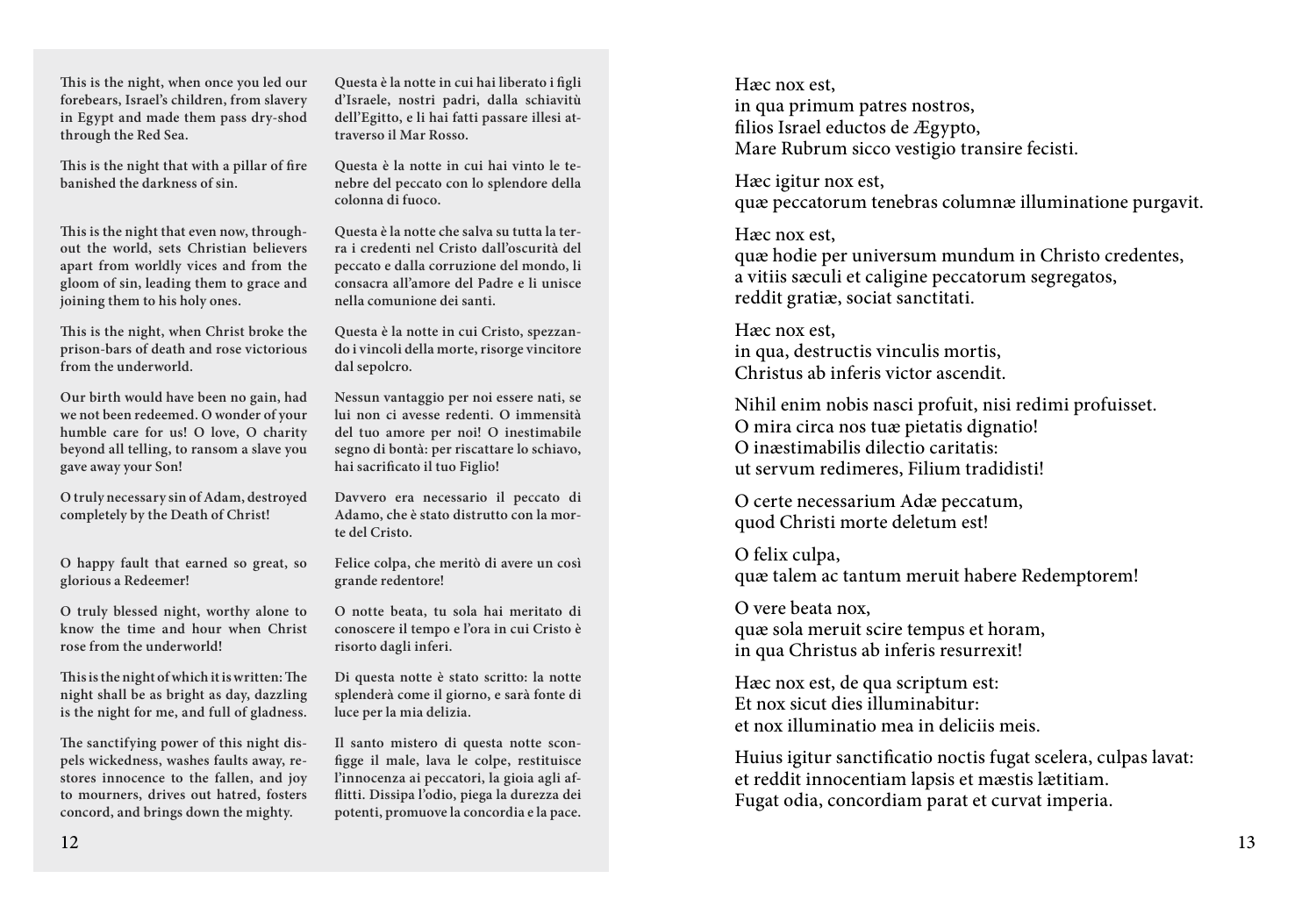This is the night, when once you led our forebears, Israel's children, from slavery in Egypt and made them pass dry-shod through the Red Sea.

This is the night that with a pillar of fire banished the darkness of sin.

This is the night that even now, throughout the world, sets Christian believers apart from worldly vices and from the gloom of sin, leading them to grace and joining them to his holy ones.

This is the night, when Christ broke the prison-bars of death and rose victorious from the underworld.

Our birth would have been no gain, had we not been redeemed. O wonder of your humble care for us! O love, O charity beyond all telling, to ransom a slave you gave away your Son!

O truly necessary sin of Adam, destroyed completely by the Death of Christ!

O happy fault that earned so great, so glorious a Redeemer!

O truly blessed night, worthy alone to know the time and hour when Christ rose from the underworld!

This is the night of which it is written: The night shall be as bright as day, dazzling is the night for me, and full of gladness.

The sanctifying power of this night dispels wickedness, washes faults away, restores innocence to the fallen, and joy to mourners, drives out hatred, fosters concord, and brings down the mighty.

Questa è la notte in cui hai liberato i figli d'Israele, nostri padri, dalla schiavitù dell'Egitto, e li hai fatti passare illesi attraverso il Mar Rosso.

Questa è la notte in cui hai vinto le tenebre del peccato con lo splendore della colonna di fuoco.

Questa è la notte che salva su tutta la terra i credenti nel Cristo dall'oscurità del peccato e dalla corruzione del mondo, li consacra all'amore del Padre e li unisce nella comunione dei santi.

Questa è la notte in cui Cristo, spezzando i vincoli della morte, risorge vincitore dal sepolcro.

Nessun vantaggio per noi essere nati, se lui non ci avesse redenti. O immensità del tuo amore per noi! O inestimabile segno di bontà: per riscattare lo schiavo, hai sacrificato il tuo Figlio!

Davvero era necessario il peccato di Adamo, che è stato distrutto con la morte del Cristo.

Felice colpa, che meritò di avere un così grande redentore!

O notte beata, tu sola hai meritato di conoscere il tempo e l'ora in cui Cristo è risorto dagli inferi.

Di questa notte è stato scritto: la notte splenderà come il giorno, e sarà fonte di luce per la mia delizia.

Il santo mistero di questa notte sconfigge il male, lava le colpe, restituisce l'innocenza ai peccatori, la gioia agli afflitti. Dissipa l'odio, piega la durezza dei potenti, promuove la concordia e la pace.

Hæc nox est,
in qua primum patres nostros,
filios Israel eductos de Ægypto,
Mare Rubrum sicco vestigio transire fecisti.

Hæc igitur nox est,
quæ peccatorum tenebras columnæ illuminatione purgavit.

Hæc nox est,
quæ hodie per universum mundum in Christo credentes,
a vitiis sæculi et caligine peccatorum segregatos,
reddit gratiæ, sociat sanctitati.

Hæc nox est,
in qua, destructis vinculis mortis,
Christus ab inferis victor ascendit.

Nihil enim nobis nasci profuit, nisi redimi profuisset.
O mira circa nos tuæ pietatis dignatio!
O inæstimabilis dilectio caritatis:
ut servum redimeres, Filium tradidisti!

O certe necessarium Adæ peccatum,
quod Christi morte deletum est!

O felix culpa,
quæ talem ac tantum meruit habere Redemptorem!

O vere beata nox,
quæ sola meruit scire tempus et horam,
in qua Christus ab inferis resurrexit!

Hæc nox est, de qua scriptum est:
Et nox sicut dies illuminabitur:
et nox illuminatio mea in deliciis meis.

Huius igitur sanctificatio noctis fugat scelera, culpas lavat:
et reddit innocentiam lapsis et mæstis lætitiam.
Fugat odia, concordiam parat et curvat imperia.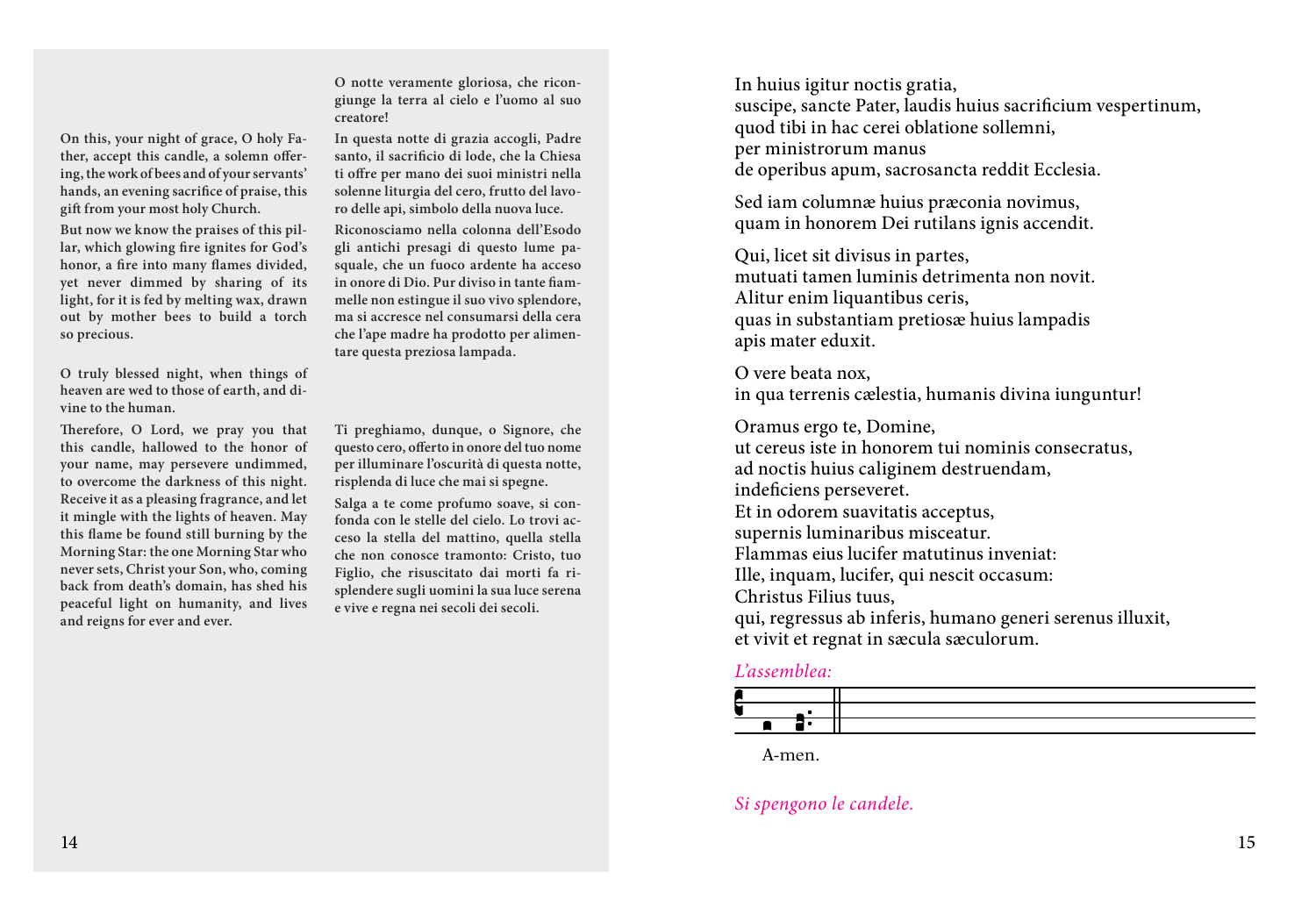On this, your night of grace, O holy Father, accept this candle, a solemn offering, the work of bees and of your servants' hands, an evening sacrifice of praise, this gift from your most holy Church.

But now we know the praises of this pillar, which glowing fire ignites for God's honor, a fire into many flames divided, yet never dimmed by sharing of its light, for it is fed by melting wax, drawn out by mother bees to build a torch so precious.

O truly blessed night, when things of heaven are wed to those of earth, and divine to the human.

Therefore, O Lord, we pray you that this candle, hallowed to the honor of your name, may persevere undimmed, to overcome the darkness of this night. Receive it as a pleasing fragrance, and let it mingle with the lights of heaven. May this flame be found still burning by the Morning Star: the one Morning Star who never sets, Christ your Son, who, coming back from death's domain, has shed his peaceful light on humanity, and lives and reigns for ever and ever.

O notte veramente gloriosa, che ricongiunge la terra al cielo e l'uomo al suo creatore!

In questa notte di grazia accogli, Padre santo, il sacrificio di lode, che la Chiesa ti offre per mano dei suoi ministri nella solenne liturgia del cero, frutto del lavoro delle api, simbolo della nuova luce.

Riconosciamo nella colonna dell'Esodo gli antichi presagi di questo lume pasquale, che un fuoco ardente ha acceso in onore di Dio. Pur diviso in tante fiammelle non estingue il suo vivo splendore, ma si accresce nel consumarsi della cera che l'ape madre ha prodotto per alimentare questa preziosa lampada.

Ti preghiamo, dunque, o Signore, che questo cero, offerto in onore del tuo nome per illuminare l'oscurità di questa notte, risplenda di luce che mai si spegne.

Salga a te come profumo soave, si confonda con le stelle del cielo. Lo trovi acceso la stella del mattino, quella stella che non conosce tramonto: Cristo, tuo Figlio, che risuscitato dai morti fa risplendere sugli uomini la sua luce serena e vive e regna nei secoli dei secoli.

In huius igitur noctis gratia,
suscipe, sancte Pater, laudis huius sacrificium vespertinum,
quod tibi in hac cerei oblatione sollemni,
per ministrorum manus
de operibus apum, sacrosancta reddit Ecclesia.

Sed iam columnæ huius præconia novimus,
quam in honorem Dei rutilans ignis accendit.

Qui, licet sit divisus in partes,
mutuati tamen luminis detrimenta non novit.
Alitur enim liquantibus ceris,
quas in substantiam pretiosæ huius lampadis
apis mater eduxit.

O vere beata nox,
in qua terrenis cælestia, humanis divina iunguntur!

Oramus ergo te, Domine,
ut cereus iste in honorem tui nominis consecratus,
ad noctis huius caliginem destruendam,
indeficiens perseveret.
Et in odorem suavitatis acceptus,
supernis luminaribus misceatur.
Flammas eius lucifer matutinus inveniat:
Ille, inquam, lucifer, qui nescit occasum:
Christus Filius tuus,
qui, regressus ab inferis, humano generi serenus illuxit,
et vivit et regnat in sæcula sæculorum.

*L'assemblea:*

A-men.

*Si spengono le candele.*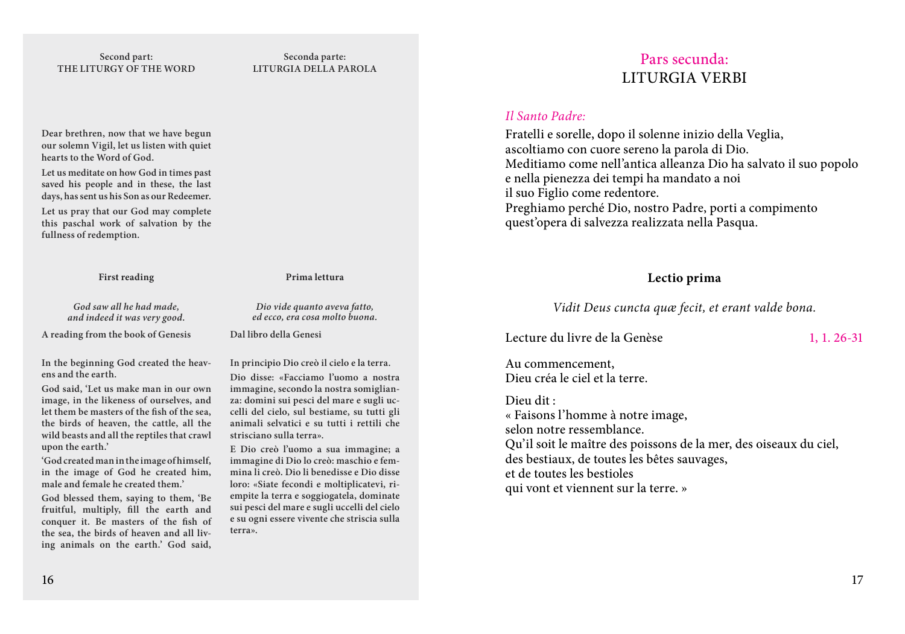Second part:
THE LITURGY OF THE WORD

Dear brethren, now that we have begun our solemn Vigil, let us listen with quiet hearts to the Word of God.

Let us meditate on how God in times past saved his people and in these, the last days, has sent us his Son as our Redeemer.

Let us pray that our God may complete this paschal work of salvation by the fullness of redemption.

**First reading**

*God saw all he had made,*
*and indeed it was very good.*

A reading from the book of Genesis

In the beginning God created the heavens and the earth.

God said, 'Let us make man in our own image, in the likeness of ourselves, and let them be masters of the fish of the sea, the birds of heaven, the cattle, all the wild beasts and all the reptiles that crawl upon the earth.'

'God created man in the image of himself, in the image of God he created him, male and female he created them.'

God blessed them, saying to them, 'Be fruitful, multiply, fill the earth and conquer it. Be masters of the fish of the sea, the birds of heaven and all living animals on the earth.' God said,

Seconda parte:
LITURGIA DELLA PAROLA

**Prima lettura**

*Dio vide quanto aveva fatto,*
*ed ecco, era cosa molto buona.*

Dal libro della Genesi

In principio Dio creò il cielo e la terra.

Dio disse: «Facciamo l'uomo a nostra immagine, secondo la nostra somiglianza: domini sui pesci del mare e sugli uccelli del cielo, sul bestiame, su tutti gli animali selvatici e su tutti i rettili che strisciano sulla terra».

E Dio creò l'uomo a sua immagine; a immagine di Dio lo creò: maschio e femmina li creò. Dio li benedisse e Dio disse loro: «Siate fecondi e moltiplicatevi, riempite la terra e soggiogatela, dominate sui pesci del mare e sugli uccelli del cielo e su ogni essere vivente che striscia sulla terra».

## Pars secunda:
## LITURGIA VERBI

*Il Santo Padre:*

Fratelli e sorelle, dopo il solenne inizio della Veglia,
ascoltiamo con cuore sereno la parola di Dio.
Meditiamo come nell'antica alleanza Dio ha salvato il suo popolo
e nella pienezza dei tempi ha mandato a noi
il suo Figlio come redentore.
Preghiamo perché Dio, nostro Padre, porti a compimento
quest'opera di salvezza realizzata nella Pasqua.

### Lectio prima

*Vidit Deus cuncta quæ fecit, et erant valde bona.*

Lecture du livre de la Genèse — 1, 1. 26-31

Au commencement,
Dieu créa le ciel et la terre.

Dieu dit :
« Faisons l'homme à notre image,
selon notre ressemblance.
Qu'il soit le maître des poissons de la mer, des oiseaux du ciel,
des bestiaux, de toutes les bêtes sauvages,
et de toutes les bestioles
qui vont et viennent sur la terre. »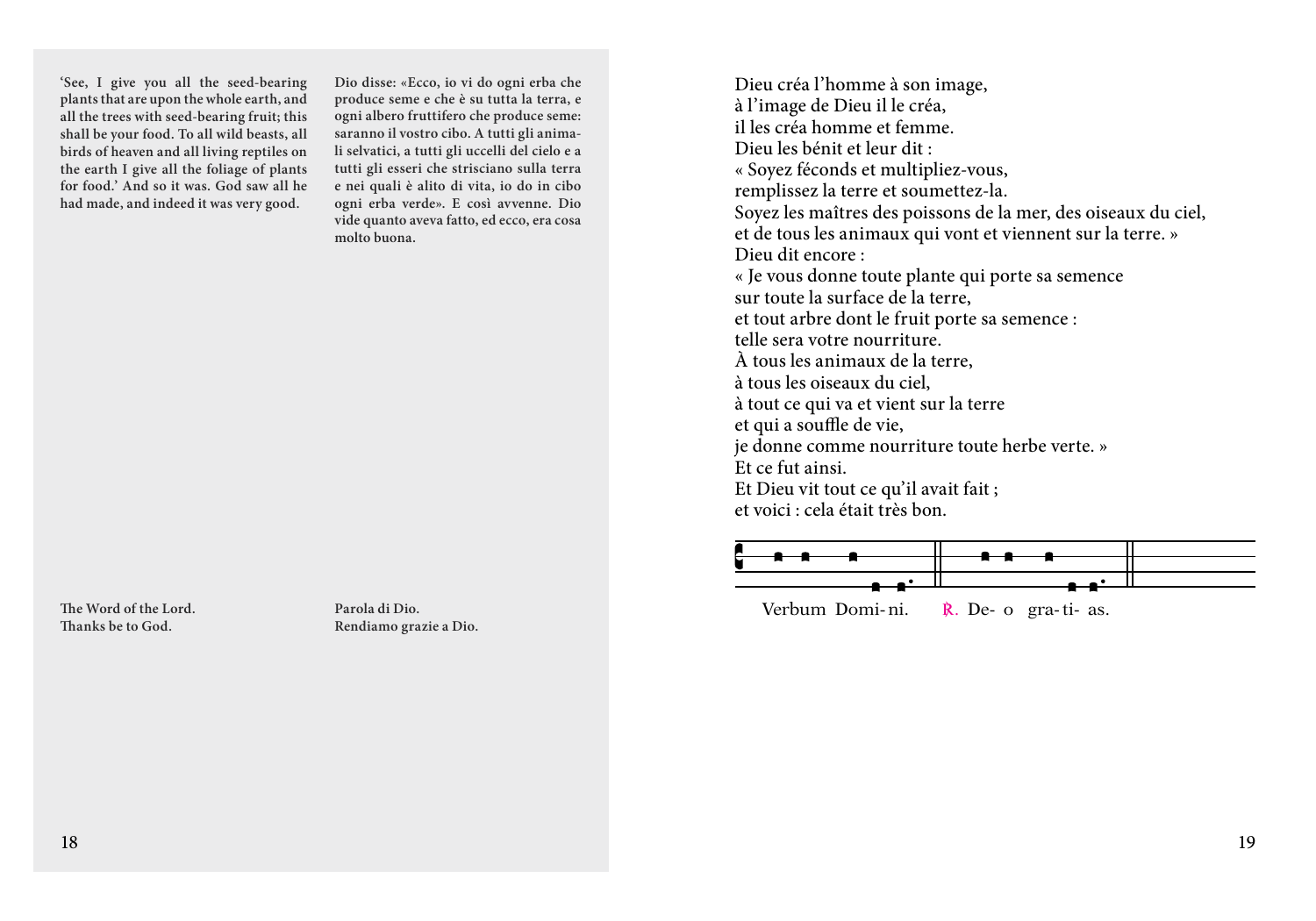'See, I give you all the seed-bearing plants that are upon the whole earth, and all the trees with seed-bearing fruit; this shall be your food. To all wild beasts, all birds of heaven and all living reptiles on the earth I give all the foliage of plants for food.' And so it was. God saw all he had made, and indeed it was very good.

The Word of the Lord.
Thanks be to God.

Dio disse: «Ecco, io vi do ogni erba che produce seme e che è su tutta la terra, e ogni albero fruttifero che produce seme: saranno il vostro cibo. A tutti gli animali selvatici, a tutti gli uccelli del cielo e a tutti gli esseri che strisciano sulla terra e nei quali è alito di vita, io do in cibo ogni erba verde». E così avvenne. Dio vide quanto aveva fatto, ed ecco, era cosa molto buona.

Parola di Dio.
Rendiamo grazie a Dio.

Dieu créa l'homme à son image,
à l'image de Dieu il le créa,
il les créa homme et femme.
Dieu les bénit et leur dit :
« Soyez féconds et multipliez-vous,
remplissez la terre et soumettez-la.
Soyez les maîtres des poissons de la mer, des oiseaux du ciel,
et de tous les animaux qui vont et viennent sur la terre. »
Dieu dit encore :
« Je vous donne toute plante qui porte sa semence
sur toute la surface de la terre,
et tout arbre dont le fruit porte sa semence :
telle sera votre nourriture.
À tous les animaux de la terre,
à tous les oiseaux du ciel,
à tout ce qui va et vient sur la terre
et qui a souffle de vie,
je donne comme nourriture toute herbe verte. »
Et ce fut ainsi.
Et Dieu vit tout ce qu'il avait fait ;
et voici : cela était très bon.

Verbum Domi-ni. ℟. De- o gra- ti- as.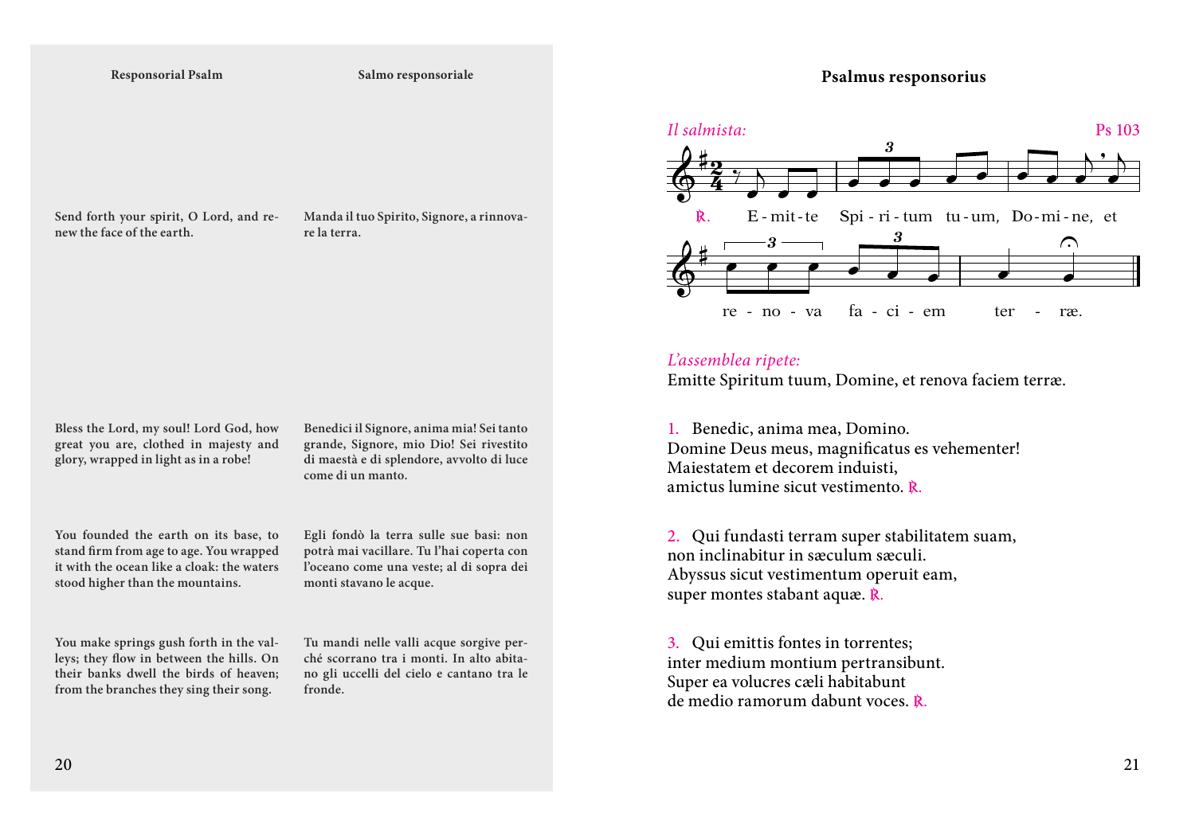**Responsorial Psalm**

Send forth your spirit, O Lord, and renew the face of the earth.

Bless the Lord, my soul! Lord God, how great you are, clothed in majesty and glory, wrapped in light as in a robe!

You founded the earth on its base, to stand firm from age to age. You wrapped it with the ocean like a cloak: the waters stood higher than the mountains.

You make springs gush forth in the valleys; they flow in between the hills. On their banks dwell the birds of heaven; from the branches they sing their song.

**Salmo responsoriale**

Manda il tuo Spirito, Signore, a rinnovare la terra.

Benedici il Signore, anima mia! Sei tanto grande, Signore, mio Dio! Sei rivestito di maestà e di splendore, avvolto di luce come di un manto.

Egli fondò la terra sulle sue basi: non potrà mai vacillare. Tu l'hai coperta con l'oceano come una veste; al di sopra dei monti stavano le acque.

Tu mandi nelle valli acque sorgive perché scorrano tra i monti. In alto abitano gli uccelli del cielo e cantano tra le fronde.

**Psalmus responsorius**

*Il salmista:* Ps 103

℟. E-mit-te Spi-ri-tum tu-um, Do-mi-ne, et re-no-va fa-ci-em ter-ræ.

*L'assemblea ripete:*
Emitte Spiritum tuum, Domine, et renova faciem terræ.

1. Benedic, anima mea, Domino.
Domine Deus meus, magnificatus es vehementer!
Maiestatem et decorem induisti,
amictus lumine sicut vestimento. ℟.

2. Qui fundasti terram super stabilitatem suam,
non inclinabitur in sæculum sæculi.
Abyssus sicut vestimentum operuit eam,
super montes stabant aquæ. ℟.

3. Qui emittis fontes in torrentes;
inter medium montium pertransibunt.
Super ea volucres cæli habitabunt
de medio ramorum dabunt voces. ℟.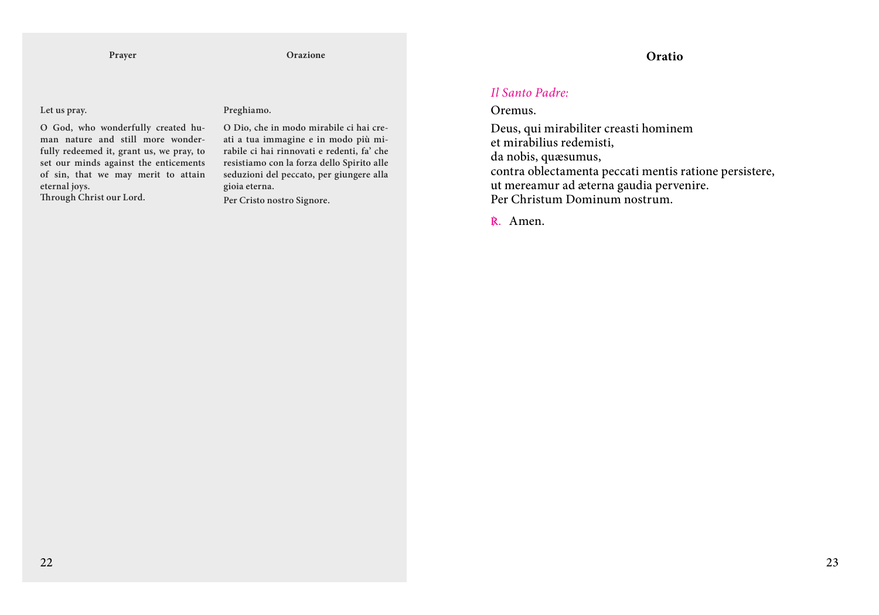**Prayer**

Let us pray.

O God, who wonderfully created human nature and still more wonderfully redeemed it, grant us, we pray, to set our minds against the enticements of sin, that we may merit to attain eternal joys.
Through Christ our Lord.

**Orazione**

Preghiamo.

O Dio, che in modo mirabile ci hai creati a tua immagine e in modo più mirabile ci hai rinnovati e redenti, fa' che resistiamo con la forza dello Spirito alle seduzioni del peccato, per giungere alla gioia eterna.

Per Cristo nostro Signore.

## Oratio

*Il Santo Padre:*

Oremus.

Deus, qui mirabiliter creasti hominem
et mirabilius redemisti,
da nobis, quæsumus,
contra oblectamenta peccati mentis ratione persistere,
ut mereamur ad æterna gaudia pervenire.
Per Christum Dominum nostrum.

℟. Amen.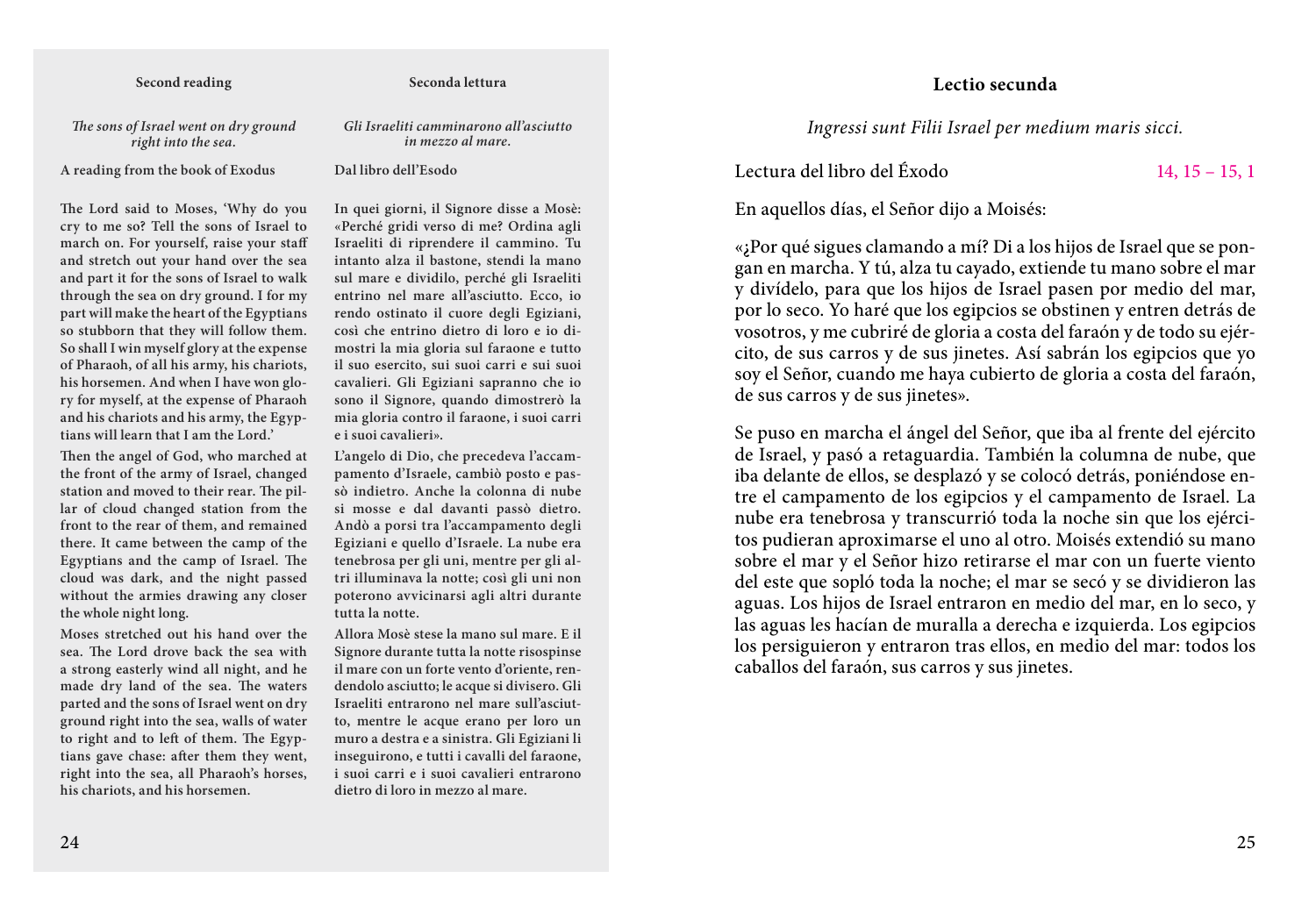### Second reading

*The sons of Israel went on dry ground right into the sea.*

**A reading from the book of Exodus**

**The Lord said to Moses, 'Why do you cry to me so? Tell the sons of Israel to march on. For yourself, raise your staff and stretch out your hand over the sea and part it for the sons of Israel to walk through the sea on dry ground. I for my part will make the heart of the Egyptians so stubborn that they will follow them. So shall I win myself glory at the expense of Pharaoh, of all his army, his chariots, his horsemen. And when I have won glory for myself, at the expense of Pharaoh and his chariots and his army, the Egyptians will learn that I am the Lord.'**

**Then the angel of God, who marched at the front of the army of Israel, changed station and moved to their rear. The pillar of cloud changed station from the front to the rear of them, and remained there. It came between the camp of the Egyptians and the camp of Israel. The cloud was dark, and the night passed without the armies drawing any closer the whole night long.**

**Moses stretched out his hand over the sea. The Lord drove back the sea with a strong easterly wind all night, and he made dry land of the sea. The waters parted and the sons of Israel went on dry ground right into the sea, walls of water to right and to left of them. The Egyptians gave chase: after them they went, right into the sea, all Pharaoh's horses, his chariots, and his horsemen.**

### Seconda lettura

*Gli Israeliti camminarono all'asciutto in mezzo al mare.*

**Dal libro dell'Esodo**

**In quei giorni, il Signore disse a Mosè: «Perché gridi verso di me? Ordina agli Israeliti di riprendere il cammino. Tu intanto alza il bastone, stendi la mano sul mare e dividilo, perché gli Israeliti entrino nel mare all'asciutto. Ecco, io rendo ostinato il cuore degli Egiziani, così che entrino dietro di loro e io dimostri la mia gloria sul faraone e tutto il suo esercito, sui suoi carri e sui suoi cavalieri. Gli Egiziani sapranno che io sono il Signore, quando dimostrerò la mia gloria contro il faraone, i suoi carri e i suoi cavalieri».**

**L'angelo di Dio, che precedeva l'accampamento d'Israele, cambiò posto e passò indietro. Anche la colonna di nube si mosse e dal davanti passò dietro. Andò a porsi tra l'accampamento degli Egiziani e quello d'Israele. La nube era tenebrosa per gli uni, mentre per gli altri illuminava la notte; così gli uni non poterono avvicinarsi agli altri durante tutta la notte.**

**Allora Mosè stese la mano sul mare. E il Signore durante tutta la notte risospinse il mare con un forte vento d'oriente, rendendolo asciutto; le acque si divisero. Gli Israeliti entrarono nel mare sull'asciutto, mentre le acque erano per loro un muro a destra e a sinistra. Gli Egiziani li inseguirono, e tutti i cavalli del faraone, i suoi carri e i suoi cavalieri entrarono dietro di loro in mezzo al mare.**

### Lectio secunda

*Ingressi sunt Filii Israel per medium maris sicci.*

Lectura del libro del Éxodo — 14, 15 – 15, 1

En aquellos días, el Señor dijo a Moisés:

«¿Por qué sigues clamando a mí? Di a los hijos de Israel que se pongan en marcha. Y tú, alza tu cayado, extiende tu mano sobre el mar y divídelo, para que los hijos de Israel pasen por medio del mar, por lo seco. Yo haré que los egipcios se obstinen y entren detrás de vosotros, y me cubriré de gloria a costa del faraón y de todo su ejército, de sus carros y de sus jinetes. Así sabrán los egipcios que yo soy el Señor, cuando me haya cubierto de gloria a costa del faraón, de sus carros y de sus jinetes».

Se puso en marcha el ángel del Señor, que iba al frente del ejército de Israel, y pasó a retaguardia. También la columna de nube, que iba delante de ellos, se desplazó y se colocó detrás, poniéndose entre el campamento de los egipcios y el campamento de Israel. La nube era tenebrosa y transcurrió toda la noche sin que los ejércitos pudieran aproximarse el uno al otro. Moisés extendió su mano sobre el mar y el Señor hizo retirarse el mar con un fuerte viento del este que sopló toda la noche; el mar se secó y se dividieron las aguas. Los hijos de Israel entraron en medio del mar, en lo seco, y las aguas les hacían de muralla a derecha e izquierda. Los egipcios los persiguieron y entraron tras ellos, en medio del mar: todos los caballos del faraón, sus carros y sus jinetes.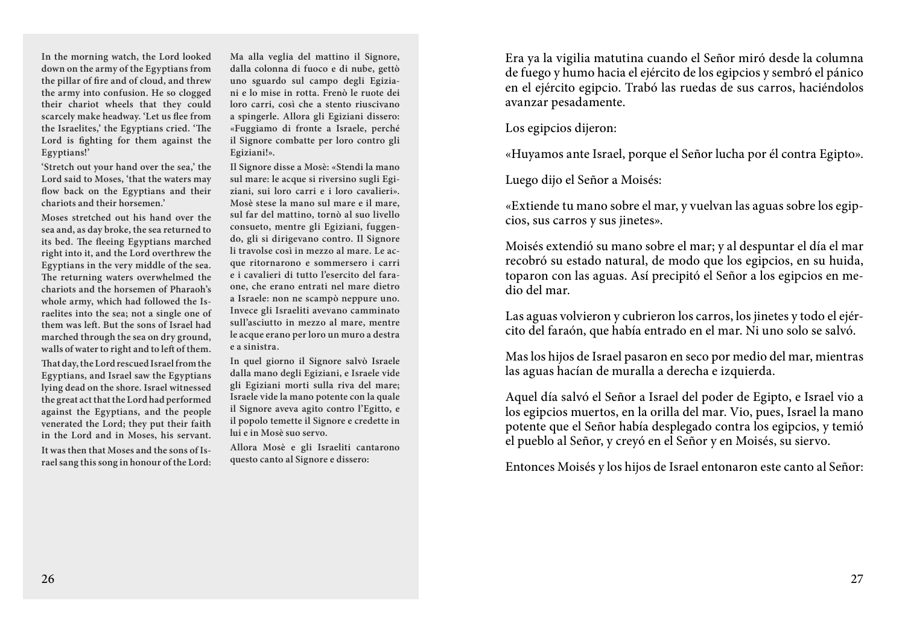In the morning watch, the Lord looked down on the army of the Egyptians from the pillar of fire and of cloud, and threw the army into confusion. He so clogged their chariot wheels that they could scarcely make headway. 'Let us flee from the Israelites,' the Egyptians cried. 'The Lord is fighting for them against the Egyptians!'

'Stretch out your hand over the sea,' the Lord said to Moses, 'that the waters may flow back on the Egyptians and their chariots and their horsemen.'

Moses stretched out his hand over the sea and, as day broke, the sea returned to its bed. The fleeing Egyptians marched right into it, and the Lord overthrew the Egyptians in the very middle of the sea. The returning waters overwhelmed the chariots and the horsemen of Pharaoh's whole army, which had followed the Israelites into the sea; not a single one of them was left. But the sons of Israel had marched through the sea on dry ground, walls of water to right and to left of them.

That day, the Lord rescued Israel from the Egyptians, and Israel saw the Egyptians lying dead on the shore. Israel witnessed the great act that the Lord had performed against the Egyptians, and the people venerated the Lord; they put their faith in the Lord and in Moses, his servant.

It was then that Moses and the sons of Israel sang this song in honour of the Lord:

Ma alla veglia del mattino il Signore, dalla colonna di fuoco e di nube, gettò uno sguardo sul campo degli Egiziani e lo mise in rotta. Frenò le ruote dei loro carri, così che a stento riuscivano a spingerle. Allora gli Egiziani dissero: «Fuggiamo di fronte a Israele, perché il Signore combatte per loro contro gli Egiziani!».

Il Signore disse a Mosè: «Stendi la mano sul mare: le acque si riversino sugli Egiziani, sui loro carri e i loro cavalieri». Mosè stese la mano sul mare e il mare, sul far del mattino, tornò al suo livello consueto, mentre gli Egiziani, fuggendo, gli si dirigevano contro. Il Signore li travolse così in mezzo al mare. Le acque ritornarono e sommersero i carri e i cavalieri di tutto l'esercito del faraone, che erano entrati nel mare dietro a Israele: non ne scampò neppure uno. Invece gli Israeliti avevano camminato sull'asciutto in mezzo al mare, mentre le acque erano per loro un muro a destra e a sinistra.

In quel giorno il Signore salvò Israele dalla mano degli Egiziani, e Israele vide gli Egiziani morti sulla riva del mare; Israele vide la mano potente con la quale il Signore aveva agito contro l'Egitto, e il popolo temette il Signore e credette in lui e in Mosè suo servo.

Allora Mosè e gli Israeliti cantarono questo canto al Signore e dissero:

Era ya la vigilia matutina cuando el Señor miró desde la columna de fuego y humo hacia el ejército de los egipcios y sembró el pánico en el ejército egipcio. Trabó las ruedas de sus carros, haciéndolos avanzar pesadamente.

Los egipcios dijeron:

«Huyamos ante Israel, porque el Señor lucha por él contra Egipto».

Luego dijo el Señor a Moisés:

«Extiende tu mano sobre el mar, y vuelvan las aguas sobre los egipcios, sus carros y sus jinetes».

Moisés extendió su mano sobre el mar; y al despuntar el día el mar recobró su estado natural, de modo que los egipcios, en su huida, toparon con las aguas. Así precipitó el Señor a los egipcios en medio del mar.

Las aguas volvieron y cubrieron los carros, los jinetes y todo el ejército del faraón, que había entrado en el mar. Ni uno solo se salvó.

Mas los hijos de Israel pasaron en seco por medio del mar, mientras las aguas hacían de muralla a derecha e izquierda.

Aquel día salvó el Señor a Israel del poder de Egipto, e Israel vio a los egipcios muertos, en la orilla del mar. Vio, pues, Israel la mano potente que el Señor había desplegado contra los egipcios, y temió el pueblo al Señor, y creyó en el Señor y en Moisés, su siervo.

Entonces Moisés y los hijos de Israel entonaron este canto al Señor: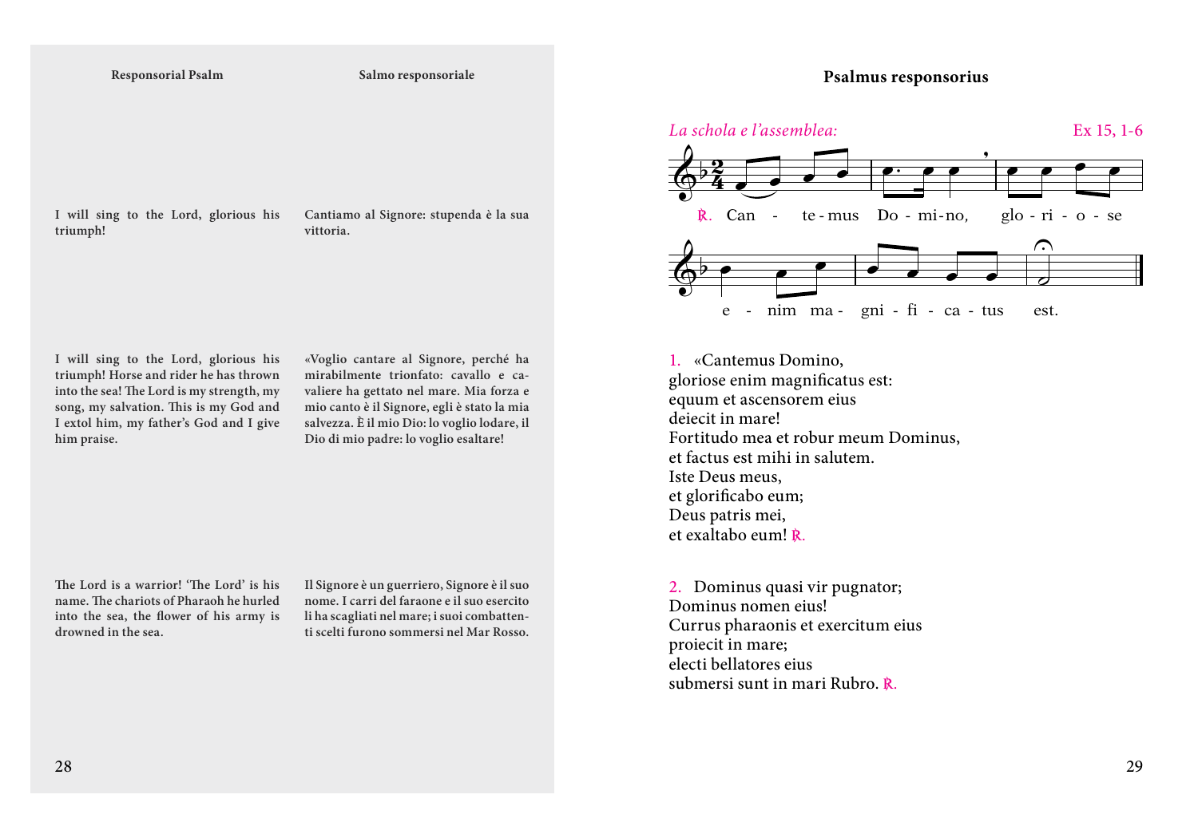**Responsorial Psalm**

I will sing to the Lord, glorious his triumph!

I will sing to the Lord, glorious his triumph! Horse and rider he has thrown into the sea! The Lord is my strength, my song, my salvation. This is my God and I extol him, my father's God and I give him praise.

The Lord is a warrior! 'The Lord' is his name. The chariots of Pharaoh he hurled into the sea, the flower of his army is drowned in the sea.

**Salmo responsoriale**

Cantiamo al Signore: stupenda è la sua vittoria.

«Voglio cantare al Signore, perché ha mirabilmente trionfato: cavallo e cavaliere ha gettato nel mare. Mia forza e mio canto è il Signore, egli è stato la mia salvezza. È il mio Dio: lo voglio lodare, il Dio di mio padre: lo voglio esaltare!

Il Signore è un guerriero, Signore è il suo nome. I carri del faraone e il suo esercito li ha scagliati nel mare; i suoi combattenti scelti furono sommersi nel Mar Rosso.

## Psalmus responsorius

*La schola e l'assemblea:* Ex 15, 1-6

℟. Can - te - mus Do - mi - no, glo - ri - o - se e - nim ma - gni - fi - ca - tus est.

1. «Cantemus Domino,
gloriose enim magnificatus est:
equum et ascensorem eius
deiecit in mare!
Fortitudo mea et robur meum Dominus,
et factus est mihi in salutem.
Iste Deus meus,
et glorificabo eum;
Deus patris mei,
et exaltabo eum! ℟.

2. Dominus quasi vir pugnator;
Dominus nomen eius!
Currus pharaonis et exercitum eius
proiecit in mare;
electi bellatores eius
submersi sunt in mari Rubro. ℟.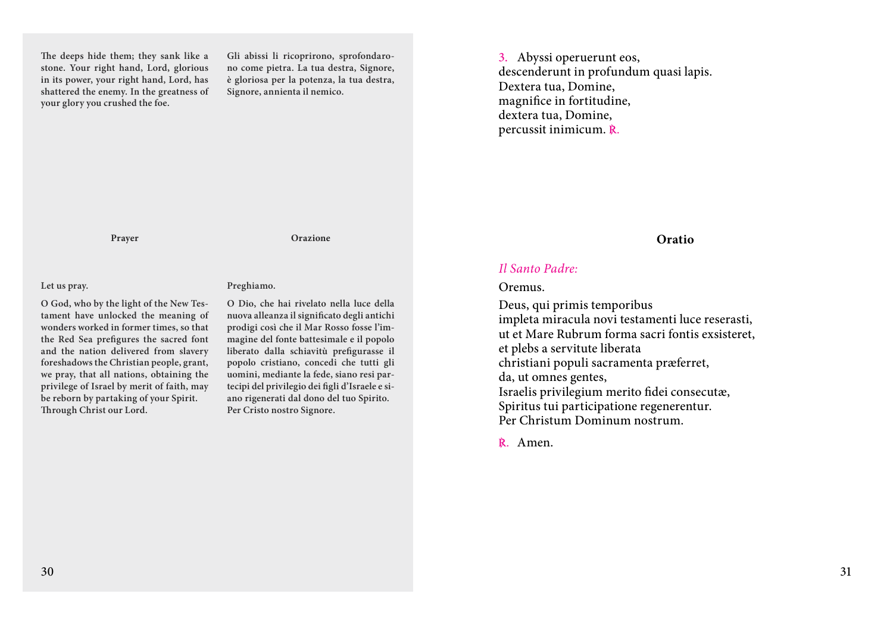The deeps hide them; they sank like a stone. Your right hand, Lord, glorious in its power, your right hand, Lord, has shattered the enemy. In the greatness of your glory you crushed the foe.

Gli abissi li ricoprirono, sprofondarono come pietra. La tua destra, Signore, è gloriosa per la potenza, la tua destra, Signore, annienta il nemico.

3. Abyssi operuerunt eos,
descenderunt in profundum quasi lapis.
Dextera tua, Domine,
magnifice in fortitudine,
dextera tua, Domine,
percussit inimicum. ℟.

**Prayer**

Let us pray.

O God, who by the light of the New Testament have unlocked the meaning of wonders worked in former times, so that the Red Sea prefigures the sacred font and the nation delivered from slavery foreshadows the Christian people, grant, we pray, that all nations, obtaining the privilege of Israel by merit of faith, may be reborn by partaking of your Spirit.
Through Christ our Lord.

**Orazione**

Preghiamo.

O Dio, che hai rivelato nella luce della nuova alleanza il significato degli antichi prodigi così che il Mar Rosso fosse l'immagine del fonte battesimale e il popolo liberato dalla schiavitù prefigurasse il popolo cristiano, concedi che tutti gli uomini, mediante la fede, siano resi partecipi del privilegio dei figli d'Israele e siano rigenerati dal dono del tuo Spirito.
Per Cristo nostro Signore.

## Oratio

*Il Santo Padre:*

Oremus.

Deus, qui primis temporibus
impleta miracula novi testamenti luce reserasti,
ut et Mare Rubrum forma sacri fontis exsisteret,
et plebs a servitute liberata
christiani populi sacramenta præferret,
da, ut omnes gentes,
Israelis privilegium merito fidei consecutæ,
Spiritus tui participatione regenerentur.
Per Christum Dominum nostrum.

℟. Amen.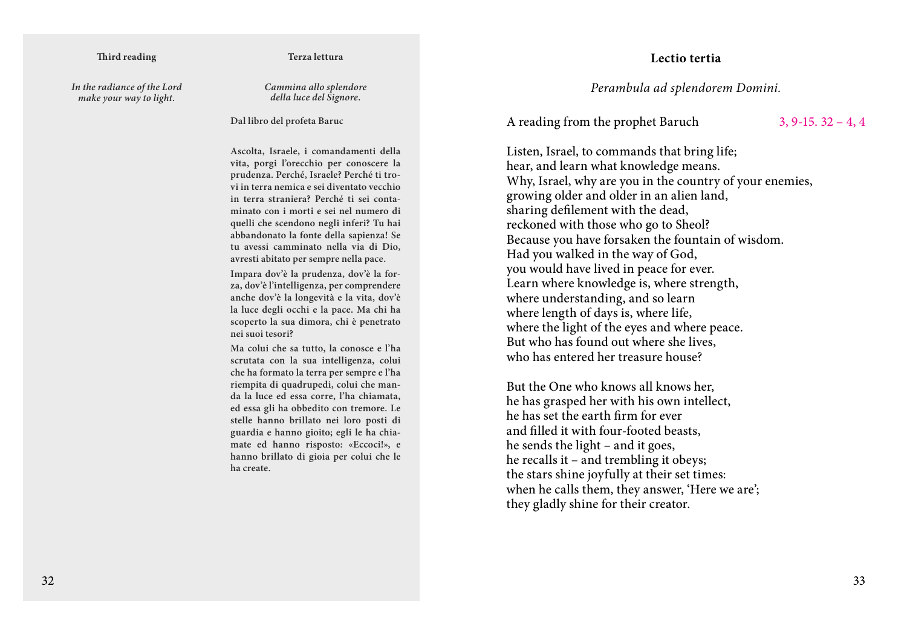**Third reading**

*In the radiance of the Lord make your way to light.*

**Terza lettura**

*Cammina allo splendore della luce del Signore.*

Dal libro del profeta Baruc

Ascolta, Israele, i comandamenti della vita, porgi l'orecchio per conoscere la prudenza. Perché, Israele? Perché ti trovi in terra nemica e sei diventato vecchio in terra straniera? Perché ti sei contaminato con i morti e sei nel numero di quelli che scendono negli inferi? Tu hai abbandonato la fonte della sapienza! Se tu avessi camminato nella via di Dio, avresti abitato per sempre nella pace.

Impara dov'è la prudenza, dov'è la forza, dov'è l'intelligenza, per comprendere anche dov'è la longevità e la vita, dov'è la luce degli occhi e la pace. Ma chi ha scoperto la sua dimora, chi è penetrato nei suoi tesori?

Ma colui che sa tutto, la conosce e l'ha scrutata con la sua intelligenza, colui che ha formato la terra per sempre e l'ha riempita di quadrupedi, colui che manda la luce ed essa corre, l'ha chiamata, ed essa gli ha obbedito con tremore. Le stelle hanno brillato nei loro posti di guardia e hanno gioito; egli le ha chiamate ed hanno risposto: «Eccoci!», e hanno brillato di gioia per colui che le ha create.

**Lectio tertia**

*Perambula ad splendorem Domini.*

A reading from the prophet Baruch 3, 9-15. 32 – 4, 4

Listen, Israel, to commands that bring life;
hear, and learn what knowledge means.
Why, Israel, why are you in the country of your enemies,
growing older and older in an alien land,
sharing defilement with the dead,
reckoned with those who go to Sheol?
Because you have forsaken the fountain of wisdom.
Had you walked in the way of God,
you would have lived in peace for ever.
Learn where knowledge is, where strength,
where understanding, and so learn
where length of days is, where life,
where the light of the eyes and where peace.
But who has found out where she lives,
who has entered her treasure house?

But the One who knows all knows her,
he has grasped her with his own intellect,
he has set the earth firm for ever
and filled it with four-footed beasts,
he sends the light – and it goes,
he recalls it – and trembling it obeys;
the stars shine joyfully at their set times:
when he calls them, they answer, 'Here we are';
they gladly shine for their creator.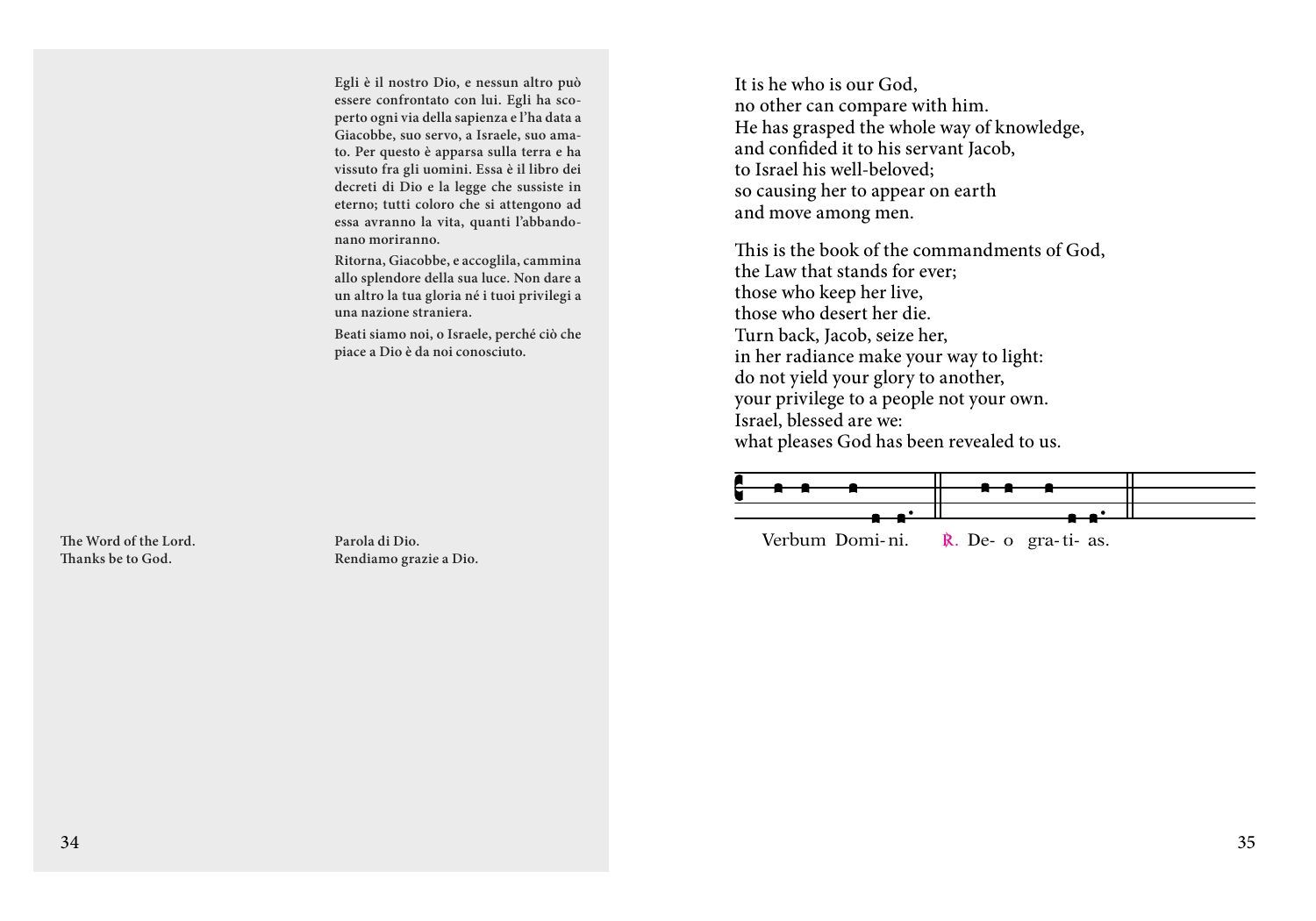Egli è il nostro Dio, e nessun altro può essere confrontato con lui. Egli ha scoperto ogni via della sapienza e l'ha data a Giacobbe, suo servo, a Israele, suo amato. Per questo è apparsa sulla terra e ha vissuto fra gli uomini. Essa è il libro dei decreti di Dio e la legge che sussiste in eterno; tutti coloro che si attengono ad essa avranno la vita, quanti l'abbandonano moriranno.

Ritorna, Giacobbe, e accoglila, cammina allo splendore della sua luce. Non dare a un altro la tua gloria né i tuoi privilegi a una nazione straniera.

Beati siamo noi, o Israele, perché ciò che piace a Dio è da noi conosciuto.

It is he who is our God,
no other can compare with him.
He has grasped the whole way of knowledge,
and confided it to his servant Jacob,
to Israel his well-beloved;
so causing her to appear on earth
and move among men.

This is the book of the commandments of God,
the Law that stands for ever;
those who keep her live,
those who desert her die.
Turn back, Jacob, seize her,
in her radiance make your way to light:
do not yield your glory to another,
your privilege to a people not your own.
Israel, blessed are we:
what pleases God has been revealed to us.

The Word of the Lord.
Thanks be to God.

Parola di Dio.
Rendiamo grazie a Dio.

Verbum Domi- ni. ℟. De- o gra- ti- as.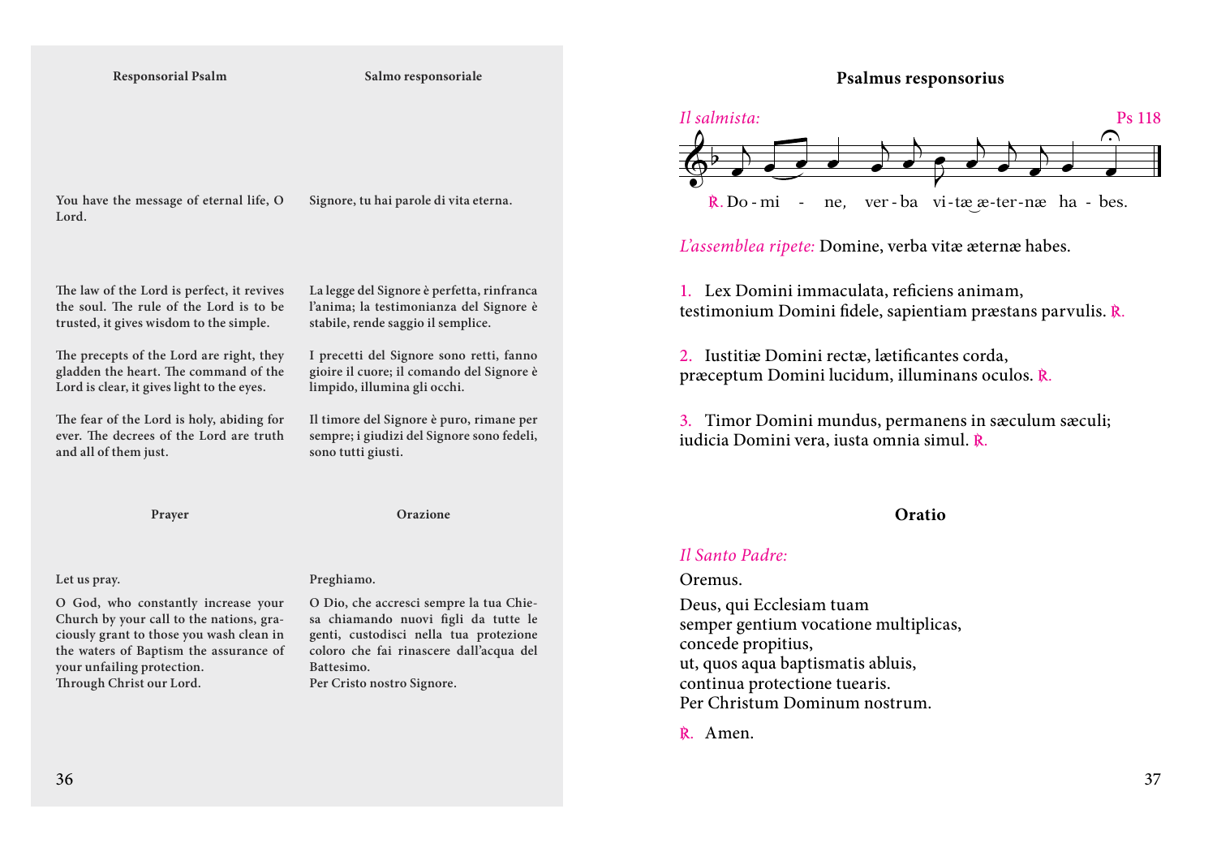**Responsorial Psalm**

You have the message of eternal life, O Lord.

The law of the Lord is perfect, it revives the soul. The rule of the Lord is to be trusted, it gives wisdom to the simple.

The precepts of the Lord are right, they gladden the heart. The command of the Lord is clear, it gives light to the eyes.

The fear of the Lord is holy, abiding for ever. The decrees of the Lord are truth and all of them just.

**Salmo responsoriale**

Signore, tu hai parole di vita eterna.

La legge del Signore è perfetta, rinfranca l'anima; la testimonianza del Signore è stabile, rende saggio il semplice.

I precetti del Signore sono retti, fanno gioire il cuore; il comando del Signore è limpido, illumina gli occhi.

Il timore del Signore è puro, rimane per sempre; i giudizi del Signore sono fedeli, sono tutti giusti.

**Prayer**

Let us pray.

O God, who constantly increase your Church by your call to the nations, graciously grant to those you wash clean in the waters of Baptism the assurance of your unfailing protection.
Through Christ our Lord.

**Orazione**

Preghiamo.

O Dio, che accresci sempre la tua Chiesa chiamando nuovi figli da tutte le genti, custodisci nella tua protezione coloro che fai rinascere dall'acqua del Battesimo.
Per Cristo nostro Signore.

## Psalmus responsorius

*Il salmista:* Ps 118

℟. Do - mi - ne, ver - ba vi - tæ æ - ter - næ ha - bes.

*L'assemblea ripete:* Domine, verba vitæ æternæ habes.

1. Lex Domini immaculata, reficiens animam,
testimonium Domini fidele, sapientiam præstans parvulis. ℟.

2. Iustitiæ Domini rectæ, lætificantes corda,
præceptum Domini lucidum, illuminans oculos. ℟.

3. Timor Domini mundus, permanens in sæculum sæculi;
iudicia Domini vera, iusta omnia simul. ℟.

## Oratio

*Il Santo Padre:*

Oremus.

Deus, qui Ecclesiam tuam
semper gentium vocatione multiplicas,
concede propitius,
ut, quos aqua baptismatis abluis,
continua protectione tuearis.
Per Christum Dominum nostrum.

℟. Amen.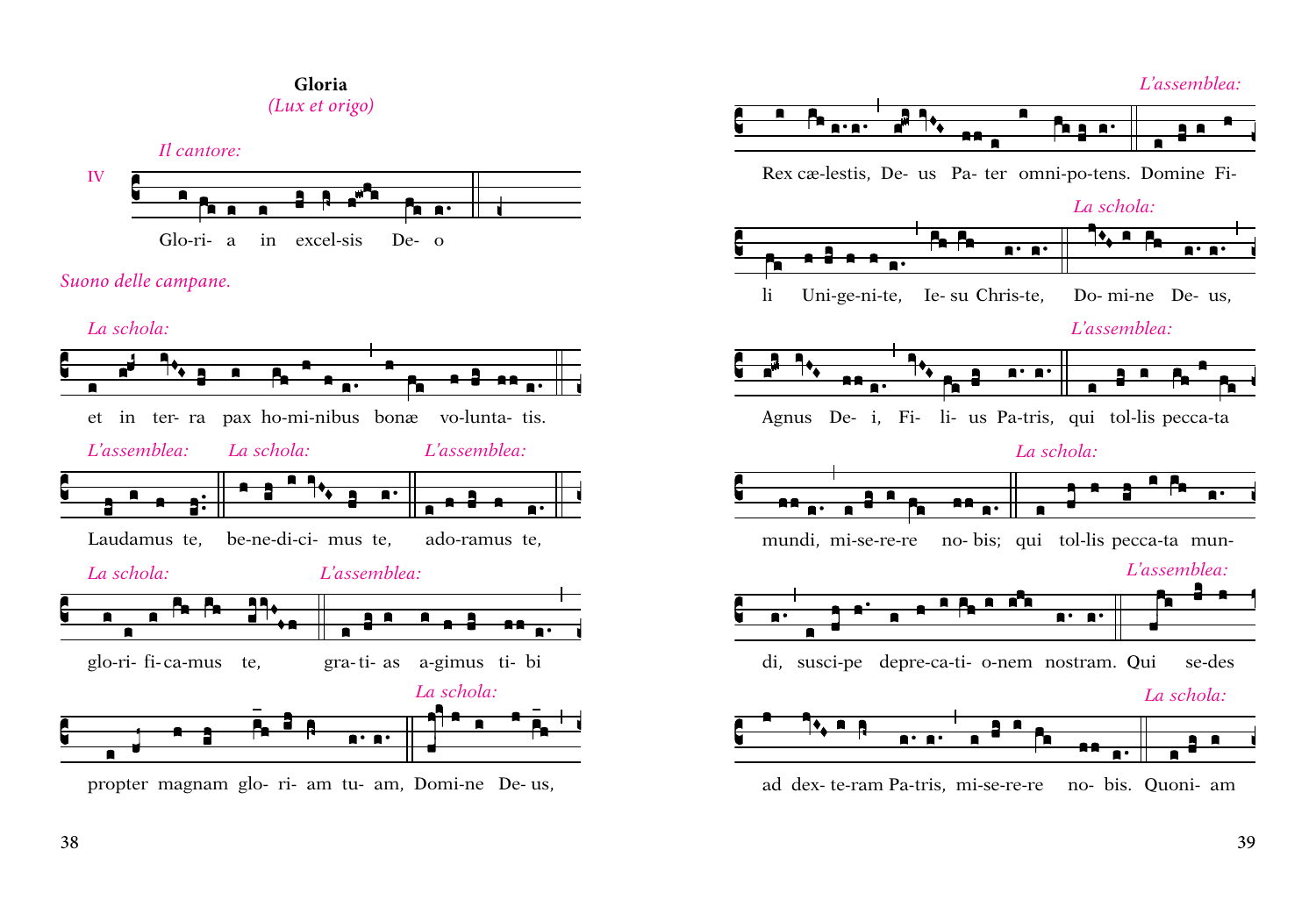**Gloria**

*(Lux et origo)*

*Il cantore:*

IV

Glo-ri- a in excel-sis De- o

*Suono delle campane.*

*La schola:*

et in ter- ra pax ho-mi-nibus bonæ vo-lunta- tis.

*L'assemblea:* *La schola:* *L'assemblea:*

Laudamus te, be-ne-di-ci- mus te, ado-ramus te,

*La schola:* *L'assemblea:*

glo-ri- fi-ca-mus te, gra- ti- as a-gimus ti- bi

*La schola:*

propter magnam glo- ri- am tu- am, Domi-ne De- us,

*L'assemblea:*

Rex cæ-lestis, De- us Pa- ter omni-po-tens. Domine Fi-

*La schola:*

li Uni-ge-ni-te, Ie- su Chris-te, Do- mi-ne De- us,

*L'assemblea:*

Agnus De- i, Fi- li- us Pa-tris, qui tol-lis pecca-ta

*La schola:*

mundi, mi-se-re-re no- bis; qui tol-lis pecca-ta mun-

*L'assemblea:*

di, susci-pe depre-ca-ti- o-nem nostram. Qui se-des

*La schola:*

ad dex- te-ram Pa-tris, mi-se-re-re no- bis. Quoni- am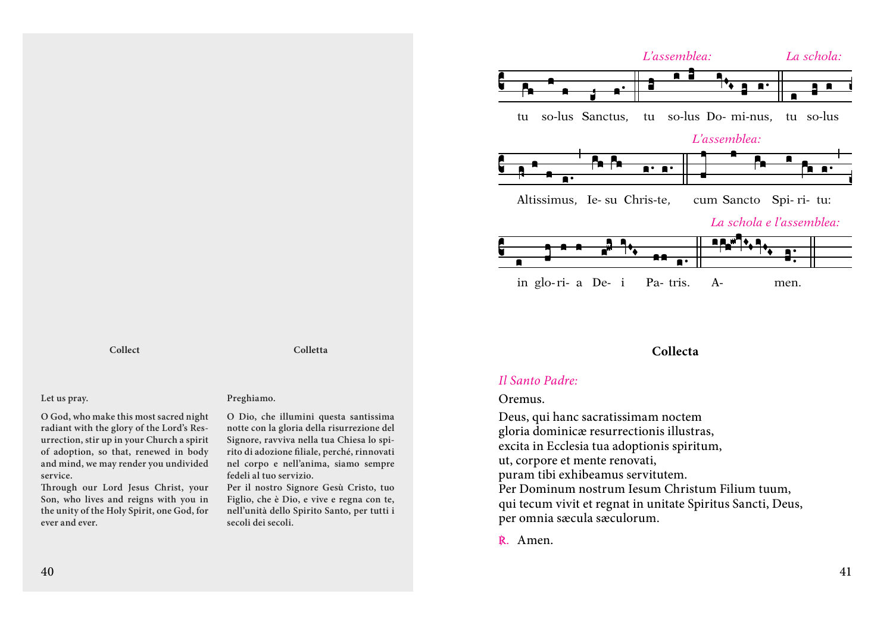*L'assemblea:* *La schola:*

tu so-lus Sanctus, tu so-lus Do- mi-nus, tu so-lus

*L'assemblea:*

Altissimus, Ie- su Chris-te, cum Sancto Spi- ri- tu:

*La schola e l'assemblea:*

in glo-ri- a De- i Pa- tris. A- men.

**Collect**

**Let us pray.**

**O God, who make this most sacred night radiant with the glory of the Lord's Resurrection, stir up in your Church a spirit of adoption, so that, renewed in body and mind, we may render you undivided service.**
**Through our Lord Jesus Christ, your Son, who lives and reigns with you in the unity of the Holy Spirit, one God, for ever and ever.**

**Colletta**

**Preghiamo.**

**O Dio, che illumini questa santissima notte con la gloria della risurrezione del Signore, ravviva nella tua Chiesa lo spirito di adozione filiale, perché, rinnovati nel corpo e nell'anima, siamo sempre fedeli al tuo servizio.**
**Per il nostro Signore Gesù Cristo, tuo Figlio, che è Dio, e vive e regna con te, nell'unità dello Spirito Santo, per tutti i secoli dei secoli.**

## Collecta

*Il Santo Padre:*

Oremus.

Deus, qui hanc sacratissimam noctem
gloria dominicæ resurrectionis illustras,
excita in Ecclesia tua adoptionis spiritum,
ut, corpore et mente renovati,
puram tibi exhibeamus servitutem.
Per Dominum nostrum Iesum Christum Filium tuum,
qui tecum vivit et regnat in unitate Spiritus Sancti, Deus,
per omnia sæcula sæculorum.

℟. Amen.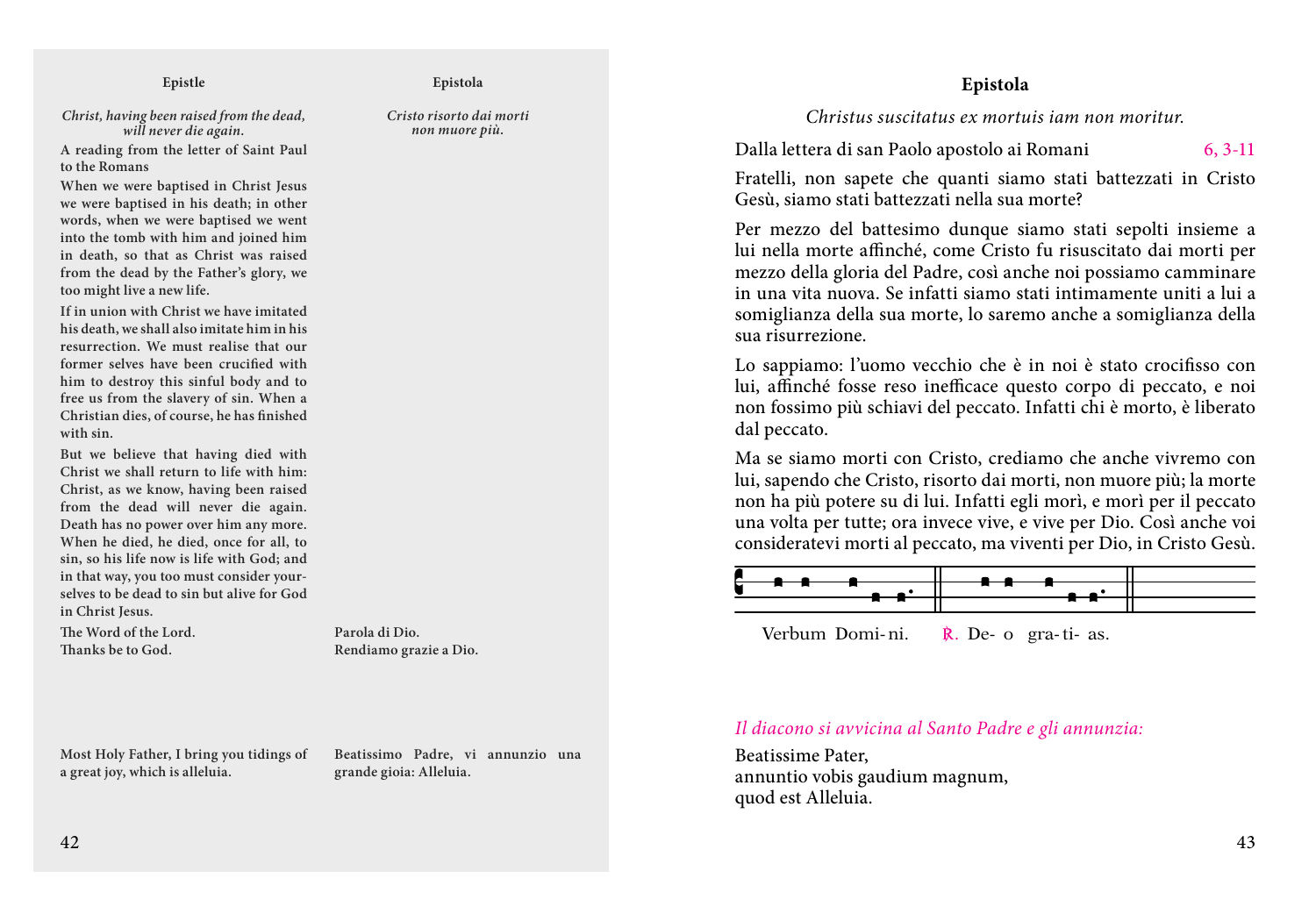**Epistle**

*Christ, having been raised from the dead, will never die again.*

A reading from the letter of Saint Paul to the Romans

When we were baptised in Christ Jesus we were baptised in his death; in other words, when we were baptised we went into the tomb with him and joined him in death, so that as Christ was raised from the dead by the Father's glory, we too might live a new life.

If in union with Christ we have imitated his death, we shall also imitate him in his resurrection. We must realise that our former selves have been crucified with him to destroy this sinful body and to free us from the slavery of sin. When a Christian dies, of course, he has finished with sin.

But we believe that having died with Christ we shall return to life with him: Christ, as we know, having been raised from the dead will never die again. Death has no power over him any more. When he died, he died, once for all, to sin, so his life now is life with God; and in that way, you too must consider yourselves to be dead to sin but alive for God in Christ Jesus.

The Word of the Lord.
Thanks be to God.

**Epistola**

*Cristo risorto dai morti non muore più.*

Parola di Dio.
Rendiamo grazie a Dio.

Most Holy Father, I bring you tidings of a great joy, which is alleluia.

Beatissimo Padre, vi annunzio una grande gioia: Alleluia.

## Epistola

*Christus suscitatus ex mortuis iam non moritur.*

Dalla lettera di san Paolo apostolo ai Romani 6, 3-11

Fratelli, non sapete che quanti siamo stati battezzati in Cristo Gesù, siamo stati battezzati nella sua morte?

Per mezzo del battesimo dunque siamo stati sepolti insieme a lui nella morte affinché, come Cristo fu risuscitato dai morti per mezzo della gloria del Padre, così anche noi possiamo camminare in una vita nuova. Se infatti siamo stati intimamente uniti a lui a somiglianza della sua morte, lo saremo anche a somiglianza della sua risurrezione.

Lo sappiamo: l'uomo vecchio che è in noi è stato crocifisso con lui, affinché fosse reso inefficace questo corpo di peccato, e noi non fossimo più schiavi del peccato. Infatti chi è morto, è liberato dal peccato.

Ma se siamo morti con Cristo, crediamo che anche vivremo con lui, sapendo che Cristo, risorto dai morti, non muore più; la morte non ha più potere su di lui. Infatti egli morì, e morì per il peccato una volta per tutte; ora invece vive, e vive per Dio. Così anche voi consideratevi morti al peccato, ma viventi per Dio, in Cristo Gesù.

Verbum Domi-ni. ℟. De- o gra- ti- as.

*Il diacono si avvicina al Santo Padre e gli annunzia:*

Beatissime Pater,
annuntio vobis gaudium magnum,
quod est Alleluia.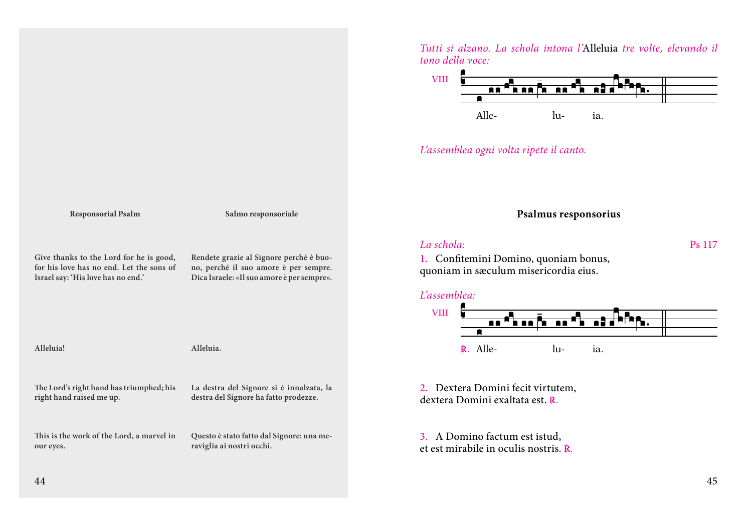**Responsorial Psalm**

Give thanks to the Lord for he is good, for his love has no end. Let the sons of Israel say: 'His love has no end.'

Alleluia!

The Lord's right hand has triumphed; his right hand raised me up.

This is the work of the Lord, a marvel in our eyes.

**Salmo responsoriale**

Rendete grazie al Signore perché è buono, perché il suo amore è per sempre. Dica Israele: «Il suo amore è per sempre».

Alleluia.

La destra del Signore si è innalzata, la destra del Signore ha fatto prodezze.

Questo è stato fatto dal Signore: una meraviglia ai nostri occhi.

*Tutti si alzano. La schola intona l'*Alleluia *tre volte, elevando il tono della voce:*

VIII

Alle- lu- ia.

*L'assemblea ogni volta ripete il canto.*

## Psalmus responsorius

*La schola:* Ps 117

1. Confitemini Domino, quoniam bonus,
quoniam in sæculum misericordia eius.

*L'assemblea:*

VIII

℟. Alle- lu- ia.

2. Dextera Domini fecit virtutem,
dextera Domini exaltata est. ℟.

3. A Domino factum est istud,
et est mirabile in oculis nostris. ℟.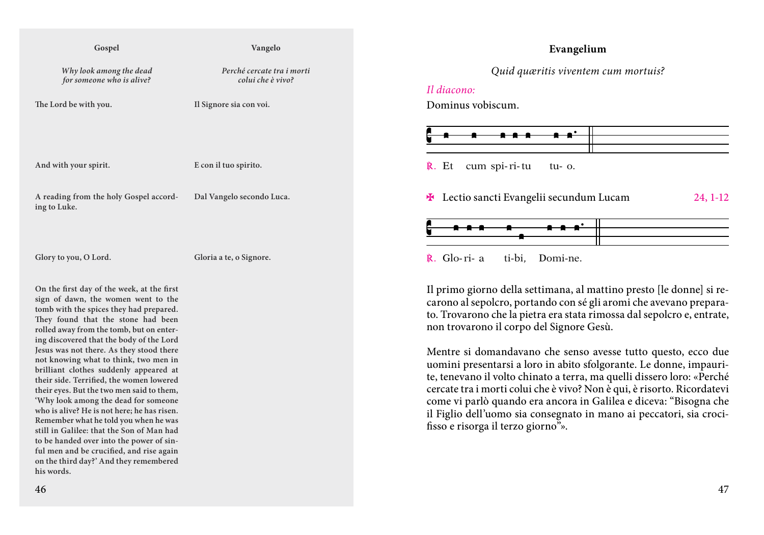| Gospel | Vangelo |
| --- | --- |
| *Why look among the dead for someone who is alive?* | *Perché cercate tra i morti colui che è vivo?* |
| **The Lord be with you.** | **Il Signore sia con voi.** |
| **And with your spirit.** | **E con il tuo spirito.** |
| **A reading from the holy Gospel according to Luke.** | **Dal Vangelo secondo Luca.** |
| **Glory to you, O Lord.** | **Gloria a te, o Signore.** |

**On the first day of the week, at the first sign of dawn, the women went to the tomb with the spices they had prepared. They found that the stone had been rolled away from the tomb, but on entering discovered that the body of the Lord Jesus was not there. As they stood there not knowing what to think, two men in brilliant clothes suddenly appeared at their side. Terrified, the women lowered their eyes. But the two men said to them, 'Why look among the dead for someone who is alive? He is not here; he has risen. Remember what he told you when he was still in Galilee: that the Son of Man had to be handed over into the power of sinful men and be crucified, and rise again on the third day?' And they remembered his words.**

## Evangelium

*Quid quæritis viventem cum mortuis?*

*Il diacono:*

Dominus vobiscum.

℟. Et cum spi-ri-tu tu- o.

✠ Lectio sancti Evangelii secundum Lucam 24, 1-12

℟. Glo-ri- a ti-bi, Domi-ne.

Il primo giorno della settimana, al mattino presto [le donne] si recarono al sepolcro, portando con sé gli aromi che avevano preparato. Trovarono che la pietra era stata rimossa dal sepolcro e, entrate, non trovarono il corpo del Signore Gesù.

Mentre si domandavano che senso avesse tutto questo, ecco due uomini presentarsi a loro in abito sfolgorante. Le donne, impaurite, tenevano il volto chinato a terra, ma quelli dissero loro: «Perché cercate tra i morti colui che è vivo? Non è qui, è risorto. Ricordatevi come vi parlò quando era ancora in Galilea e diceva: "Bisogna che il Figlio dell'uomo sia consegnato in mano ai peccatori, sia crocifisso e risorga il terzo giorno"».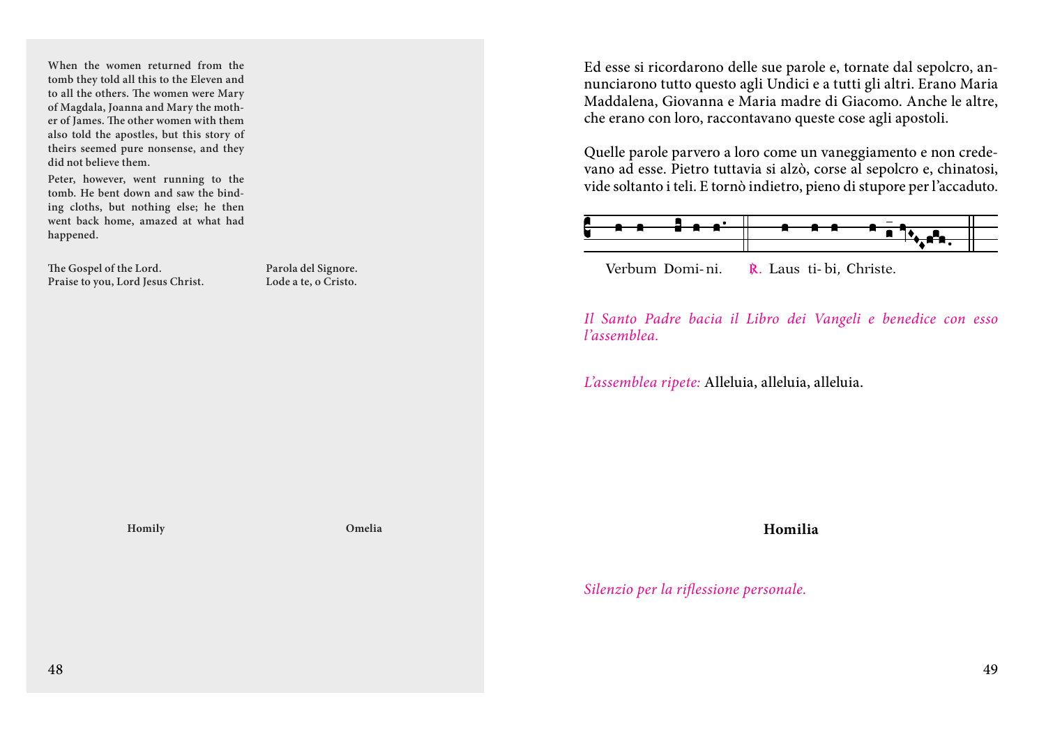**When the women returned from the tomb they told all this to the Eleven and to all the others. The women were Mary of Magdala, Joanna and Mary the mother of James. The other women with them also told the apostles, but this story of theirs seemed pure nonsense, and they did not believe them.**

**Peter, however, went running to the tomb. He bent down and saw the binding cloths, but nothing else; he then went back home, amazed at what had happened.**

**The Gospel of the Lord.**
**Praise to you, Lord Jesus Christ.**

**Parola del Signore.**
**Lode a te, o Cristo.**

**Homily**

**Omelia**

Ed esse si ricordarono delle sue parole e, tornate dal sepolcro, annunciarono tutto questo agli Undici e a tutti gli altri. Erano Maria Maddalena, Giovanna e Maria madre di Giacomo. Anche le altre, che erano con loro, raccontavano queste cose agli apostoli.

Quelle parole parvero a loro come un vaneggiamento e non credevano ad esse. Pietro tuttavia si alzò, corse al sepolcro e, chinatosi, vide soltanto i teli. E tornò indietro, pieno di stupore per l'accaduto.

Verbum Domi- ni. ℟. Laus ti- bi, Christe.

*Il Santo Padre bacia il Libro dei Vangeli e benedice con esso l'assemblea.*

*L'assemblea ripete:* Alleluia, alleluia, alleluia.

**Homilia**

*Silenzio per la riflessione personale.*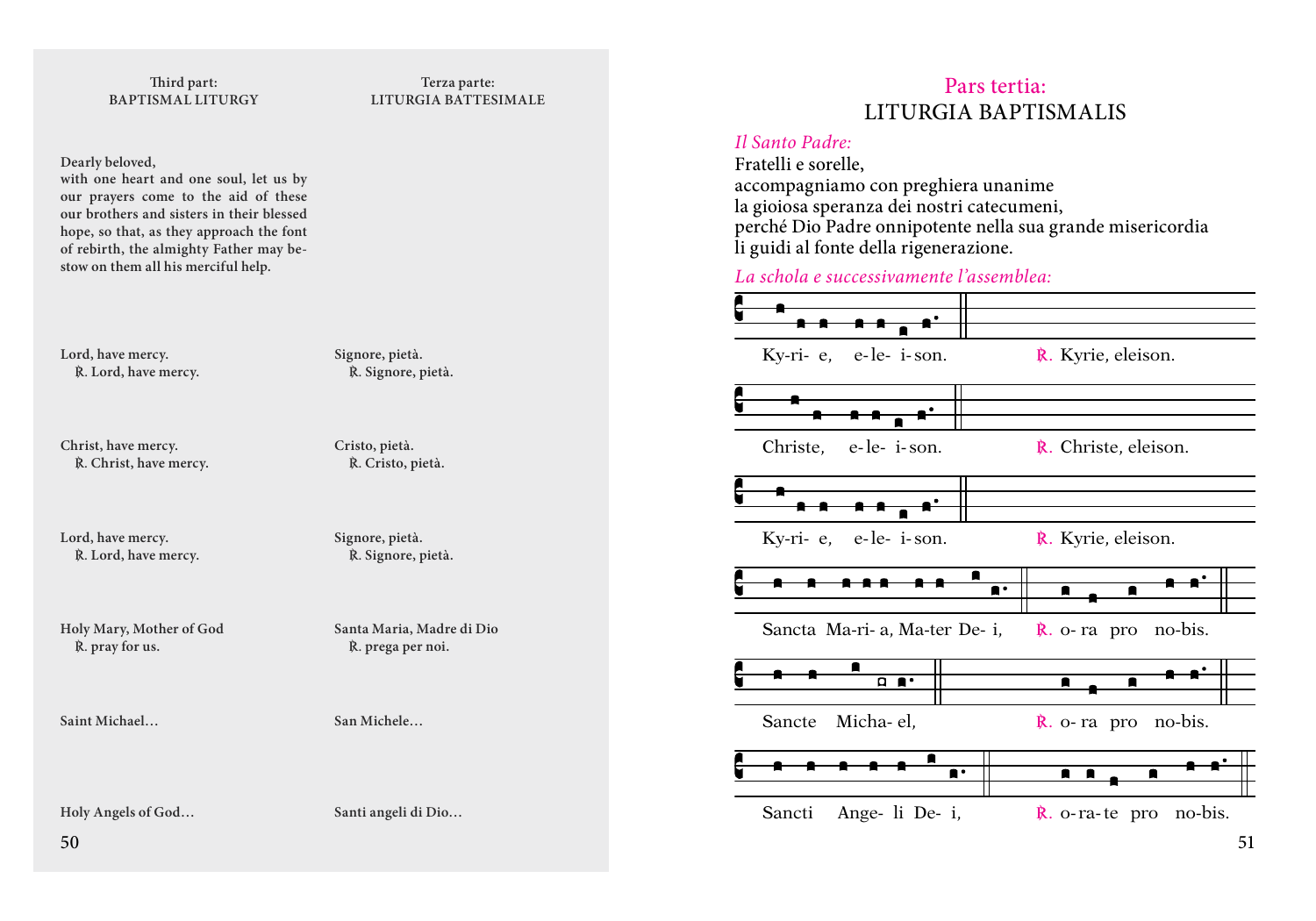Third part:
BAPTISMAL LITURGY

Terza parte:
LITURGIA BATTESIMALE

**Dearly beloved,**
**with one heart and one soul, let us by our prayers come to the aid of these our brothers and sisters in their blessed hope, so that, as they approach the font of rebirth, the almighty Father may bestow on them all his merciful help.**

**Lord, have mercy.**
**℟. Lord, have mercy.**

**Signore, pietà.**
**℟. Signore, pietà.**

**Christ, have mercy.**
**℟. Christ, have mercy.**

**Cristo, pietà.**
**℟. Cristo, pietà.**

**Lord, have mercy.**
**℟. Lord, have mercy.**

**Signore, pietà.**
**℟. Signore, pietà.**

**Holy Mary, Mother of God**
**℟. pray for us.**

**Santa Maria, Madre di Dio**
**℟. prega per noi.**

**Saint Michael…**

**San Michele…**

**Holy Angels of God…**

**Santi angeli di Dio…**

## Pars tertia:
# LITURGIA BAPTISMALIS

*Il Santo Padre:*

Fratelli e sorelle,
accompagniamo con preghiera unanime
la gioiosa speranza dei nostri catecumeni,
perché Dio Padre onnipotente nella sua grande misericordia
li guidi al fonte della rigenerazione.

*La schola e successivamente l'assemblea:*

Ky-ri- e, e-le- i-son. ℟. Kyrie, eleison.

Christe, e-le- i-son. ℟. Christe, eleison.

Ky-ri- e, e-le- i-son. ℟. Kyrie, eleison.

Sancta Ma-ri- a, Ma-ter De- i, ℟. o- ra pro no-bis.

Sancte Micha- el, ℟. o- ra pro no-bis.

Sancti Ange- li De- i, ℟. o-ra-te pro no-bis.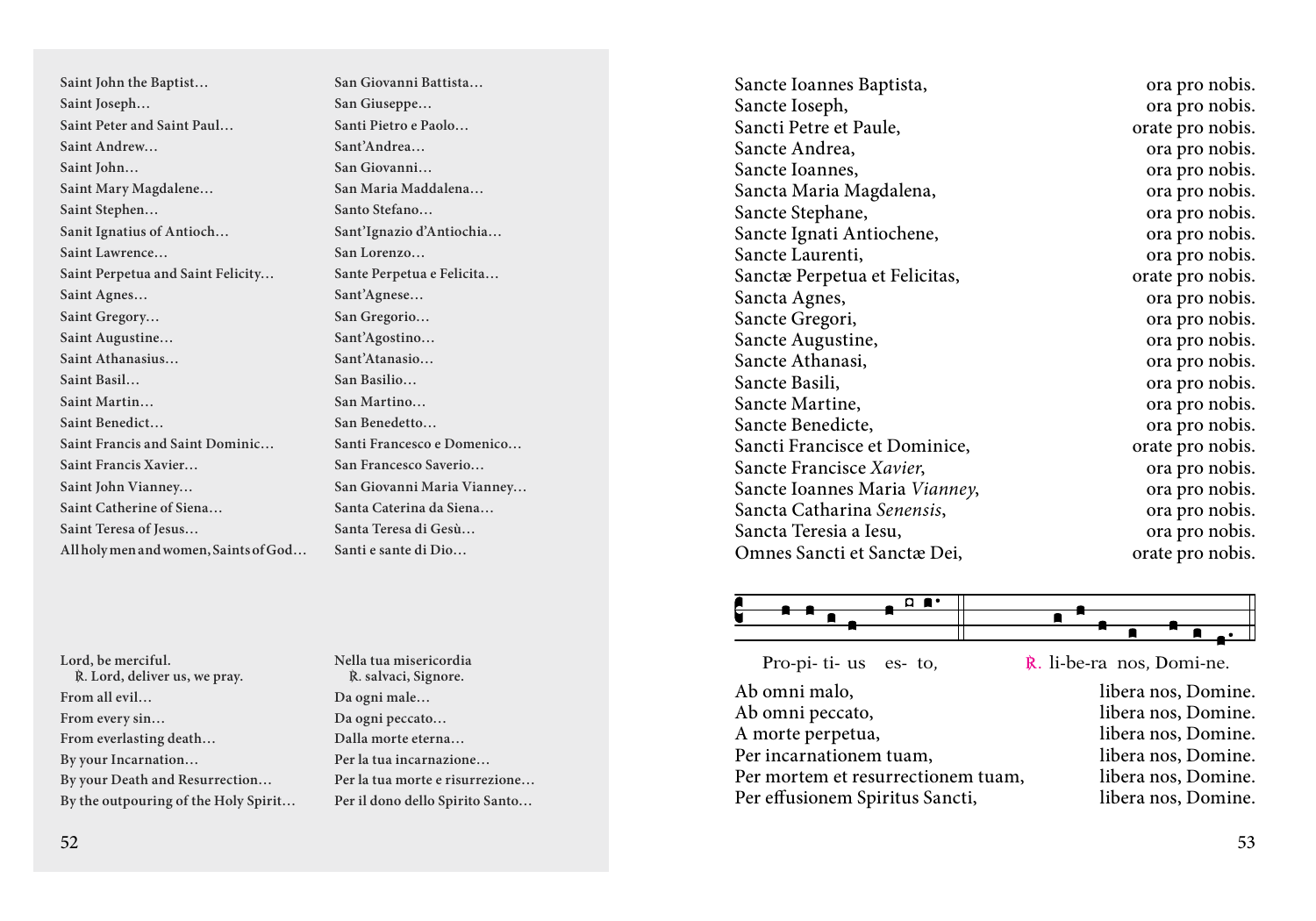| | |
|---|---|
| Saint John the Baptist… | San Giovanni Battista… |
| Saint Joseph… | San Giuseppe… |
| Saint Peter and Saint Paul… | Santi Pietro e Paolo… |
| Saint Andrew… | Sant'Andrea… |
| Saint John… | San Giovanni… |
| Saint Mary Magdalene… | San Maria Maddalena… |
| Saint Stephen… | Santo Stefano… |
| Sanit Ignatius of Antioch… | Sant'Ignazio d'Antiochia… |
| Saint Lawrence… | San Lorenzo… |
| Saint Perpetua and Saint Felicity… | Sante Perpetua e Felicita… |
| Saint Agnes… | Sant'Agnese… |
| Saint Gregory… | San Gregorio… |
| Saint Augustine… | Sant'Agostino… |
| Saint Athanasius… | Sant'Atanasio… |
| Saint Basil… | San Basilio… |
| Saint Martin… | San Martino… |
| Saint Benedict… | San Benedetto… |
| Saint Francis and Saint Dominic… | Santi Francesco e Domenico… |
| Saint Francis Xavier… | San Francesco Saverio… |
| Saint John Vianney… | San Giovanni Maria Vianney… |
| Saint Catherine of Siena… | Santa Caterina da Siena… |
| Saint Teresa of Jesus… | Santa Teresa di Gesù… |
| All holy men and women, Saints of God… | Santi e sante di Dio… |

| | |
|---|---|
| Lord, be merciful. ℟. Lord, deliver us, we pray. | Nella tua misericordia ℟. salvaci, Signore. |
| From all evil… | Da ogni male… |
| From every sin… | Da ogni peccato… |
| From everlasting death… | Dalla morte eterna… |
| By your Incarnation… | Per la tua incarnazione… |
| By your Death and Resurrection… | Per la tua morte e risurrezione… |
| By the outpouring of the Holy Spirit… | Per il dono dello Spirito Santo… |

| | |
|---|---|
| Sancte Ioannes Baptista, | ora pro nobis. |
| Sancte Ioseph, | ora pro nobis. |
| Sancti Petre et Paule, | orate pro nobis. |
| Sancte Andrea, | ora pro nobis. |
| Sancte Ioannes, | ora pro nobis. |
| Sancta Maria Magdalena, | ora pro nobis. |
| Sancte Stephane, | ora pro nobis. |
| Sancte Ignati Antiochene, | ora pro nobis. |
| Sancte Laurenti, | ora pro nobis. |
| Sanctæ Perpetua et Felicitas, | orate pro nobis. |
| Sancta Agnes, | ora pro nobis. |
| Sancte Gregori, | ora pro nobis. |
| Sancte Augustine, | ora pro nobis. |
| Sancte Athanasi, | ora pro nobis. |
| Sancte Basili, | ora pro nobis. |
| Sancte Martine, | ora pro nobis. |
| Sancte Benedicte, | ora pro nobis. |
| Sancti Francisce et Dominice, | orate pro nobis. |
| Sancte Francisce *Xavier*, | ora pro nobis. |
| Sancte Ioannes Maria *Vianney*, | ora pro nobis. |
| Sancta Catharina *Senensis*, | ora pro nobis. |
| Sancta Teresia a Iesu, | ora pro nobis. |
| Omnes Sancti et Sanctæ Dei, | orate pro nobis. |

Pro-pi- ti- us es- to, ℟. li-be-ra nos, Domi-ne.

| | |
|---|---|
| Ab omni malo, | libera nos, Domine. |
| Ab omni peccato, | libera nos, Domine. |
| A morte perpetua, | libera nos, Domine. |
| Per incarnationem tuam, | libera nos, Domine. |
| Per mortem et resurrectionem tuam, | libera nos, Domine. |
| Per effusionem Spiritus Sancti, | libera nos, Domine. |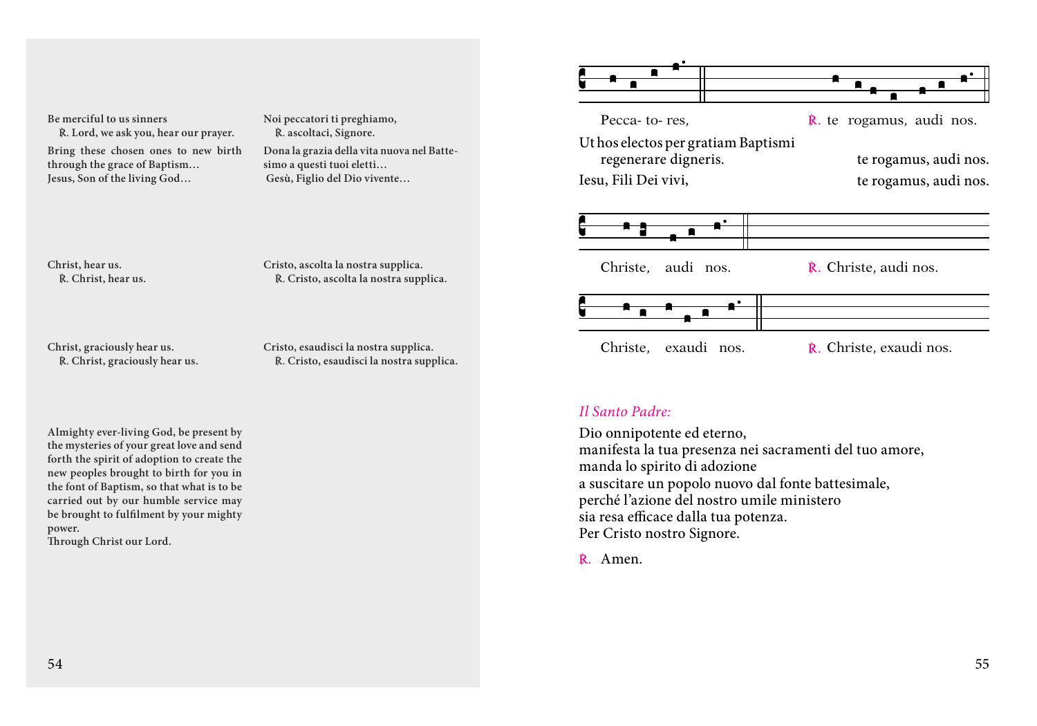Be merciful to us sinners
℟. Lord, we ask you, hear our prayer.

Bring these chosen ones to new birth through the grace of Baptism…
Jesus, Son of the living God…

Noi peccatori ti preghiamo,
℟. ascoltaci, Signore.

Dona la grazia della vita nuova nel Battesimo a questi tuoi eletti…
Gesù, Figlio del Dio vivente…

Pecca- to- res, ℟. te rogamus, audi nos.

Ut hos electos per gratiam Baptismi regenerare digneris. te rogamus, audi nos.

Iesu, Fili Dei vivi, te rogamus, audi nos.

Christ, hear us.
℟. Christ, hear us.

Cristo, ascolta la nostra supplica.
℟. Cristo, ascolta la nostra supplica.

Christe, audi nos. ℟. Christe, audi nos.

Christ, graciously hear us.
℟. Christ, graciously hear us.

Cristo, esaudisci la nostra supplica.
℟. Cristo, esaudisci la nostra supplica.

Christe, exaudi nos. ℟. Christe, exaudi nos.

Almighty ever-living God, be present by the mysteries of your great love and send forth the spirit of adoption to create the new peoples brought to birth for you in the font of Baptism, so that what is to be carried out by our humble service may be brought to fulfilment by your mighty power.
Through Christ our Lord.

*Il Santo Padre:*

Dio onnipotente ed eterno,
manifesta la tua presenza nei sacramenti del tuo amore,
manda lo spirito di adozione
a suscitare un popolo nuovo dal fonte battesimale,
perché l'azione del nostro umile ministero
sia resa efficace dalla tua potenza.
Per Cristo nostro Signore.

℟. Amen.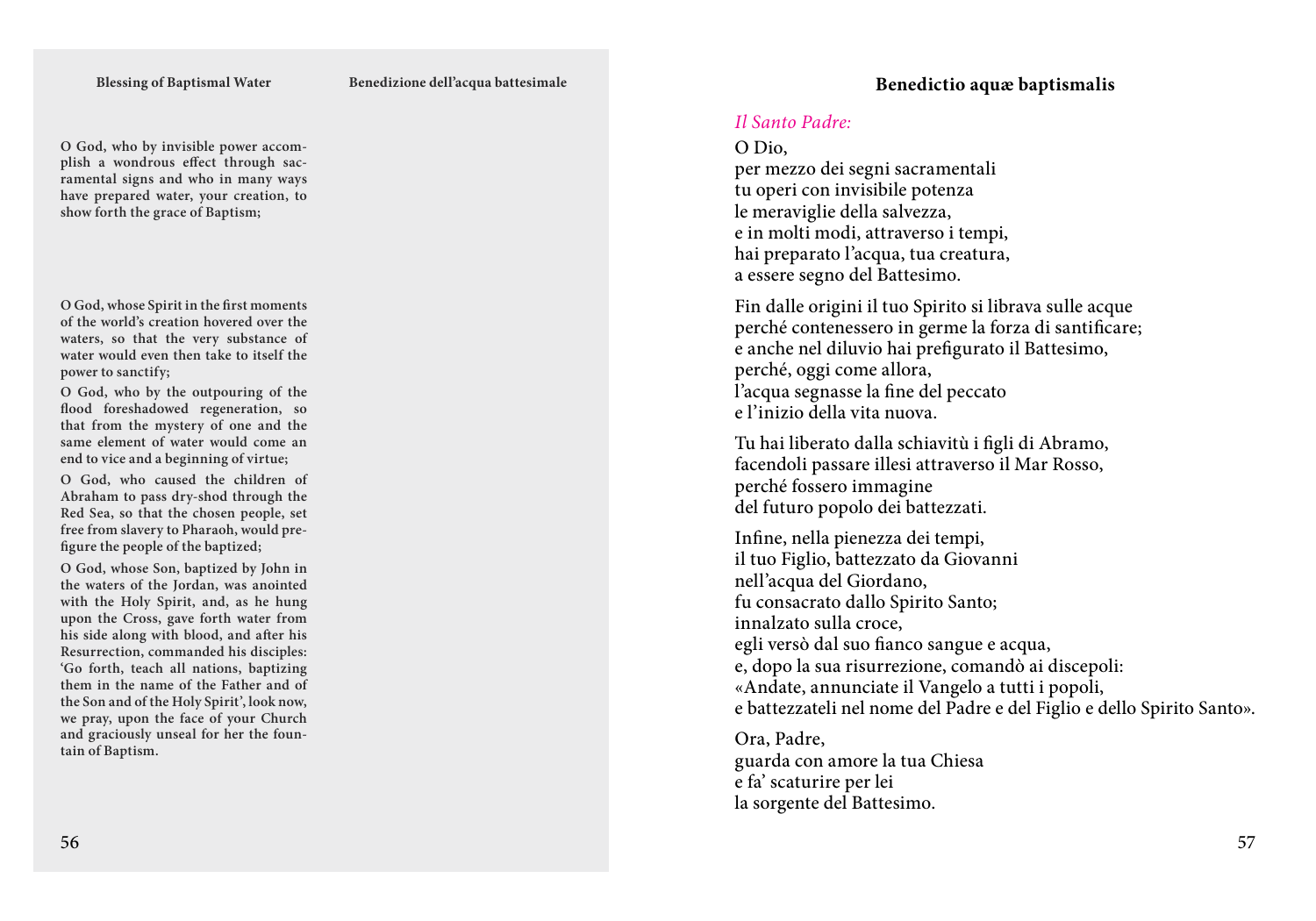**Blessing of Baptismal Water**

**Benedizione dell'acqua battesimale**

**O God, who by invisible power accomplish a wondrous effect through sacramental signs and who in many ways have prepared water, your creation, to show forth the grace of Baptism;**

**O God, whose Spirit in the first moments of the world's creation hovered over the waters, so that the very substance of water would even then take to itself the power to sanctify;**

**O God, who by the outpouring of the flood foreshadowed regeneration, so that from the mystery of one and the same element of water would come an end to vice and a beginning of virtue;**

**O God, who caused the children of Abraham to pass dry-shod through the Red Sea, so that the chosen people, set free from slavery to Pharaoh, would prefigure the people of the baptized;**

**O God, whose Son, baptized by John in the waters of the Jordan, was anointed with the Holy Spirit, and, as he hung upon the Cross, gave forth water from his side along with blood, and after his Resurrection, commanded his disciples: 'Go forth, teach all nations, baptizing them in the name of the Father and of the Son and of the Holy Spirit', look now, we pray, upon the face of your Church and graciously unseal for her the fountain of Baptism.**

## Benedictio aquæ baptismalis

*Il Santo Padre:*

O Dio,
per mezzo dei segni sacramentali
tu operi con invisibile potenza
le meraviglie della salvezza,
e in molti modi, attraverso i tempi,
hai preparato l'acqua, tua creatura,
a essere segno del Battesimo.

Fin dalle origini il tuo Spirito si librava sulle acque
perché contenessero in germe la forza di santificare;
e anche nel diluvio hai prefigurato il Battesimo,
perché, oggi come allora,
l'acqua segnasse la fine del peccato
e l'inizio della vita nuova.

Tu hai liberato dalla schiavitù i figli di Abramo,
facendoli passare illesi attraverso il Mar Rosso,
perché fossero immagine
del futuro popolo dei battezzati.

Infine, nella pienezza dei tempi,
il tuo Figlio, battezzato da Giovanni
nell'acqua del Giordano,
fu consacrato dallo Spirito Santo;
innalzato sulla croce,
egli versò dal suo fianco sangue e acqua,
e, dopo la sua risurrezione, comandò ai discepoli:
«Andate, annunciate il Vangelo a tutti i popoli,
e battezzateli nel nome del Padre e del Figlio e dello Spirito Santo».

Ora, Padre,
guarda con amore la tua Chiesa
e fa' scaturire per lei
la sorgente del Battesimo.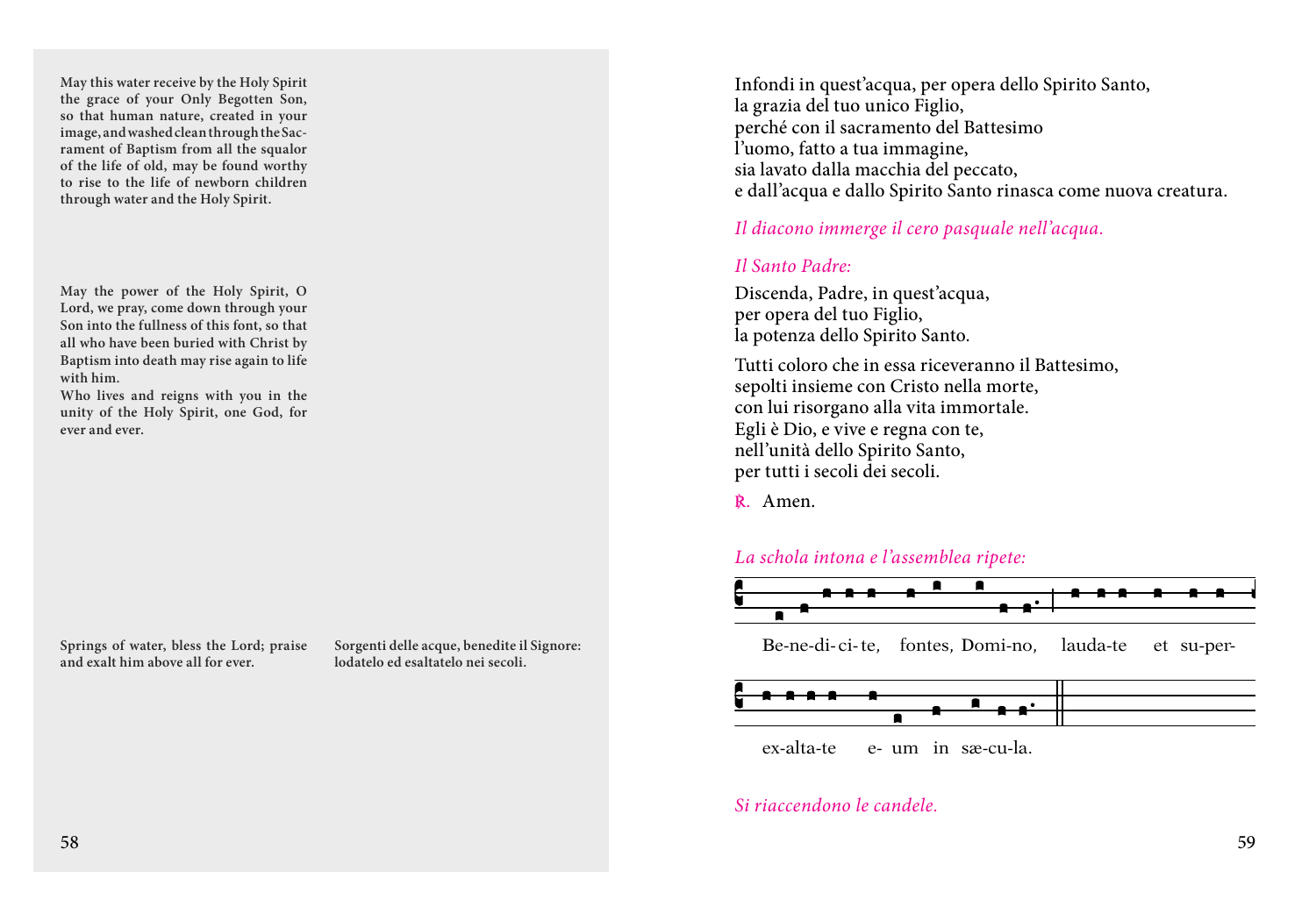**May this water receive by the Holy Spirit the grace of your Only Begotten Son, so that human nature, created in your image, and washed clean through the Sacrament of Baptism from all the squalor of the life of old, may be found worthy to rise to the life of newborn children through water and the Holy Spirit.**

**May the power of the Holy Spirit, O Lord, we pray, come down through your Son into the fullness of this font, so that all who have been buried with Christ by Baptism into death may rise again to life with him.**
**Who lives and reigns with you in the unity of the Holy Spirit, one God, for ever and ever.**

**Springs of water, bless the Lord; praise and exalt him above all for ever.**

**Sorgenti delle acque, benedite il Signore: lodatelo ed esaltatelo nei secoli.**

Infondi in quest'acqua, per opera dello Spirito Santo,
la grazia del tuo unico Figlio,
perché con il sacramento del Battesimo
l'uomo, fatto a tua immagine,
sia lavato dalla macchia del peccato,
e dall'acqua e dallo Spirito Santo rinasca come nuova creatura.

*Il diacono immerge il cero pasquale nell'acqua.*

*Il Santo Padre:*

Discenda, Padre, in quest'acqua,
per opera del tuo Figlio,
la potenza dello Spirito Santo.

Tutti coloro che in essa riceveranno il Battesimo,
sepolti insieme con Cristo nella morte,
con lui risorgano alla vita immortale.
Egli è Dio, e vive e regna con te,
nell'unità dello Spirito Santo,
per tutti i secoli dei secoli.

℟. Amen.

*La schola intona e l'assemblea ripete:*

Be-ne-di-ci-te, fontes, Domi-no, lauda-te et su-per-
ex-alta-te e- um in sæ-cu-la.

*Si riaccendono le candele.*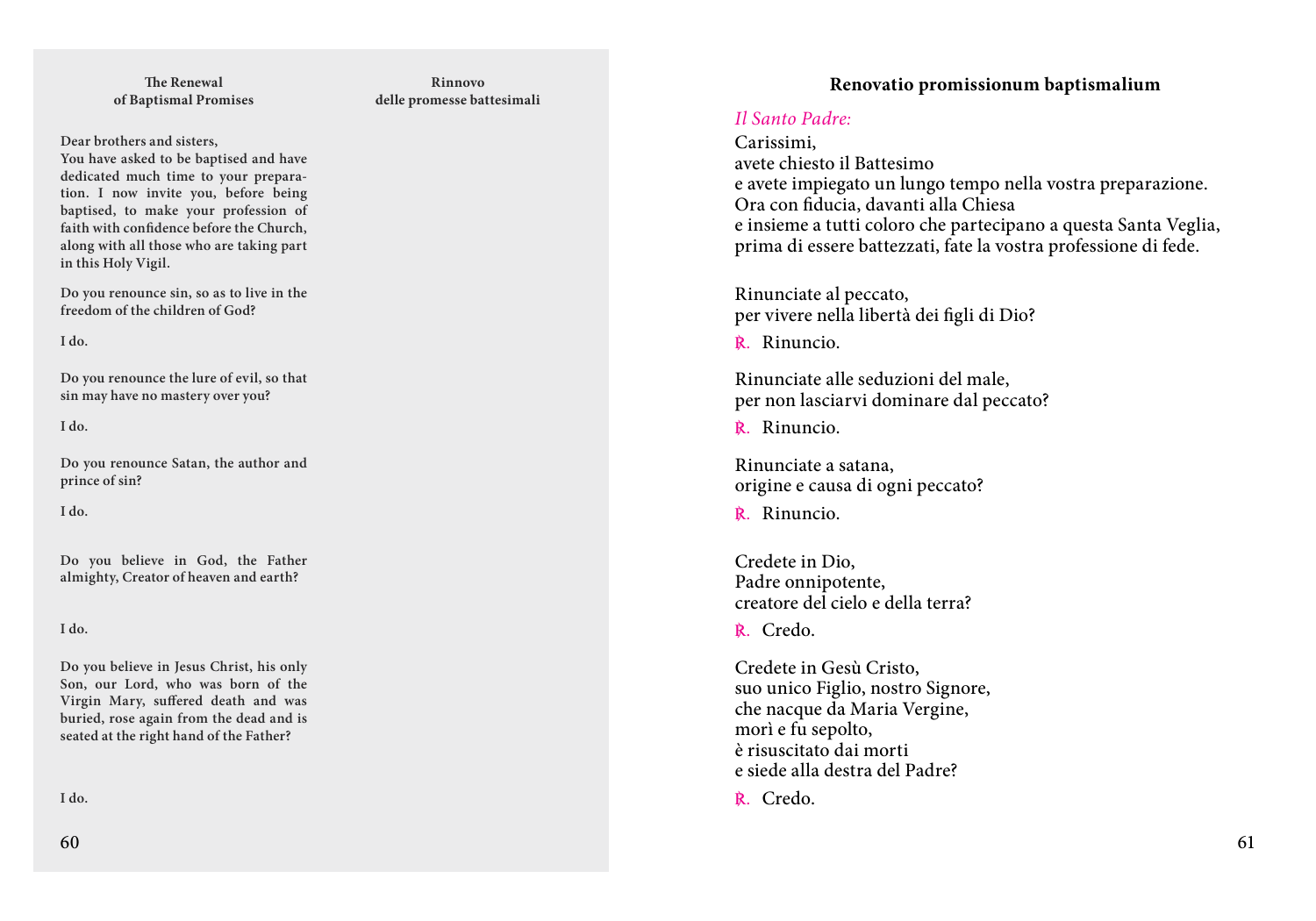**The Renewal of Baptismal Promises**

**Rinnovo delle promesse battesimali**

**Dear brothers and sisters,**
**You have asked to be baptised and have dedicated much time to your preparation. I now invite you, before being baptised, to make your profession of faith with confidence before the Church, along with all those who are taking part in this Holy Vigil.**

**Do you renounce sin, so as to live in the freedom of the children of God?**

**I do.**

**Do you renounce the lure of evil, so that sin may have no mastery over you?**

**I do.**

**Do you renounce Satan, the author and prince of sin?**

**I do.**

**Do you believe in God, the Father almighty, Creator of heaven and earth?**

**I do.**

**Do you believe in Jesus Christ, his only Son, our Lord, who was born of the Virgin Mary, suffered death and was buried, rose again from the dead and is seated at the right hand of the Father?**

**I do.**

## Renovatio promissionum baptismalium

*Il Santo Padre:*

Carissimi,
avete chiesto il Battesimo
e avete impiegato un lungo tempo nella vostra preparazione.
Ora con fiducia, davanti alla Chiesa
e insieme a tutti coloro che partecipano a questa Santa Veglia,
prima di essere battezzati, fate la vostra professione di fede.

Rinunciate al peccato,
per vivere nella libertà dei figli di Dio?

℟. Rinuncio.

Rinunciate alle seduzioni del male,
per non lasciarvi dominare dal peccato?

℟. Rinuncio.

Rinunciate a satana,
origine e causa di ogni peccato?

℟. Rinuncio.

Credete in Dio,
Padre onnipotente,
creatore del cielo e della terra?

℟. Credo.

Credete in Gesù Cristo,
suo unico Figlio, nostro Signore,
che nacque da Maria Vergine,
morì e fu sepolto,
è risuscitato dai morti
e siede alla destra del Padre?

℟. Credo.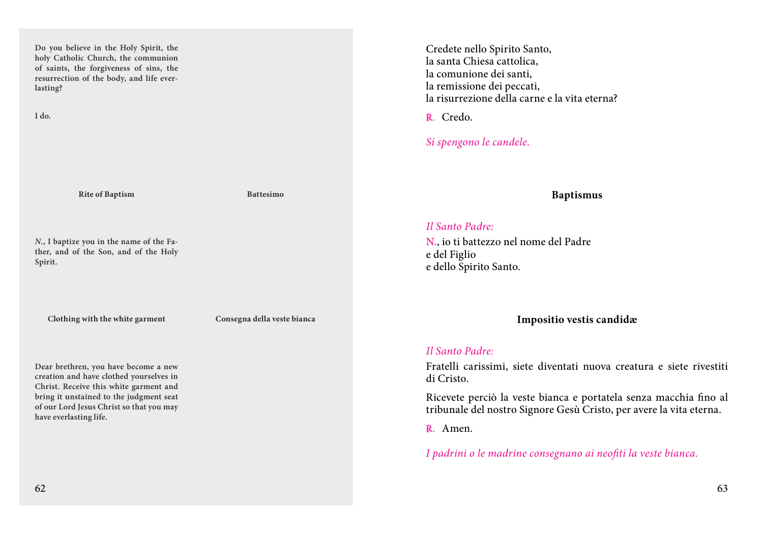Do you believe in the Holy Spirit, the holy Catholic Church, the communion of saints, the forgiveness of sins, the resurrection of the body, and life everlasting?

I do.

**Rite of Baptism** **Battesimo**

*N.*, I baptize you in the name of the Father, and of the Son, and of the Holy Spirit.

**Clothing with the white garment** **Consegna della veste bianca**

Dear brethren, you have become a new creation and have clothed yourselves in Christ. Receive this white garment and bring it unstained to the judgment seat of our Lord Jesus Christ so that you may have everlasting life.

Credete nello Spirito Santo,
la santa Chiesa cattolica,
la comunione dei santi,
la remissione dei peccati,
la risurrezione della carne e la vita eterna?

℟. Credo.

*Si spengono le candele.*

### Baptismus

*Il Santo Padre:*

N., io ti battezzo nel nome del Padre
e del Figlio
e dello Spirito Santo.

### Impositio vestis candidæ

*Il Santo Padre:*

Fratelli carissimi, siete diventati nuova creatura e siete rivestiti di Cristo.

Ricevete perciò la veste bianca e portatela senza macchia fino al tribunale del nostro Signore Gesù Cristo, per avere la vita eterna.

℟. Amen.

*I padrini o le madrine consegnano ai neofiti la veste bianca.*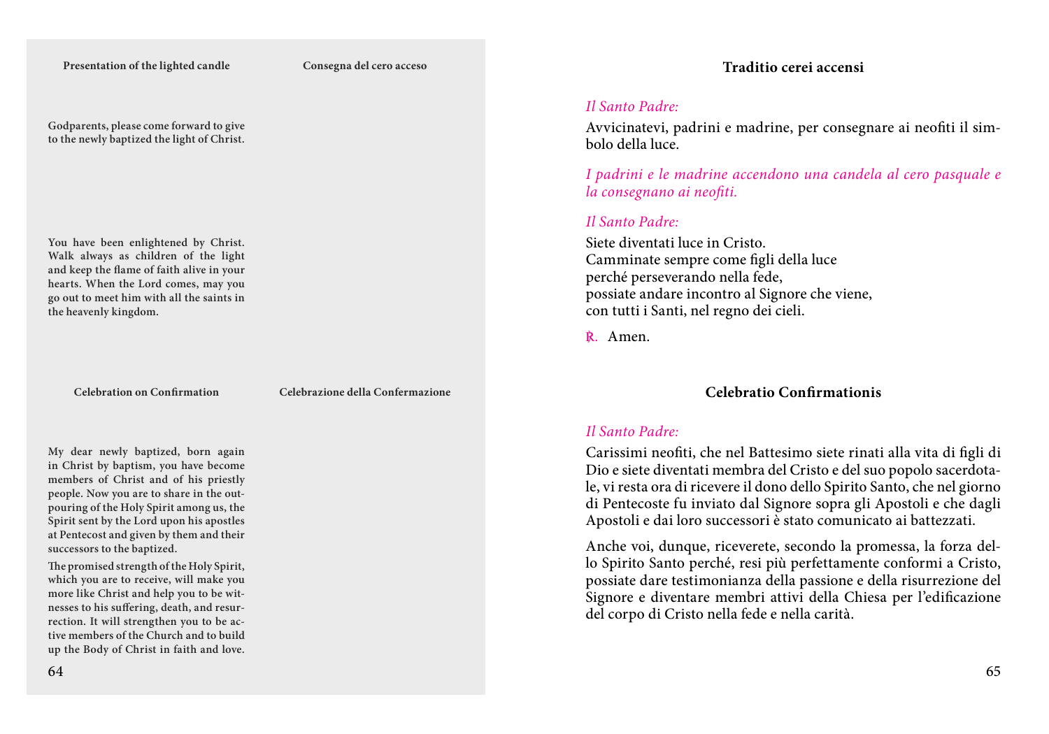**Presentation of the lighted candle** | **Consegna del cero acceso**

Godparents, please come forward to give to the newly baptized the light of Christ.

You have been enlightened by Christ. Walk always as children of the light and keep the flame of faith alive in your hearts. When the Lord comes, may you go out to meet him with all the saints in the heavenly kingdom.

**Celebration on Confirmation** | **Celebrazione della Confermazione**

My dear newly baptized, born again in Christ by baptism, you have become members of Christ and of his priestly people. Now you are to share in the outpouring of the Holy Spirit among us, the Spirit sent by the Lord upon his apostles at Pentecost and given by them and their successors to the baptized.

The promised strength of the Holy Spirit, which you are to receive, will make you more like Christ and help you to be witnesses to his suffering, death, and resurrection. It will strengthen you to be active members of the Church and to build up the Body of Christ in faith and love.

## Traditio cerei accensi

*Il Santo Padre:*

Avvicinatevi, padrini e madrine, per consegnare ai neofiti il simbolo della luce.

*I padrini e le madrine accendono una candela al cero pasquale e la consegnano ai neofiti.*

*Il Santo Padre:*

Siete diventati luce in Cristo.
Camminate sempre come figli della luce
perché perseverando nella fede,
possiate andare incontro al Signore che viene,
con tutti i Santi, nel regno dei cieli.

℟. Amen.

## Celebratio Confirmationis

*Il Santo Padre:*

Carissimi neofiti, che nel Battesimo siete rinati alla vita di figli di Dio e siete diventati membra del Cristo e del suo popolo sacerdotale, vi resta ora di ricevere il dono dello Spirito Santo, che nel giorno di Pentecoste fu inviato dal Signore sopra gli Apostoli e che dagli Apostoli e dai loro successori è stato comunicato ai battezzati.

Anche voi, dunque, riceverete, secondo la promessa, la forza dello Spirito Santo perché, resi più perfettamente conformi a Cristo, possiate dare testimonianza della passione e della risurrezione del Signore e diventare membri attivi della Chiesa per l'edificazione del corpo di Cristo nella fede e nella carità.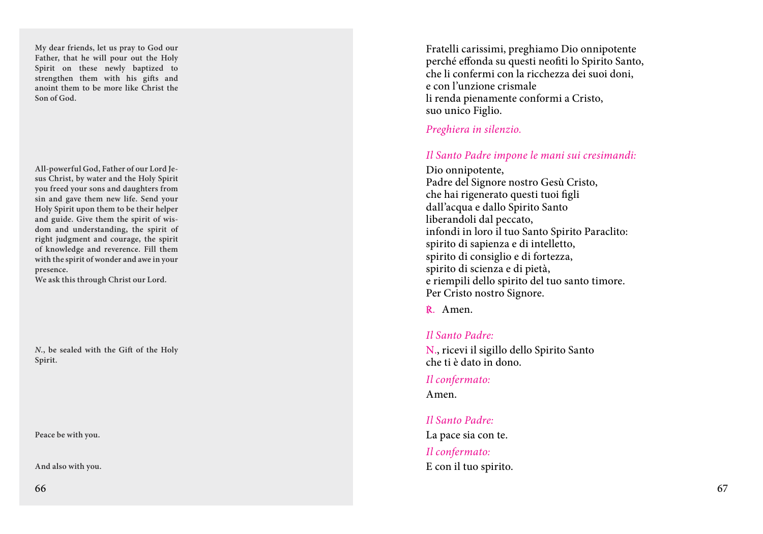**My dear friends, let us pray to God our Father, that he will pour out the Holy Spirit on these newly baptized to strengthen them with his gifts and anoint them to be more like Christ the Son of God.**

**All-powerful God, Father of our Lord Jesus Christ, by water and the Holy Spirit you freed your sons and daughters from sin and gave them new life. Send your Holy Spirit upon them to be their helper and guide. Give them the spirit of wisdom and understanding, the spirit of right judgment and courage, the spirit of knowledge and reverence. Fill them with the spirit of wonder and awe in your presence.**
**We ask this through Christ our Lord.**

***N.*, be sealed with the Gift of the Holy Spirit.**

**Peace be with you.**

**And also with you.**

Fratelli carissimi, preghiamo Dio onnipotente
perché effonda su questi neofiti lo Spirito Santo,
che li confermi con la ricchezza dei suoi doni,
e con l'unzione crismale
li renda pienamente conformi a Cristo,
suo unico Figlio.

*Preghiera in silenzio.*

*Il Santo Padre impone le mani sui cresimandi:*

Dio onnipotente,
Padre del Signore nostro Gesù Cristo,
che hai rigenerato questi tuoi figli
dall'acqua e dallo Spirito Santo
liberandoli dal peccato,
infondi in loro il tuo Santo Spirito Paraclito:
spirito di sapienza e di intelletto,
spirito di consiglio e di fortezza,
spirito di scienza e di pietà,
e riempili dello spirito del tuo santo timore.
Per Cristo nostro Signore.

℟. Amen.

*Il Santo Padre:*

N., ricevi il sigillo dello Spirito Santo
che ti è dato in dono.

*Il confermato:*

Amen.

*Il Santo Padre:*

La pace sia con te.

*Il confermato:*

E con il tuo spirito.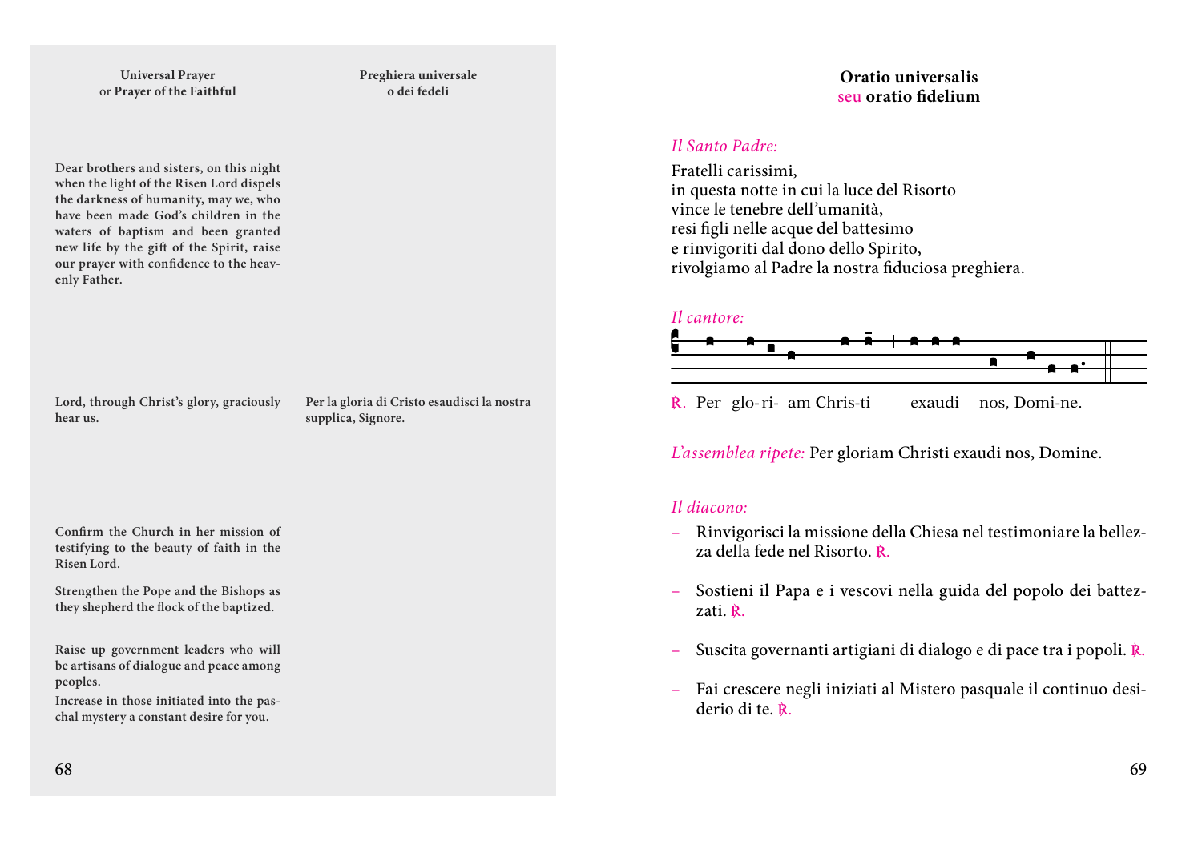**Universal Prayer**
or **Prayer of the Faithful**

**Preghiera universale**
**o dei fedeli**

**Dear brothers and sisters, on this night when the light of the Risen Lord dispels the darkness of humanity, may we, who have been made God's children in the waters of baptism and been granted new life by the gift of the Spirit, raise our prayer with confidence to the heavenly Father.**

**Lord, through Christ's glory, graciously hear us.**

**Per la gloria di Cristo esaudisci la nostra supplica, Signore.**

**Confirm the Church in her mission of testifying to the beauty of faith in the Risen Lord.**

**Strengthen the Pope and the Bishops as they shepherd the flock of the baptized.**

**Raise up government leaders who will be artisans of dialogue and peace among peoples.**

**Increase in those initiated into the paschal mystery a constant desire for you.**

## Oratio universalis
seu **oratio fidelium**

*Il Santo Padre:*

Fratelli carissimi,
in questa notte in cui la luce del Risorto
vince le tenebre dell'umanità,
resi figli nelle acque del battesimo
e rinvigoriti dal dono dello Spirito,
rivolgiamo al Padre la nostra fiduciosa preghiera.

*Il cantore:*

℟. Per glo-ri- am Chris-ti exaudi nos, Domi-ne.

*L'assemblea ripete:* Per gloriam Christi exaudi nos, Domine.

*Il diacono:*

– Rinvigorisci la missione della Chiesa nel testimoniare la bellezza della fede nel Risorto. ℟.

– Sostieni il Papa e i vescovi nella guida del popolo dei battezzati. ℟.

– Suscita governanti artigiani di dialogo e di pace tra i popoli. ℟.

– Fai crescere negli iniziati al Mistero pasquale il continuo desiderio di te. ℟.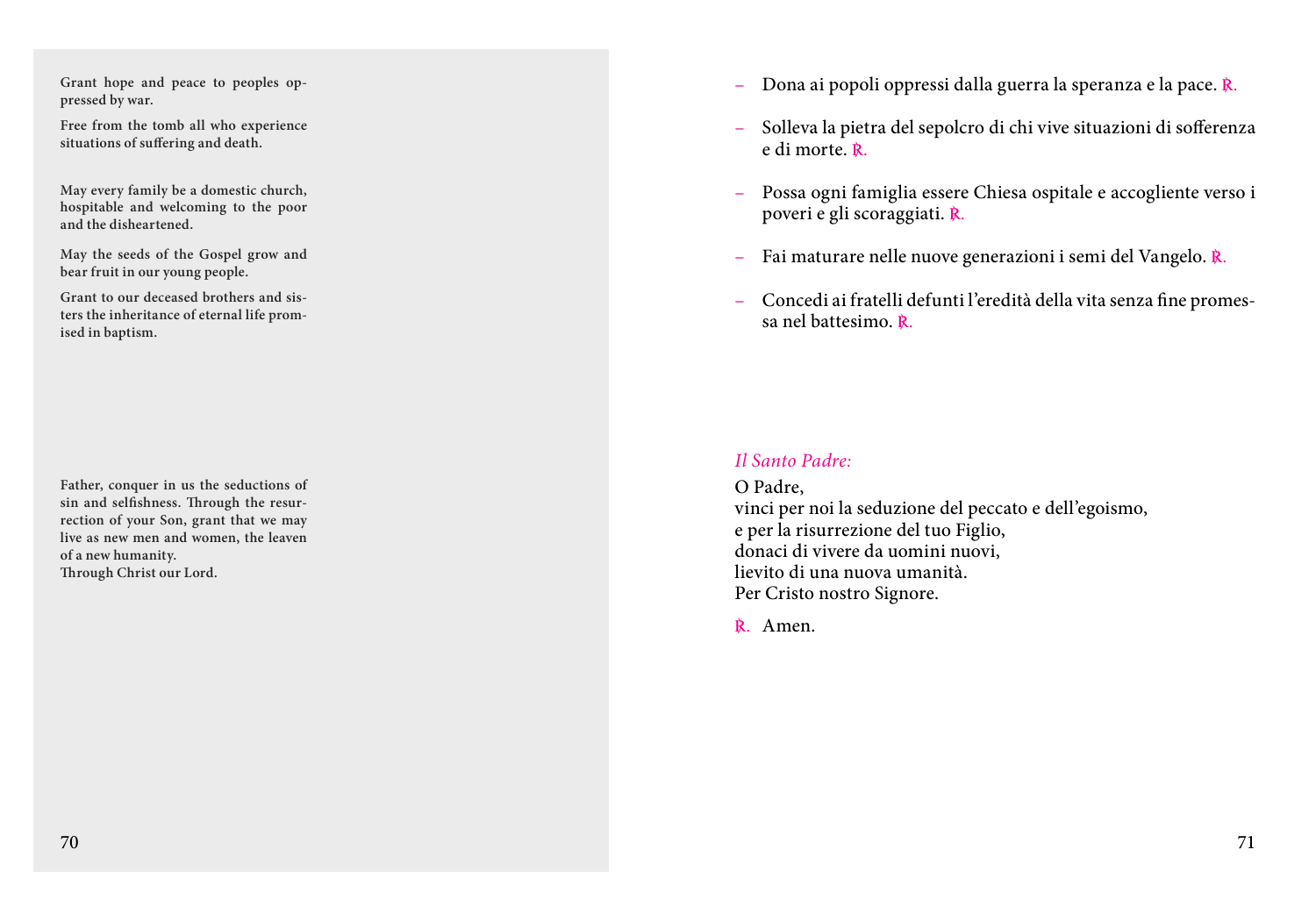Grant hope and peace to peoples oppressed by war.

Free from the tomb all who experience situations of suffering and death.

May every family be a domestic church, hospitable and welcoming to the poor and the disheartened.

May the seeds of the Gospel grow and bear fruit in our young people.

Grant to our deceased brothers and sisters the inheritance of eternal life promised in baptism.

Father, conquer in us the seductions of sin and selfishness. Through the resurrection of your Son, grant that we may live as new men and women, the leaven of a new humanity.
Through Christ our Lord.

– Dona ai popoli oppressi dalla guerra la speranza e la pace. ℟.

– Solleva la pietra del sepolcro di chi vive situazioni di sofferenza e di morte. ℟.

– Possa ogni famiglia essere Chiesa ospitale e accogliente verso i poveri e gli scoraggiati. ℟.

– Fai maturare nelle nuove generazioni i semi del Vangelo. ℟.

– Concedi ai fratelli defunti l'eredità della vita senza fine promessa nel battesimo. ℟.

*Il Santo Padre:*

O Padre,
vinci per noi la seduzione del peccato e dell'egoismo,
e per la risurrezione del tuo Figlio,
donaci di vivere da uomini nuovi,
lievito di una nuova umanità.
Per Cristo nostro Signore.

℟. Amen.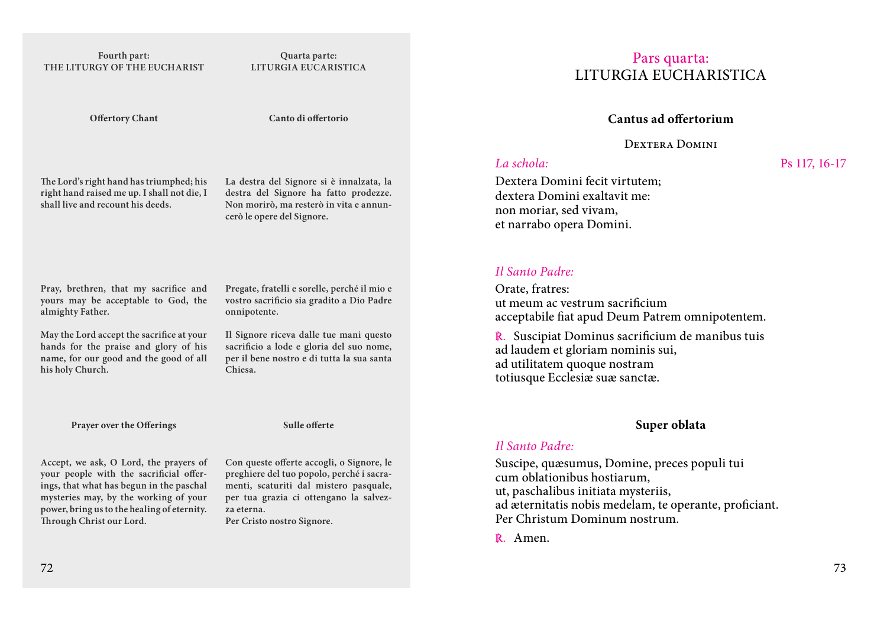Fourth part:
THE LITURGY OF THE EUCHARIST

Quarta parte:
LITURGIA EUCARISTICA

**Offertory Chant**

**Canto di offertorio**

**The Lord's right hand has triumphed; his right hand raised me up. I shall not die, I shall live and recount his deeds.**

**La destra del Signore si è innalzata, la destra del Signore ha fatto prodezze. Non morirò, ma resterò in vita e annuncerò le opere del Signore.**

**Pray, brethren, that my sacrifice and yours may be acceptable to God, the almighty Father.**

**May the Lord accept the sacrifice at your hands for the praise and glory of his name, for our good and the good of all his holy Church.**

**Pregate, fratelli e sorelle, perché il mio e vostro sacrificio sia gradito a Dio Padre onnipotente.**

**Il Signore riceva dalle tue mani questo sacrificio a lode e gloria del suo nome, per il bene nostro e di tutta la sua santa Chiesa.**

**Prayer over the Offerings**

**Sulle offerte**

**Accept, we ask, O Lord, the prayers of your people with the sacrificial offerings, that what has begun in the paschal mysteries may, by the working of your power, bring us to the healing of eternity. Through Christ our Lord.**

**Con queste offerte accogli, o Signore, le preghiere del tuo popolo, perché i sacramenti, scaturiti dal mistero pasquale, per tua grazia ci ottengano la salvezza eterna.**
**Per Cristo nostro Signore.**

# Pars quarta: LITURGIA EUCHARISTICA

## Cantus ad offertorium

DEXTERA DOMINI

*La schola:* Ps 117, 16-17

Dextera Domini fecit virtutem;
dextera Domini exaltavit me:
non moriar, sed vivam,
et narrabo opera Domini.

*Il Santo Padre:*

Orate, fratres:
ut meum ac vestrum sacrificium
acceptabile fiat apud Deum Patrem omnipotentem.

℟. Suscipiat Dominus sacrificium de manibus tuis
ad laudem et gloriam nominis sui,
ad utilitatem quoque nostram
totiusque Ecclesiæ suæ sanctæ.

## Super oblata

*Il Santo Padre:*

Suscipe, quæsumus, Domine, preces populi tui
cum oblationibus hostiarum,
ut, paschalibus initiata mysteriis,
ad æternitatis nobis medelam, te operante, proficiant.
Per Christum Dominum nostrum.

℟. Amen.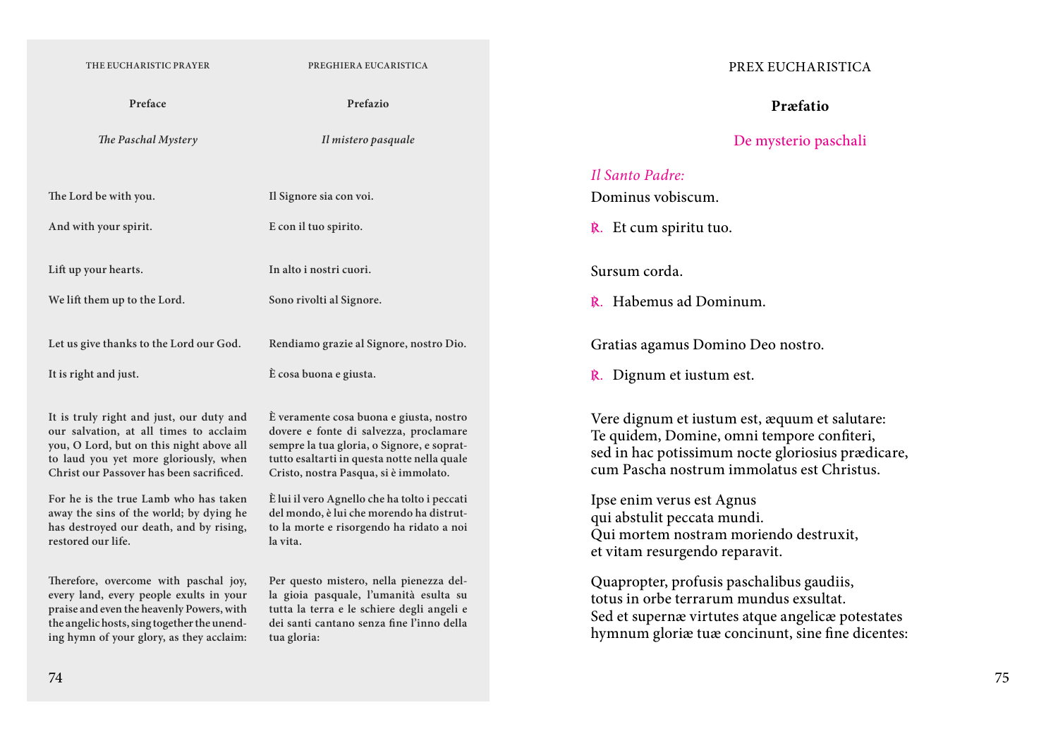THE EUCHARISTIC PRAYER

**Preface**

*The Paschal Mystery*

The Lord be with you.

And with your spirit.

Lift up your hearts.

We lift them up to the Lord.

Let us give thanks to the Lord our God.

It is right and just.

It is truly right and just, our duty and our salvation, at all times to acclaim you, O Lord, but on this night above all to laud you yet more gloriously, when Christ our Passover has been sacrificed.

For he is the true Lamb who has taken away the sins of the world; by dying he has destroyed our death, and by rising, restored our life.

Therefore, overcome with paschal joy, every land, every people exults in your praise and even the heavenly Powers, with the angelic hosts, sing together the unending hymn of your glory, as they acclaim:

PREGHIERA EUCARISTICA

**Prefazio**

*Il mistero pasquale*

Il Signore sia con voi.

E con il tuo spirito.

In alto i nostri cuori.

Sono rivolti al Signore.

Rendiamo grazie al Signore, nostro Dio.

È cosa buona e giusta.

È veramente cosa buona e giusta, nostro dovere e fonte di salvezza, proclamare sempre la tua gloria, o Signore, e soprattutto esaltarti in questa notte nella quale Cristo, nostra Pasqua, si è immolato.

È lui il vero Agnello che ha tolto i peccati del mondo, è lui che morendo ha distrutto la morte e risorgendo ha ridato a noi la vita.

Per questo mistero, nella pienezza della gioia pasquale, l'umanità esulta su tutta la terra e le schiere degli angeli e dei santi cantano senza fine l'inno della tua gloria:

PREX EUCHARISTICA

**Præfatio**

De mysterio paschali

*Il Santo Padre:*
Dominus vobiscum.

℟. Et cum spiritu tuo.

Sursum corda.

℟. Habemus ad Dominum.

Gratias agamus Domino Deo nostro.

℟. Dignum et iustum est.

Vere dignum et iustum est, æquum et salutare:
Te quidem, Domine, omni tempore confiteri,
sed in hac potissimum nocte gloriosius prædicare,
cum Pascha nostrum immolatus est Christus.

Ipse enim verus est Agnus
qui abstulit peccata mundi.
Qui mortem nostram moriendo destruxit,
et vitam resurgendo reparavit.

Quapropter, profusis paschalibus gaudiis,
totus in orbe terrarum mundus exsultat.
Sed et supernæ virtutes atque angelicæ potestates
hymnum gloriæ tuæ concinunt, sine fine dicentes: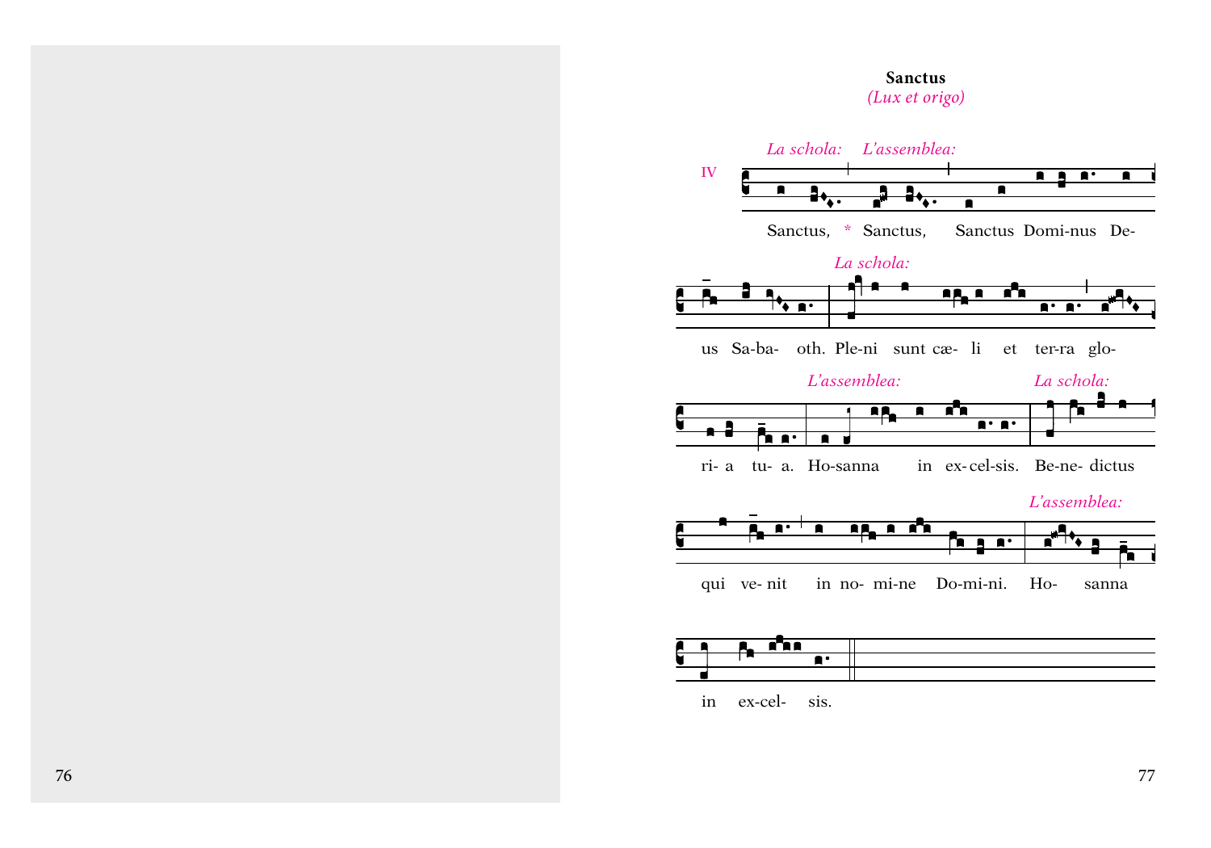**Sanctus**

*(Lux et origo)*

IV

*La schola:* Sanctus, * *L'assemblea:* Sanctus, Sanctus Domi-nus De-us Sa-ba- oth. *La schola:* Ple-ni sunt cæ- li et ter-ra glo-ri- a tu- a. *L'assemblea:* Ho-sanna in ex-cel-sis. *La schola:* Be-ne- dictus qui ve- nit in no- mi-ne Do-mi-ni. *L'assemblea:* Ho- sanna in ex-cel- sis.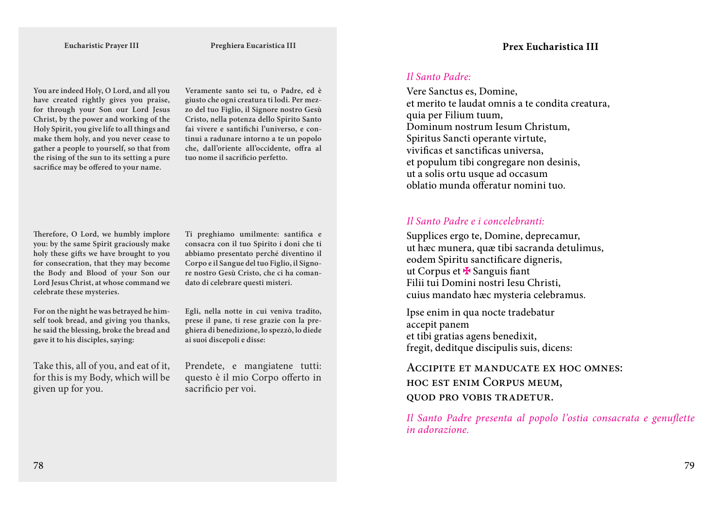**Eucharistic Prayer III**

You are indeed Holy, O Lord, and all you have created rightly gives you praise, for through your Son our Lord Jesus Christ, by the power and working of the Holy Spirit, you give life to all things and make them holy, and you never cease to gather a people to yourself, so that from the rising of the sun to its setting a pure sacrifice may be offered to your name.

Therefore, O Lord, we humbly implore you: by the same Spirit graciously make holy these gifts we have brought to you for consecration, that they may become the Body and Blood of your Son our Lord Jesus Christ, at whose command we celebrate these mysteries.

For on the night he was betrayed he himself took bread, and giving you thanks, he said the blessing, broke the bread and gave it to his disciples, saying:

Take this, all of you, and eat of it, for this is my Body, which will be given up for you.

**Preghiera Eucaristica III**

Veramente santo sei tu, o Padre, ed è giusto che ogni creatura ti lodi. Per mezzo del tuo Figlio, il Signore nostro Gesù Cristo, nella potenza dello Spirito Santo fai vivere e santifichi l'universo, e continui a radunare intorno a te un popolo che, dall'oriente all'occidente, offra al tuo nome il sacrificio perfetto.

Ti preghiamo umilmente: santifica e consacra con il tuo Spirito i doni che ti abbiamo presentato perché diventino il Corpo e il Sangue del tuo Figlio, il Signore nostro Gesù Cristo, che ci ha comandato di celebrare questi misteri.

Egli, nella notte in cui veniva tradito, prese il pane, ti rese grazie con la preghiera di benedizione, lo spezzò, lo diede ai suoi discepoli e disse:

Prendete, e mangiatene tutti: questo è il mio Corpo offerto in sacrificio per voi.

## Prex Eucharistica III

*Il Santo Padre:*

Vere Sanctus es, Domine,
et merito te laudat omnis a te condita creatura,
quia per Filium tuum,
Dominum nostrum Iesum Christum,
Spiritus Sancti operante virtute,
vivificas et sanctificas universa,
et populum tibi congregare non desinis,
ut a solis ortu usque ad occasum
oblatio munda offeratur nomini tuo.

*Il Santo Padre e i concelebranti:*

Supplices ergo te, Domine, deprecamur,
ut hæc munera, quæ tibi sacranda detulimus,
eodem Spiritu sanctificare digneris,
ut Corpus et ✠ Sanguis fiant
Filii tui Domini nostri Iesu Christi,
cuius mandato hæc mysteria celebramus.

Ipse enim in qua nocte tradebatur
accepit panem
et tibi gratias agens benedixit,
fregit, deditque discipulis suis, dicens:

ACCIPITE ET MANDUCATE EX HOC OMNES:
HOC EST ENIM CORPUS MEUM,
QUOD PRO VOBIS TRADETUR.

*Il Santo Padre presenta al popolo l'ostia consacrata e genuflette in adorazione.*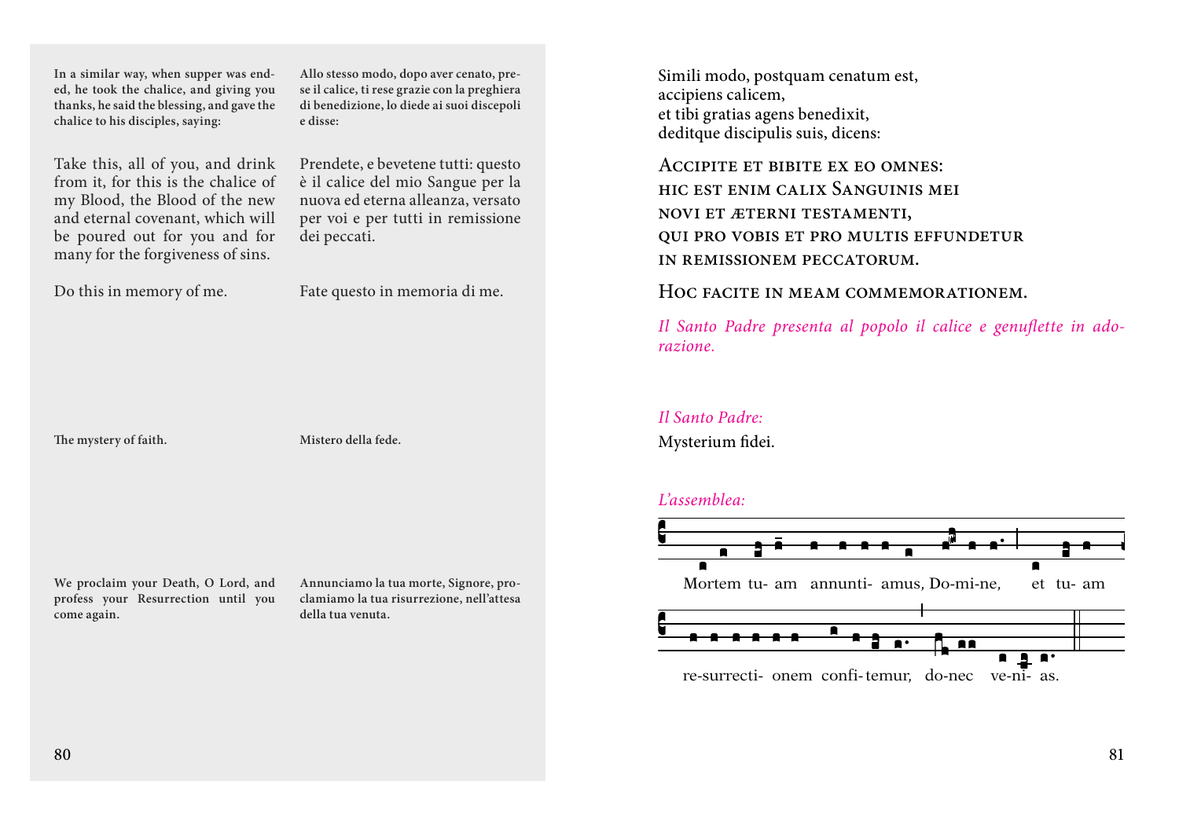**In a similar way, when supper was ended, he took the chalice, and giving you thanks, he said the blessing, and gave the chalice to his disciples, saying:**

**Allo stesso modo, dopo aver cenato, prese il calice, ti rese grazie con la preghiera di benedizione, lo diede ai suoi discepoli e disse:**

Take this, all of you, and drink from it, for this is the chalice of my Blood, the Blood of the new and eternal covenant, which will be poured out for you and for many for the forgiveness of sins.

Prendete, e bevetene tutti: questo è il calice del mio Sangue per la nuova ed eterna alleanza, versato per voi e per tutti in remissione dei peccati.

Do this in memory of me.

Fate questo in memoria di me.

**The mystery of faith.**

**Mistero della fede.**

**We proclaim your Death, O Lord, and profess your Resurrection until you come again.**

**Annunciamo la tua morte, Signore, proclamiamo la tua risurrezione, nell'attesa della tua venuta.**

Simili modo, postquam cenatum est,
accipiens calicem,
et tibi gratias agens benedixit,
deditque discipulis suis, dicens:

ACCIPITE ET BIBITE EX EO OMNES:
HIC EST ENIM CALIX SANGUINIS MEI
NOVI ET ÆTERNI TESTAMENTI,
QUI PRO VOBIS ET PRO MULTIS EFFUNDETUR
IN REMISSIONEM PECCATORUM.

HOC FACITE IN MEAM COMMEMORATIONEM.

*Il Santo Padre presenta al popolo il calice e genuflette in adorazione.*

*Il Santo Padre:*
Mysterium fidei.

*L'assemblea:*

Mortem tu- am annunti- amus, Do-mi-ne, et tu- am re-surrecti- onem confi- temur, do-nec ve-ni- as.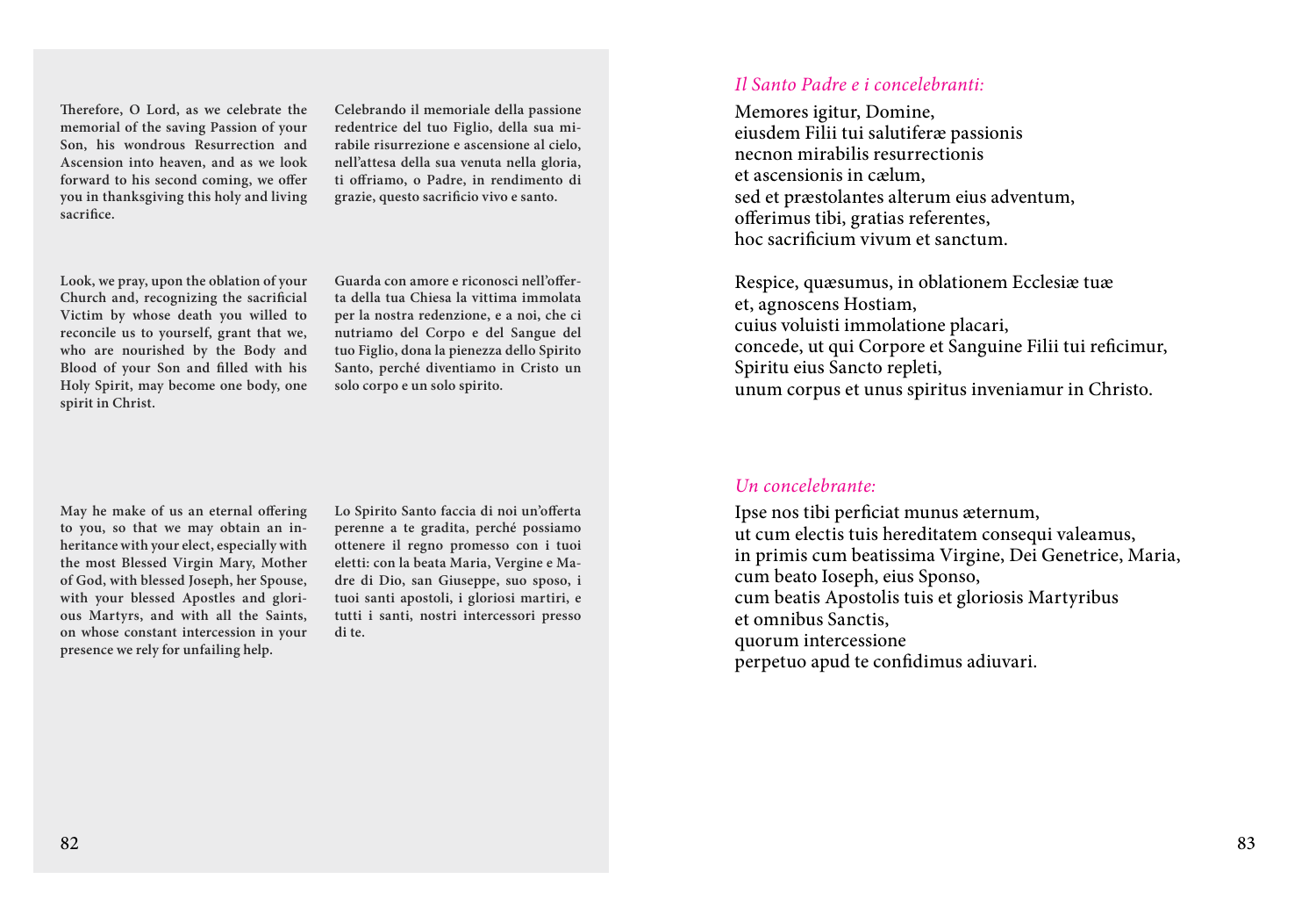**Therefore, O Lord, as we celebrate the memorial of the saving Passion of your Son, his wondrous Resurrection and Ascension into heaven, and as we look forward to his second coming, we offer you in thanksgiving this holy and living sacrifice.**

**Celebrando il memoriale della passione redentrice del tuo Figlio, della sua mirabile risurrezione e ascensione al cielo, nell'attesa della sua venuta nella gloria, ti offriamo, o Padre, in rendimento di grazie, questo sacrificio vivo e santo.**

**Look, we pray, upon the oblation of your Church and, recognizing the sacrificial Victim by whose death you willed to reconcile us to yourself, grant that we, who are nourished by the Body and Blood of your Son and filled with his Holy Spirit, may become one body, one spirit in Christ.**

**Guarda con amore e riconosci nell'offerta della tua Chiesa la vittima immolata per la nostra redenzione, e a noi, che ci nutriamo del Corpo e del Sangue del tuo Figlio, dona la pienezza dello Spirito Santo, perché diventiamo in Cristo un solo corpo e un solo spirito.**

**May he make of us an eternal offering to you, so that we may obtain an inheritance with your elect, especially with the most Blessed Virgin Mary, Mother of God, with blessed Joseph, her Spouse, with your blessed Apostles and glorious Martyrs, and with all the Saints, on whose constant intercession in your presence we rely for unfailing help.**

**Lo Spirito Santo faccia di noi un'offerta perenne a te gradita, perché possiamo ottenere il regno promesso con i tuoi eletti: con la beata Maria, Vergine e Madre di Dio, san Giuseppe, suo sposo, i tuoi santi apostoli, i gloriosi martiri, e tutti i santi, nostri intercessori presso di te.**

*Il Santo Padre e i concelebranti:*

Memores igitur, Domine,
eiusdem Filii tui salutiferæ passionis
necnon mirabilis resurrectionis
et ascensionis in cælum,
sed et præstolantes alterum eius adventum,
offerimus tibi, gratias referentes,
hoc sacrificium vivum et sanctum.

Respice, quæsumus, in oblationem Ecclesiæ tuæ
et, agnoscens Hostiam,
cuius voluisti immolatione placari,
concede, ut qui Corpore et Sanguine Filii tui reficimur,
Spiritu eius Sancto repleti,
unum corpus et unus spiritus inveniamur in Christo.

*Un concelebrante:*

Ipse nos tibi perficiat munus æternum,
ut cum electis tuis hereditatem consequi valeamus,
in primis cum beatissima Virgine, Dei Genetrice, Maria,
cum beato Ioseph, eius Sponso,
cum beatis Apostolis tuis et gloriosis Martyribus
et omnibus Sanctis,
quorum intercessione
perpetuo apud te confidimus adiuvari.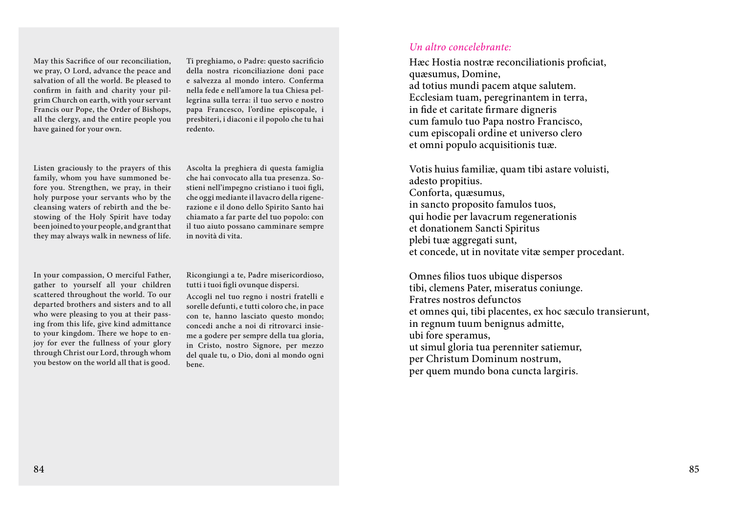May this Sacrifice of our reconciliation, we pray, O Lord, advance the peace and salvation of all the world. Be pleased to confirm in faith and charity your pilgrim Church on earth, with your servant Francis our Pope, the Order of Bishops, all the clergy, and the entire people you have gained for your own.

Ti preghiamo, o Padre: questo sacrificio della nostra riconciliazione doni pace e salvezza al mondo intero. Conferma nella fede e nell'amore la tua Chiesa pellegrina sulla terra: il tuo servo e nostro papa Francesco, l'ordine episcopale, i presbiteri, i diaconi e il popolo che tu hai redento.

Listen graciously to the prayers of this family, whom you have summoned before you. Strengthen, we pray, in their holy purpose your servants who by the cleansing waters of rebirth and the bestowing of the Holy Spirit have today been joined to your people, and grant that they may always walk in newness of life.

Ascolta la preghiera di questa famiglia che hai convocato alla tua presenza. Sostieni nell'impegno cristiano i tuoi figli, che oggi mediante il lavacro della rigenerazione e il dono dello Spirito Santo hai chiamato a far parte del tuo popolo: con il tuo aiuto possano camminare sempre in novità di vita.

In your compassion, O merciful Father, gather to yourself all your children scattered throughout the world. To our departed brothers and sisters and to all who were pleasing to you at their passing from this life, give kind admittance to your kingdom. There we hope to enjoy for ever the fullness of your glory through Christ our Lord, through whom you bestow on the world all that is good.

Ricongiungi a te, Padre misericordioso, tutti i tuoi figli ovunque dispersi.

Accogli nel tuo regno i nostri fratelli e sorelle defunti, e tutti coloro che, in pace con te, hanno lasciato questo mondo; concedi anche a noi di ritrovarci insieme a godere per sempre della tua gloria, in Cristo, nostro Signore, per mezzo del quale tu, o Dio, doni al mondo ogni bene.

*Un altro concelebrante:*

Hæc Hostia nostræ reconciliationis proficiat,  
quæsumus, Domine,  
ad totius mundi pacem atque salutem.  
Ecclesiam tuam, peregrinantem in terra,  
in fide et caritate firmare digneris  
cum famulo tuo Papa nostro Francisco,  
cum episcopali ordine et universo clero  
et omni populo acquisitionis tuæ.

Votis huius familiæ, quam tibi astare voluisti,  
adesto propitius.  
Conforta, quæsumus,  
in sancto proposito famulos tuos,  
qui hodie per lavacrum regenerationis  
et donationem Sancti Spiritus  
plebi tuæ aggregati sunt,  
et concede, ut in novitate vitæ semper procedant.

Omnes filios tuos ubique dispersos  
tibi, clemens Pater, miseratus coniunge.  
Fratres nostros defunctos  
et omnes qui, tibi placentes, ex hoc sæculo transierunt,  
in regnum tuum benignus admitte,  
ubi fore speramus,  
ut simul gloria tua perenniter satiemur,  
per Christum Dominum nostrum,  
per quem mundo bona cuncta largiris.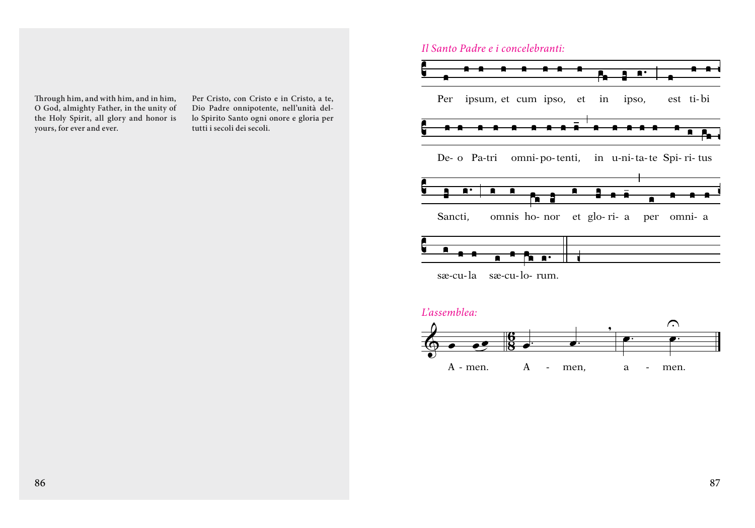Through him, and with him, and in him, O God, almighty Father, in the unity of the Holy Spirit, all glory and honor is yours, for ever and ever.

Per Cristo, con Cristo e in Cristo, a te, Dio Padre onnipotente, nell'unità dello Spirito Santo ogni onore e gloria per tutti i secoli dei secoli.

*Il Santo Padre e i concelebranti:*

Per ipsum, et cum ipso, et in ipso, est ti-bi

De- o Pa-tri omni-po-tenti, in u-ni-ta-te Spi-ri-tus

Sancti, omnis ho- nor et glo-ri- a per omni- a

sæ-cu-la sæ-cu-lo- rum.

*L'assemblea:*

A - men. A - men, a - men.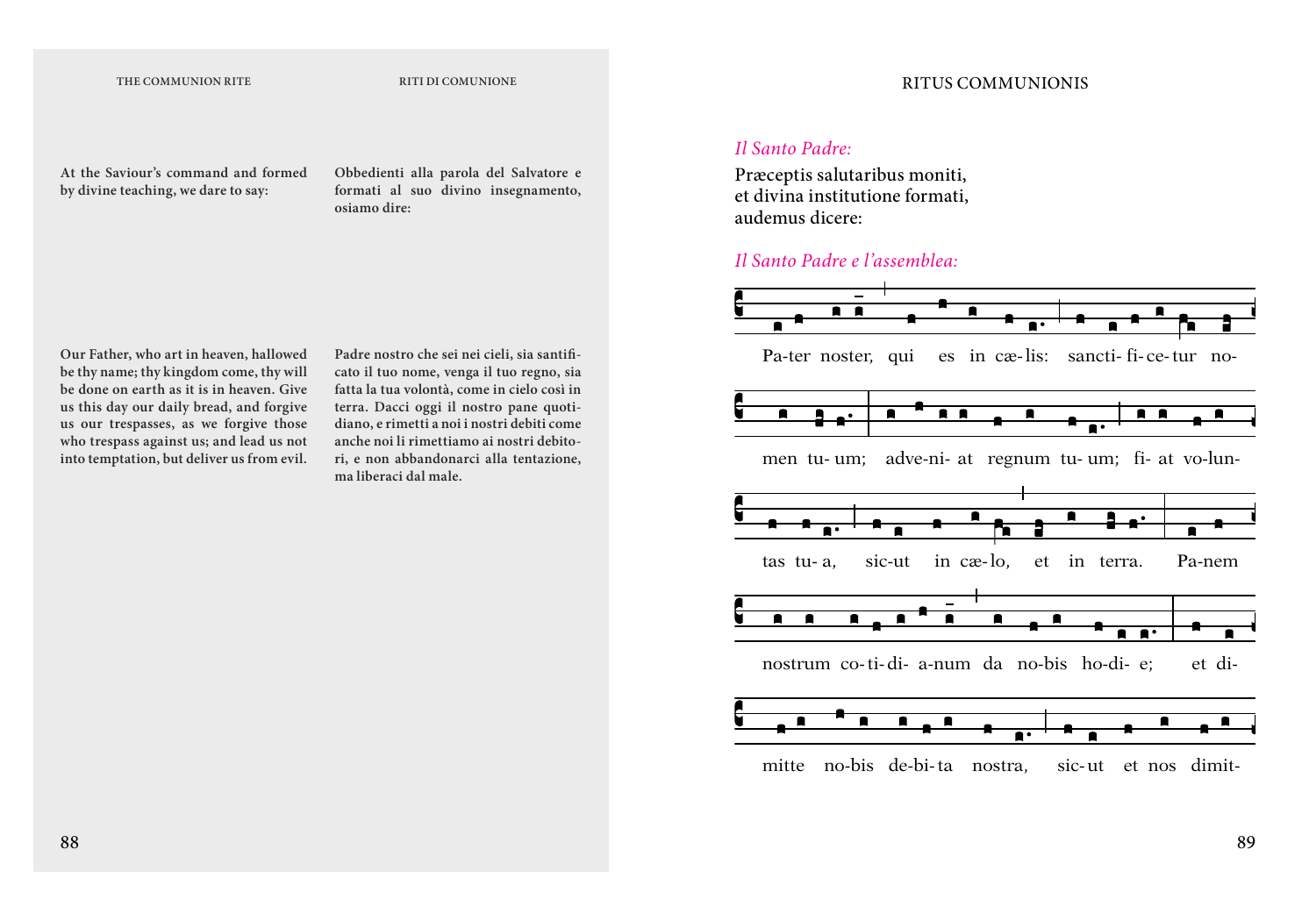THE COMMUNION RITE

At the Saviour's command and formed by divine teaching, we dare to say:

Our Father, who art in heaven, hallowed be thy name; thy kingdom come, thy will be done on earth as it is in heaven. Give us this day our daily bread, and forgive us our trespasses, as we forgive those who trespass against us; and lead us not into temptation, but deliver us from evil.

RITI DI COMUNIONE

Obbedienti alla parola del Salvatore e formati al suo divino insegnamento, osiamo dire:

Padre nostro che sei nei cieli, sia santificato il tuo nome, venga il tuo regno, sia fatta la tua volontà, come in cielo così in terra. Dacci oggi il nostro pane quotidiano, e rimetti a noi i nostri debiti come anche noi li rimettiamo ai nostri debitori, e non abbandonarci alla tentazione, ma liberaci dal male.

# RITUS COMMUNIONIS

*Il Santo Padre:*

Præceptis salutaribus moniti,
et divina institutione formati,
audemus dicere:

*Il Santo Padre e l'assemblea:*

Pa-ter noster, qui es in cæ-lis: sancti- fi- ce- tur no-

men tu- um; adve-ni- at regnum tu- um; fi- at vo-lun-

tas tu- a, sic-ut in cæ-lo, et in terra. Pa-nem

nostrum co- ti- di- a-num da no-bis ho-di- e; et di-

mitte no-bis de-bi- ta nostra, sic- ut et nos dimit-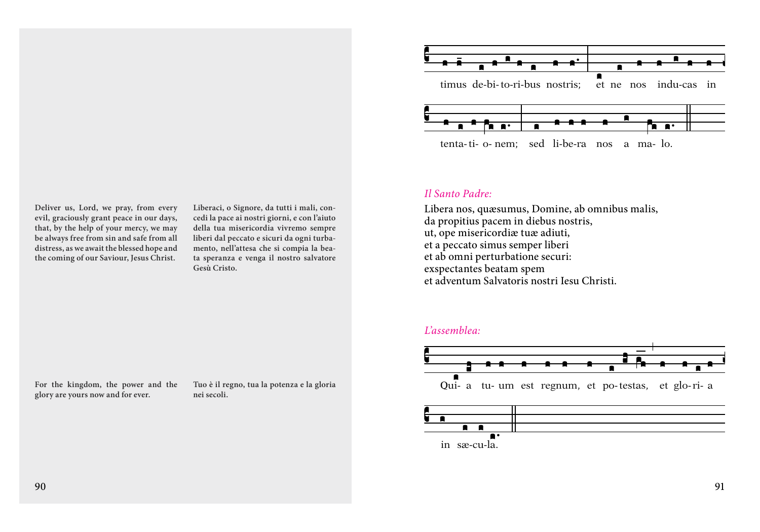timus de-bi-to-ri-bus nostris; et ne nos indu-cas in

tenta-ti- o- nem; sed li-be-ra nos a ma- lo.

Deliver us, Lord, we pray, from every evil, graciously grant peace in our days, that, by the help of your mercy, we may be always free from sin and safe from all distress, as we await the blessed hope and the coming of our Saviour, Jesus Christ.

Liberaci, o Signore, da tutti i mali, concedi la pace ai nostri giorni, e con l'aiuto della tua misericordia vivremo sempre liberi dal peccato e sicuri da ogni turbamento, nell'attesa che si compia la beata speranza e venga il nostro salvatore Gesù Cristo.

*Il Santo Padre:*

Libera nos, quæsumus, Domine, ab omnibus malis,
da propitius pacem in diebus nostris,
ut, ope misericordiæ tuæ adiuti,
et a peccato simus semper liberi
et ab omni perturbatione securi:
exspectantes beatam spem
et adventum Salvatoris nostri Iesu Christi.

For the kingdom, the power and the glory are yours now and for ever.

Tuo è il regno, tua la potenza e la gloria nei secoli.

*L'assemblea:*

Qui- a tu- um est regnum, et po- testas, et glo- ri- a

in sæ-cu-la.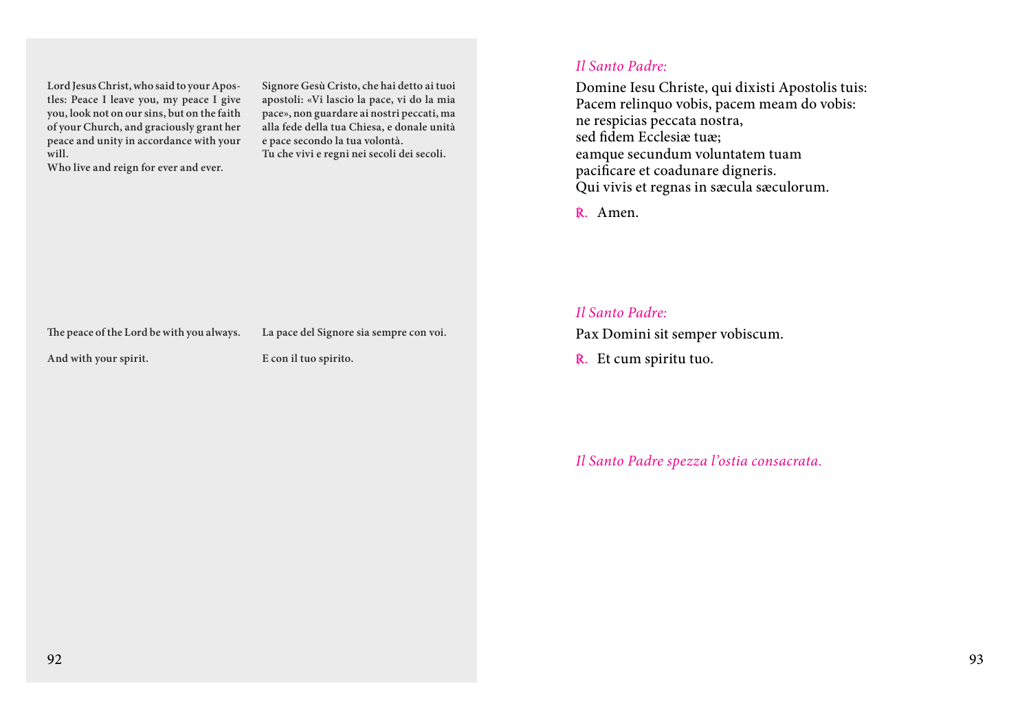**Lord Jesus Christ, who said to your Apostles: Peace I leave you, my peace I give you, look not on our sins, but on the faith of your Church, and graciously grant her peace and unity in accordance with your will.**
**Who live and reign for ever and ever.**

**Signore Gesù Cristo, che hai detto ai tuoi apostoli: «Vi lascio la pace, vi do la mia pace», non guardare ai nostri peccati, ma alla fede della tua Chiesa, e donale unità e pace secondo la tua volontà.**
**Tu che vivi e regni nei secoli dei secoli.**

*Il Santo Padre:*

Domine Iesu Christe, qui dixisti Apostolis tuis:
Pacem relinquo vobis, pacem meam do vobis:
ne respicias peccata nostra,
sed fidem Ecclesiæ tuæ;
eamque secundum voluntatem tuam
pacificare et coadunare digneris.
Qui vivis et regnas in sæcula sæculorum.

℟. Amen.

**The peace of the Lord be with you always.**

**And with your spirit.**

**La pace del Signore sia sempre con voi.**

**E con il tuo spirito.**

*Il Santo Padre:*

Pax Domini sit semper vobiscum.

℟. Et cum spiritu tuo.

*Il Santo Padre spezza l'ostia consacrata.*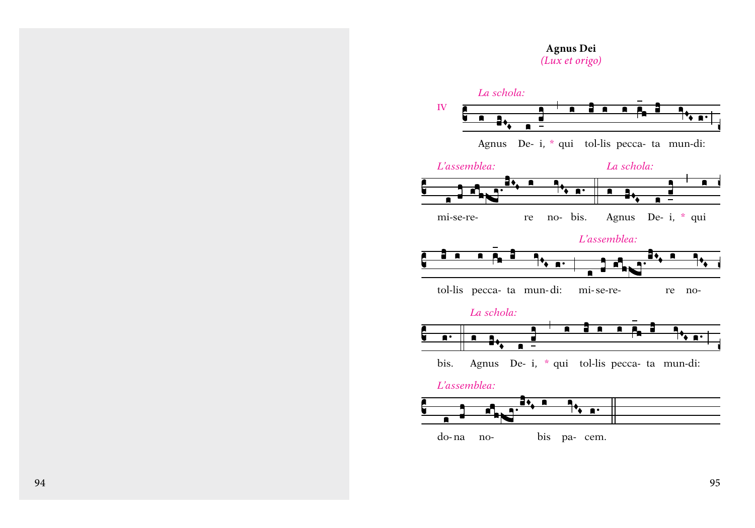**Agnus Dei**

*(Lux et origo)*

IV

*La schola:*

Agnus De- i, * qui tol-lis pecca- ta mun-di:

*L'assemblea:*

mi-se-re- re no- bis.

*La schola:*

Agnus De- i, * qui tol-lis pecca- ta mun-di:

*L'assemblea:*

mi-se-re- re no- bis.

*La schola:*

Agnus De- i, * qui tol-lis pecca- ta mun-di:

*L'assemblea:*

do-na no- bis pa- cem.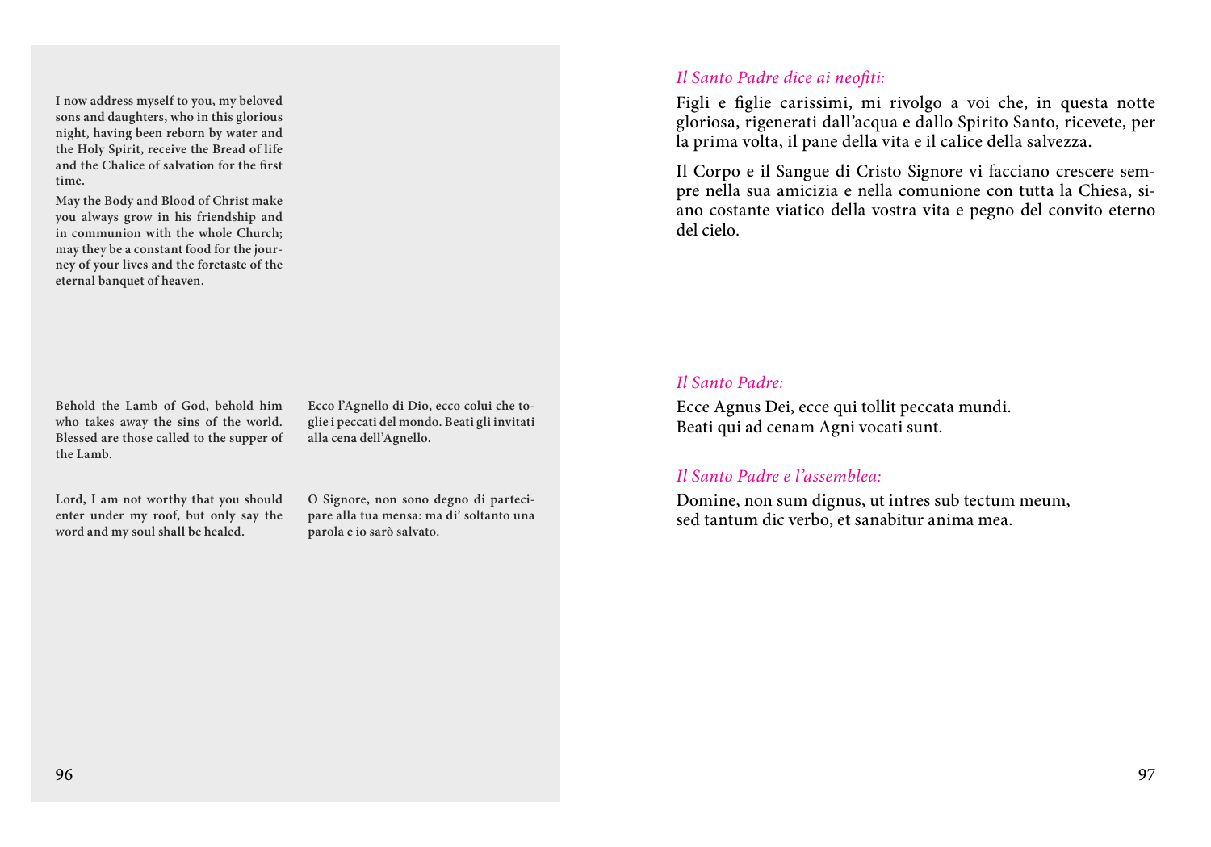**I now address myself to you, my beloved sons and daughters, who in this glorious night, having been reborn by water and the Holy Spirit, receive the Bread of life and the Chalice of salvation for the first time.**

**May the Body and Blood of Christ make you always grow in his friendship and in communion with the whole Church; may they be a constant food for the journey of your lives and the foretaste of the eternal banquet of heaven.**

**Behold the Lamb of God, behold him who takes away the sins of the world. Blessed are those called to the supper of the Lamb.**

**Ecco l'Agnello di Dio, ecco colui che toglie i peccati del mondo. Beati gli invitati alla cena dell'Agnello.**

**Lord, I am not worthy that you should enter under my roof, but only say the word and my soul shall be healed.**

**O Signore, non sono degno di partecipare alla tua mensa: ma di' soltanto una parola e io sarò salvato.**

*Il Santo Padre dice ai neofiti:*

Figli e figlie carissimi, mi rivolgo a voi che, in questa notte gloriosa, rigenerati dall'acqua e dallo Spirito Santo, ricevete, per la prima volta, il pane della vita e il calice della salvezza.

Il Corpo e il Sangue di Cristo Signore vi facciano crescere sempre nella sua amicizia e nella comunione con tutta la Chiesa, siano costante viatico della vostra vita e pegno del convito eterno del cielo.

*Il Santo Padre:*

Ecce Agnus Dei, ecce qui tollit peccata mundi.
Beati qui ad cenam Agni vocati sunt.

*Il Santo Padre e l'assemblea:*

Domine, non sum dignus, ut intres sub tectum meum,
sed tantum dic verbo, et sanabitur anima mea.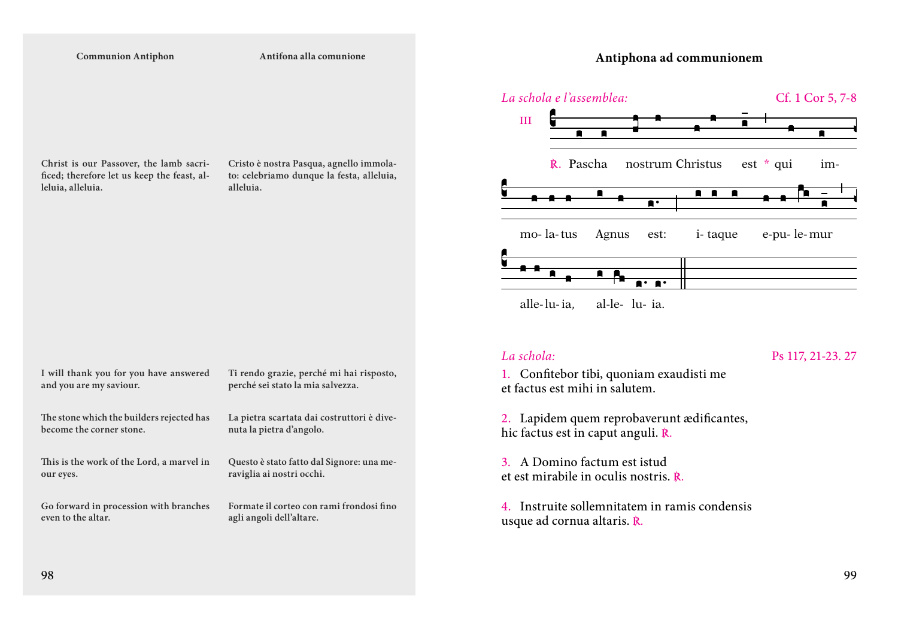**Communion Antiphon**

Christ is our Passover, the lamb sacrificed; therefore let us keep the feast, alleluia, alleluia.

I will thank you for you have answered and you are my saviour.

The stone which the builders rejected has become the corner stone.

This is the work of the Lord, a marvel in our eyes.

Go forward in procession with branches even to the altar.

**Antifona alla comunione**

Cristo è nostra Pasqua, agnello immolato: celebriamo dunque la festa, alleluia, alleluia.

Ti rendo grazie, perché mi hai risposto, perché sei stato la mia salvezza.

La pietra scartata dai costruttori è divenuta la pietra d'angolo.

Questo è stato fatto dal Signore: una meraviglia ai nostri occhi.

Formate il corteo con rami frondosi fino agli angoli dell'altare.

## Antiphona ad communionem

*La schola e l'assemblea:* Cf. 1 Cor 5, 7-8

III

℟. Pascha nostrum Christus est * qui immolatus Agnus est: itaque epulemur alleluia, alleluia.

*La schola:* Ps 117, 21-23. 27

1. Confitebor tibi, quoniam exaudisti me
et factus est mihi in salutem.

2. Lapidem quem reprobaverunt ædificantes,
hic factus est in caput anguli. ℟.

3. A Domino factum est istud
et est mirabile in oculis nostris. ℟.

4. Instruite sollemnitatem in ramis condensis
usque ad cornua altaris. ℟.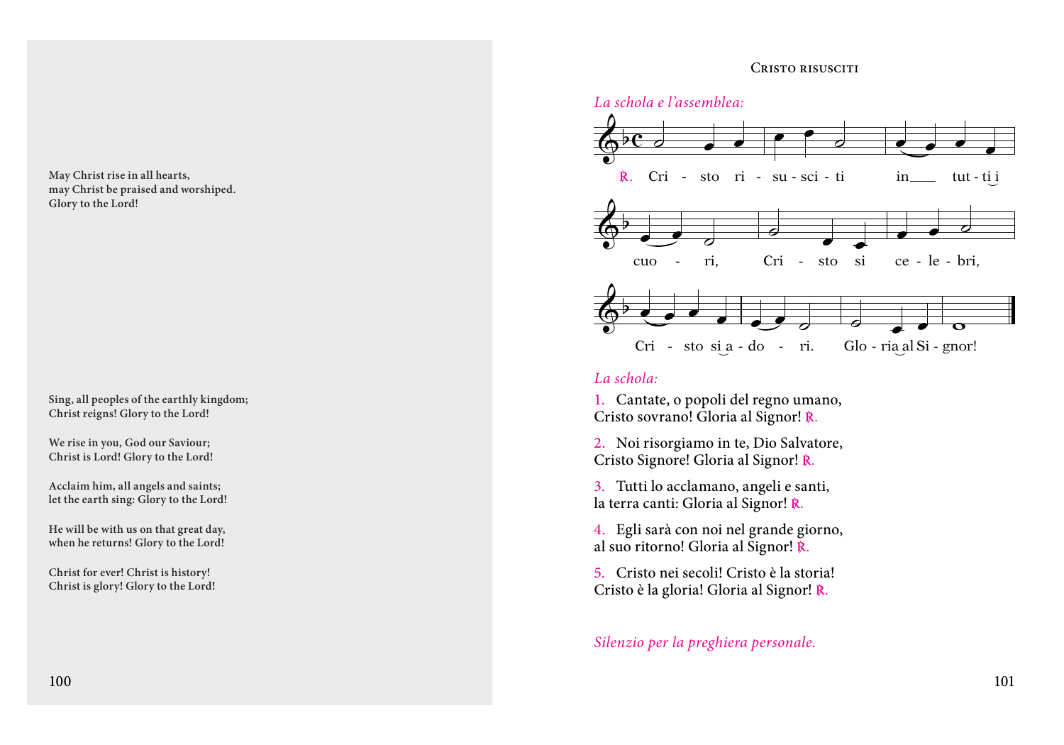May Christ rise in all hearts,
may Christ be praised and worshiped.
Glory to the Lord!

Sing, all peoples of the earthly kingdom;
Christ reigns! Glory to the Lord!

We rise in you, God our Saviour;
Christ is Lord! Glory to the Lord!

Acclaim him, all angels and saints;
let the earth sing: Glory to the Lord!

He will be with us on that great day,
when he returns! Glory to the Lord!

Christ for ever! Christ is history!
Christ is glory! Glory to the Lord!

# Cristo risusciti

*La schola e l'assemblea:*

℟. Cristo risusciti in tutti i cuori, Cristo si celebri, Cristo si adori. Gloria al Signor!

*La schola:*

1. Cantate, o popoli del regno umano,
Cristo sovrano! Gloria al Signor! ℟.

2. Noi risorgiamo in te, Dio Salvatore,
Cristo Signore! Gloria al Signor! ℟.

3. Tutti lo acclamano, angeli e santi,
la terra canti: Gloria al Signor! ℟.

4. Egli sarà con noi nel grande giorno,
al suo ritorno! Gloria al Signor! ℟.

5. Cristo nei secoli! Cristo è la storia!
Cristo è la gloria! Gloria al Signor! ℟.

*Silenzio per la preghiera personale.*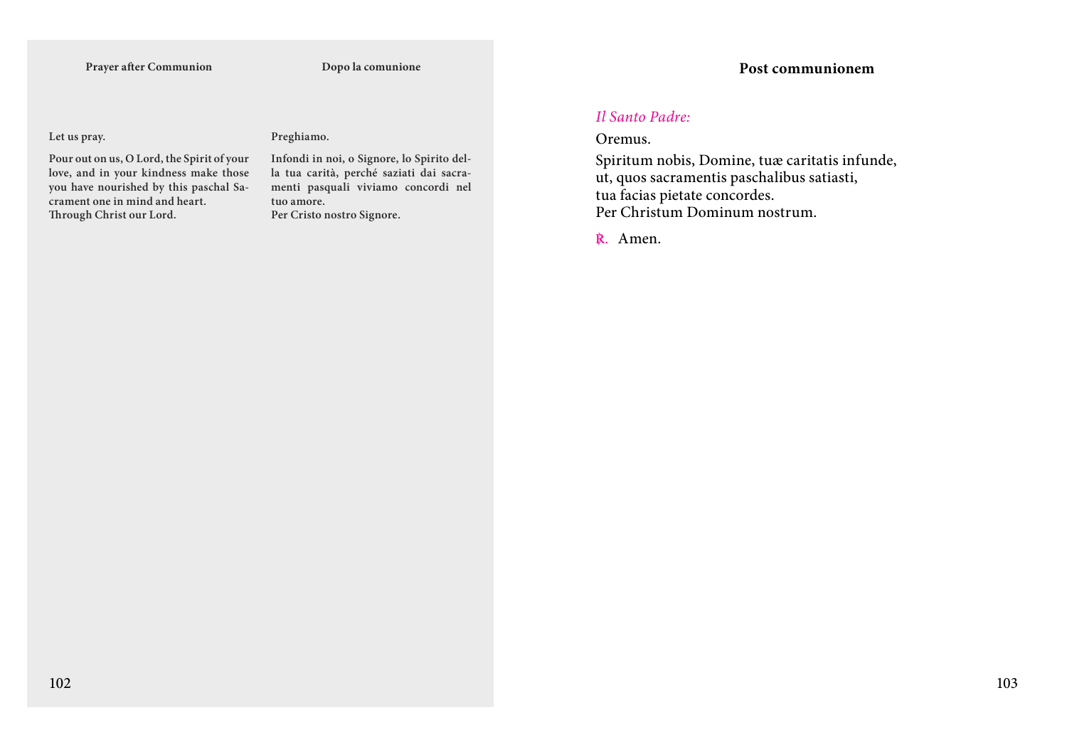**Prayer after Communion**

Let us pray.

Pour out on us, O Lord, the Spirit of your love, and in your kindness make those you have nourished by this paschal Sacrament one in mind and heart.
Through Christ our Lord.

**Dopo la comunione**

Preghiamo.

Infondi in noi, o Signore, lo Spirito della tua carità, perché saziati dai sacramenti pasquali viviamo concordi nel tuo amore.
Per Cristo nostro Signore.

## Post communionem

*Il Santo Padre:*

Oremus.

Spiritum nobis, Domine, tuæ caritatis infunde,
ut, quos sacramentis paschalibus satiasti,
tua facias pietate concordes.
Per Christum Dominum nostrum.

℟. Amen.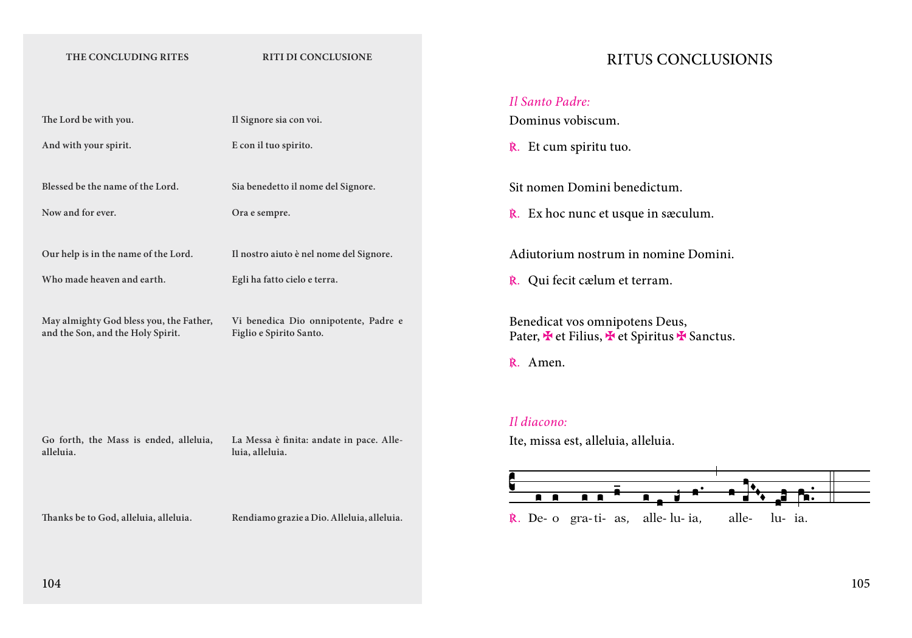| THE CONCLUDING RITES | RITI DI CONCLUSIONE |
| --- | --- |
| The Lord be with you. | Il Signore sia con voi. |
| And with your spirit. | E con il tuo spirito. |
| Blessed be the name of the Lord. | Sia benedetto il nome del Signore. |
| Now and for ever. | Ora e sempre. |
| Our help is in the name of the Lord. | Il nostro aiuto è nel nome del Signore. |
| Who made heaven and earth. | Egli ha fatto cielo e terra. |
| May almighty God bless you, the Father, and the Son, and the Holy Spirit. | Vi benedica Dio onnipotente, Padre e Figlio e Spirito Santo. |
| Go forth, the Mass is ended, alleluia, alleluia. | La Messa è finita: andate in pace. Alleluia, alleluia. |
| Thanks be to God, alleluia, alleluia. | Rendiamo grazie a Dio. Alleluia, alleluia. |

# RITUS CONCLUSIONIS

*Il Santo Padre:*

Dominus vobiscum.

℟. Et cum spiritu tuo.

Sit nomen Domini benedictum.

℟. Ex hoc nunc et usque in sæculum.

Adiutorium nostrum in nomine Domini.

℟. Qui fecit cælum et terram.

Benedicat vos omnipotens Deus,
Pater, ✠ et Filius, ✠ et Spiritus ✠ Sanctus.

℟. Amen.

*Il diacono:*

Ite, missa est, alleluia, alleluia.

℟. De- o gra- ti- as, alle- lu- ia, alle- lu- ia.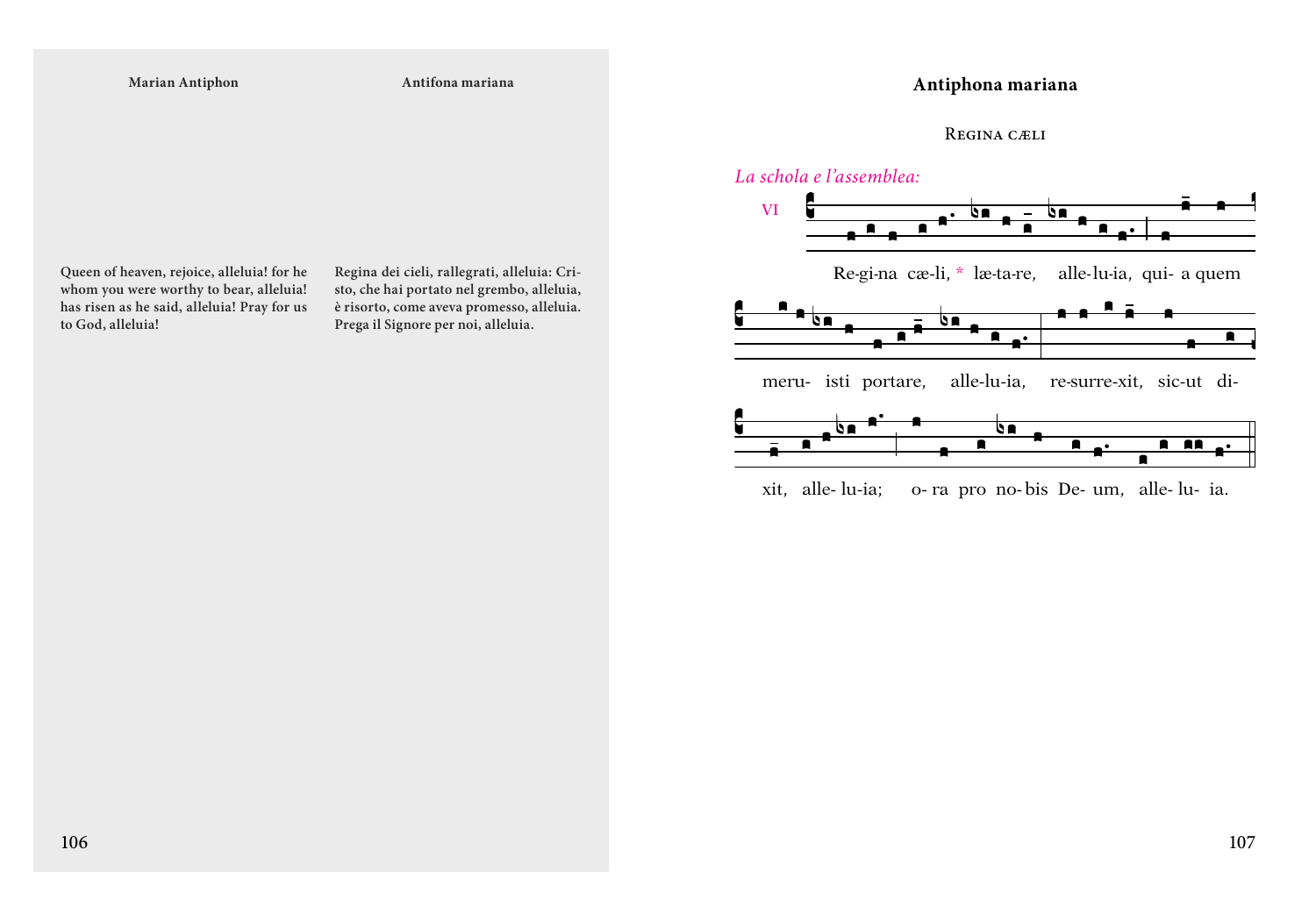Marian Antiphon

Queen of heaven, rejoice, alleluia! for he whom you were worthy to bear, alleluia! has risen as he said, alleluia! Pray for us to God, alleluia!

Antifona mariana

Regina dei cieli, rallegrati, alleluia: Cristo, che hai portato nel grembo, alleluia, è risorto, come aveva promesso, alleluia. Prega il Signore per noi, alleluia.

## Antiphona mariana

### Regina cæli

*La schola e l'assemblea:*

VI

Re-gi-na cæ-li, * læ-ta-re, alle-lu-ia, qui- a quem meru- isti portare, alle-lu-ia, re-surre-xit, sic-ut di- xit, alle- lu-ia; o- ra pro no- bis De- um, alle- lu- ia.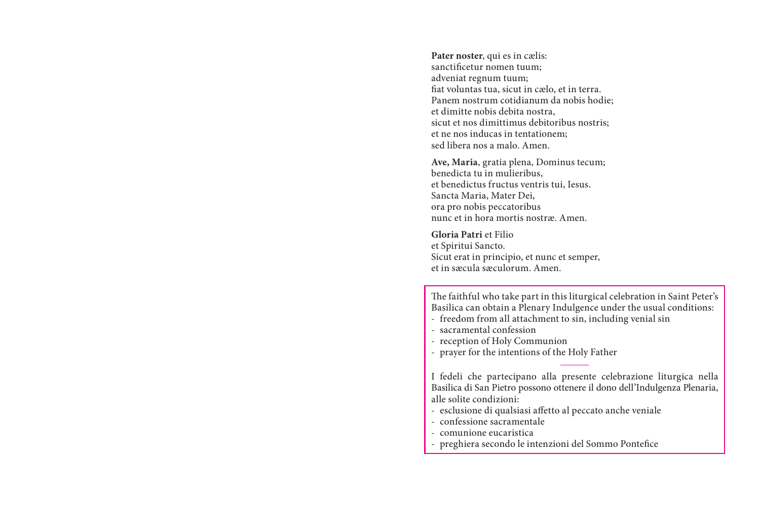**Pater noster**, qui es in cælis:
sanctificetur nomen tuum;
adveniat regnum tuum;
fiat voluntas tua, sicut in cælo, et in terra.
Panem nostrum cotidianum da nobis hodie;
et dimitte nobis debita nostra,
sicut et nos dimittimus debitoribus nostris;
et ne nos inducas in tentationem;
sed libera nos a malo. Amen.

**Ave, Maria**, gratia plena, Dominus tecum;
benedicta tu in mulieribus,
et benedictus fructus ventris tui, Iesus.
Sancta Maria, Mater Dei,
ora pro nobis peccatoribus
nunc et in hora mortis nostræ. Amen.

**Gloria Patri** et Filio
et Spiritui Sancto.
Sicut erat in principio, et nunc et semper,
et in sæcula sæculorum. Amen.

The faithful who take part in this liturgical celebration in Saint Peter's Basilica can obtain a Plenary Indulgence under the usual conditions:

- freedom from all attachment to sin, including venial sin
- sacramental confession
- reception of Holy Communion
- prayer for the intentions of the Holy Father

---

I fedeli che partecipano alla presente celebrazione liturgica nella Basilica di San Pietro possono ottenere il dono dell'Indulgenza Plenaria, alle solite condizioni:

- esclusione di qualsiasi affetto al peccato anche veniale
- confessione sacramentale
- comunione eucaristica
- preghiera secondo le intenzioni del Sommo Pontefice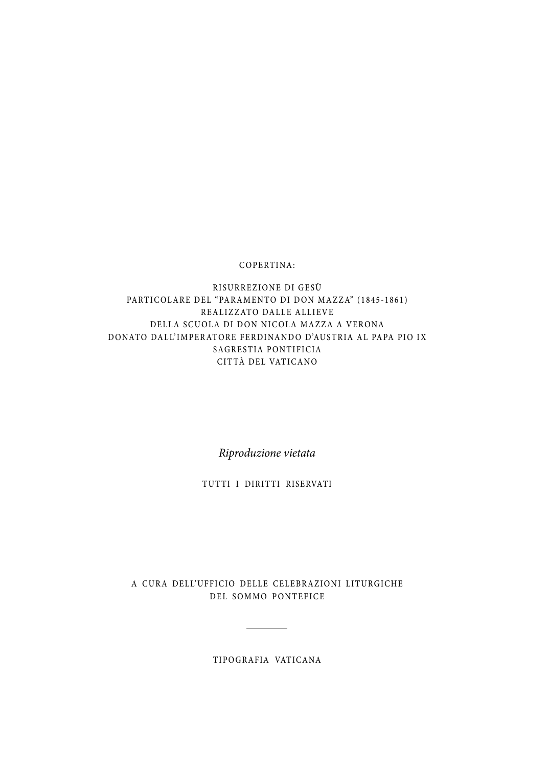COPERTINA:

RISURREZIONE DI GESÙ
PARTICOLARE DEL "PARAMENTO DI DON MAZZA" (1845-1861)
REALIZZATO DALLE ALLIEVE
DELLA SCUOLA DI DON NICOLA MAZZA A VERONA
DONATO DALL'IMPERATORE FERDINANDO D'AUSTRIA AL PAPA PIO IX
SAGRESTIA PONTIFICIA
CITTÀ DEL VATICANO

*Riproduzione vietata*

TUTTI I DIRITTI RISERVATI

A CURA DELL'UFFICIO DELLE CELEBRAZIONI LITURGICHE
DEL SOMMO PONTEFICE

---

TIPOGRAFIA VATICANA